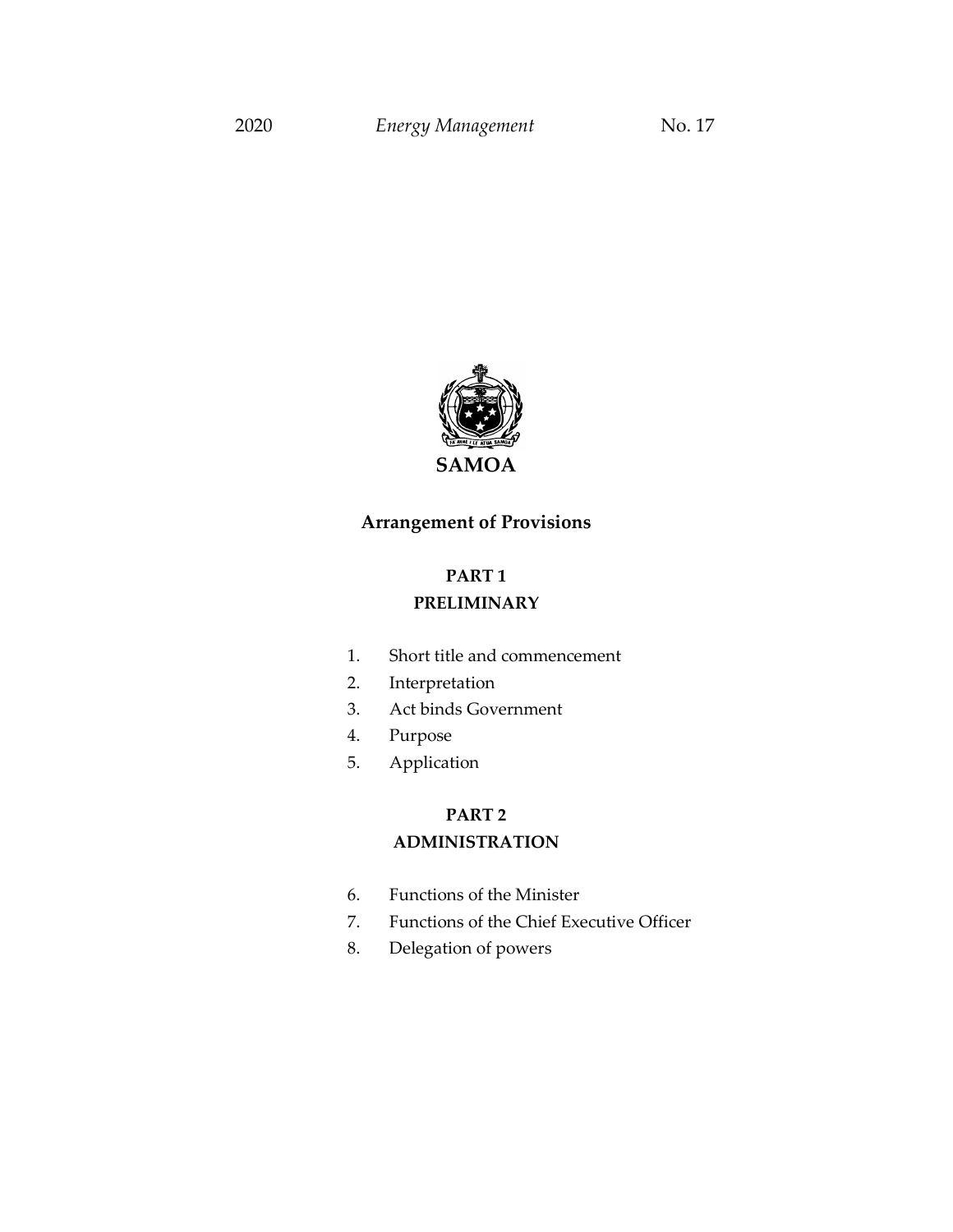# SAMOA

## Arrangement of Provisions

### PART 1
### PRELIMINARY

1. Short title and commencement
2. Interpretation
3. Act binds Government
4. Purpose
5. Application

### PART 2
### ADMINISTRATION

6. Functions of the Minister
7. Functions of the Chief Executive Officer
8. Delegation of powers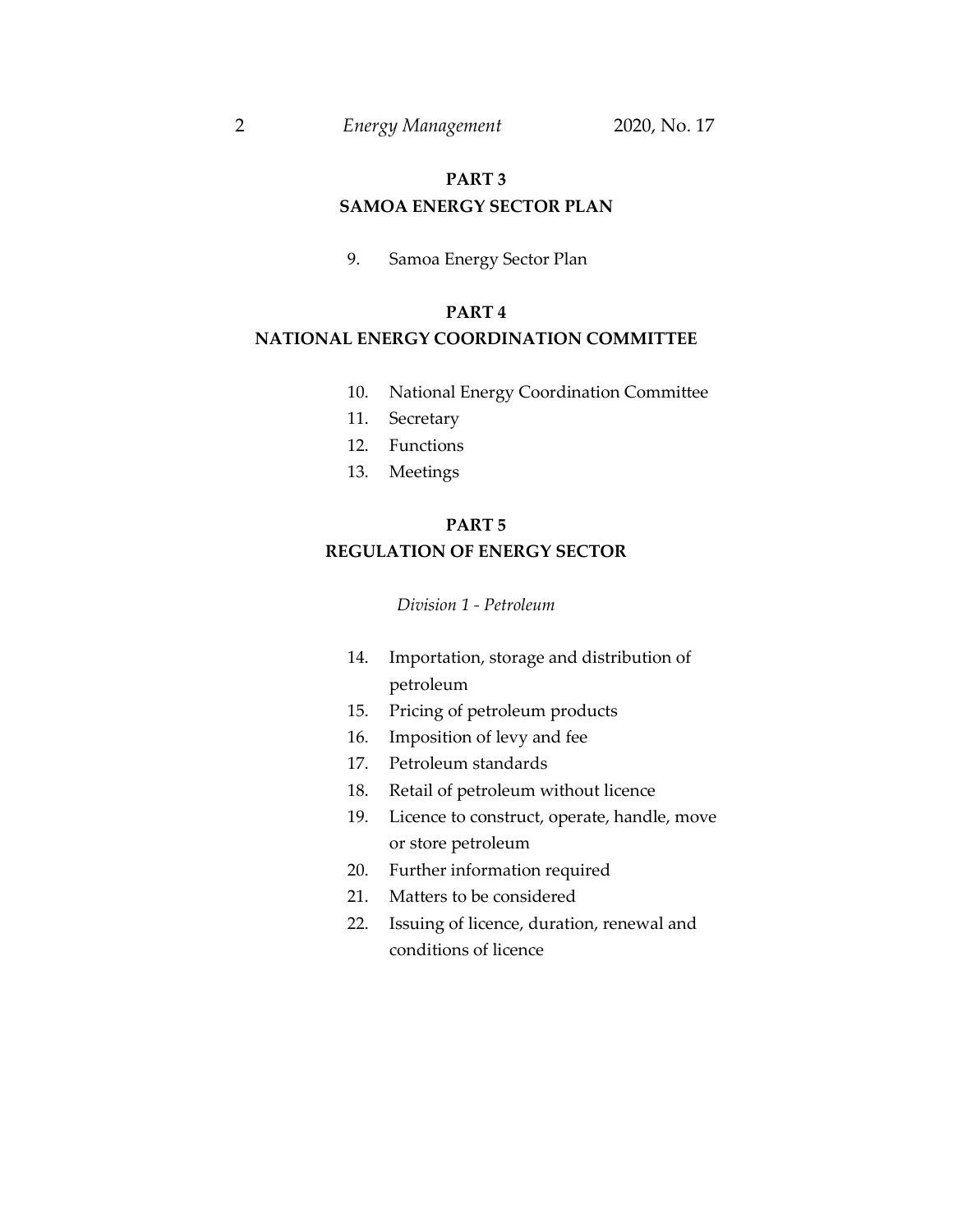## PART 3
## SAMOA ENERGY SECTOR PLAN

9. Samoa Energy Sector Plan

## PART 4
## NATIONAL ENERGY COORDINATION COMMITTEE

10. National Energy Coordination Committee
11. Secretary
12. Functions
13. Meetings

## PART 5
## REGULATION OF ENERGY SECTOR

*Division 1 - Petroleum*

14. Importation, storage and distribution of petroleum
15. Pricing of petroleum products
16. Imposition of levy and fee
17. Petroleum standards
18. Retail of petroleum without licence
19. Licence to construct, operate, handle, move or store petroleum
20. Further information required
21. Matters to be considered
22. Issuing of licence, duration, renewal and conditions of licence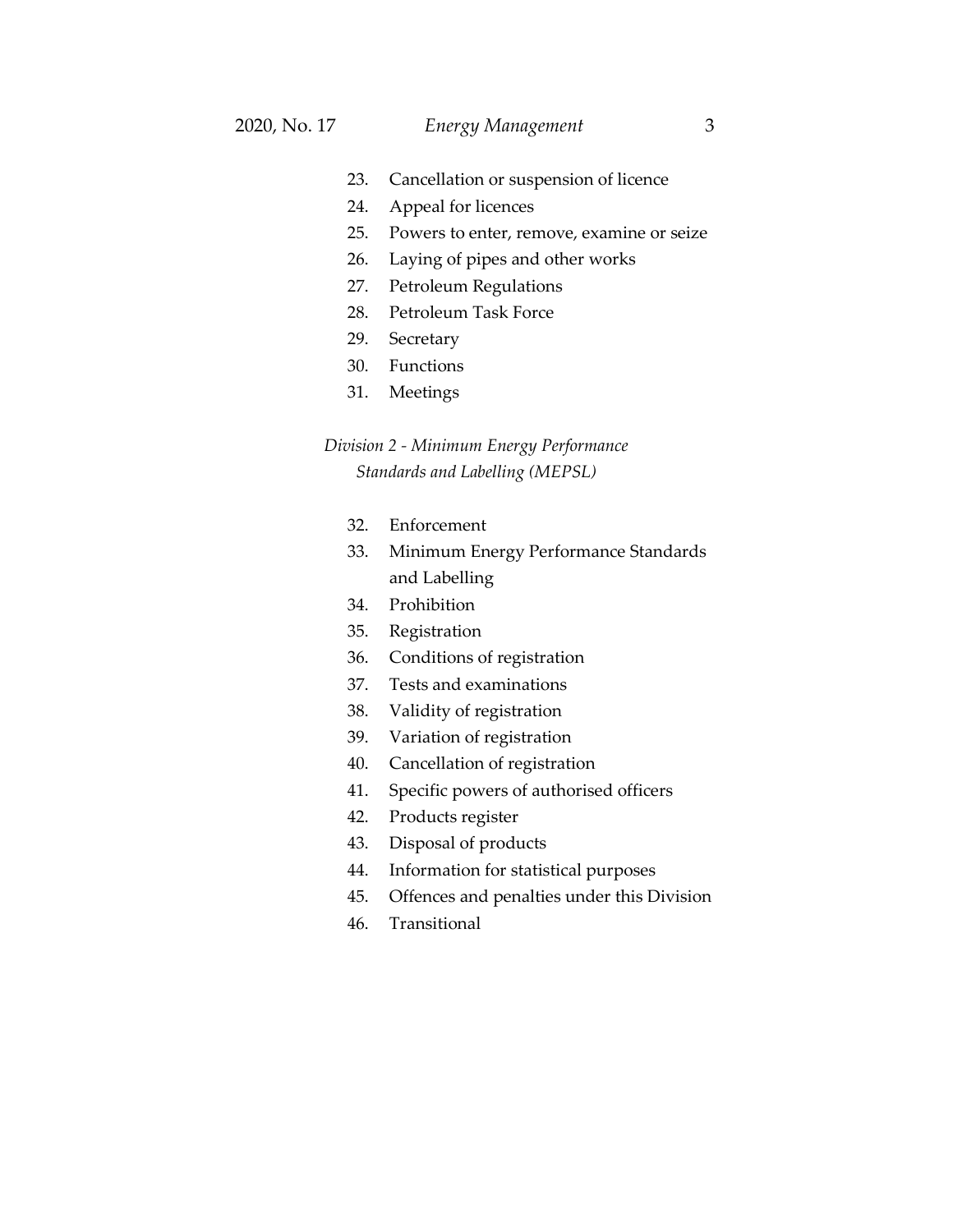23. Cancellation or suspension of licence
24. Appeal for licences
25. Powers to enter, remove, examine or seize
26. Laying of pipes and other works
27. Petroleum Regulations
28. Petroleum Task Force
29. Secretary
30. Functions
31. Meetings

*Division 2 - Minimum Energy Performance Standards and Labelling (MEPSL)*

32. Enforcement
33. Minimum Energy Performance Standards and Labelling
34. Prohibition
35. Registration
36. Conditions of registration
37. Tests and examinations
38. Validity of registration
39. Variation of registration
40. Cancellation of registration
41. Specific powers of authorised officers
42. Products register
43. Disposal of products
44. Information for statistical purposes
45. Offences and penalties under this Division
46. Transitional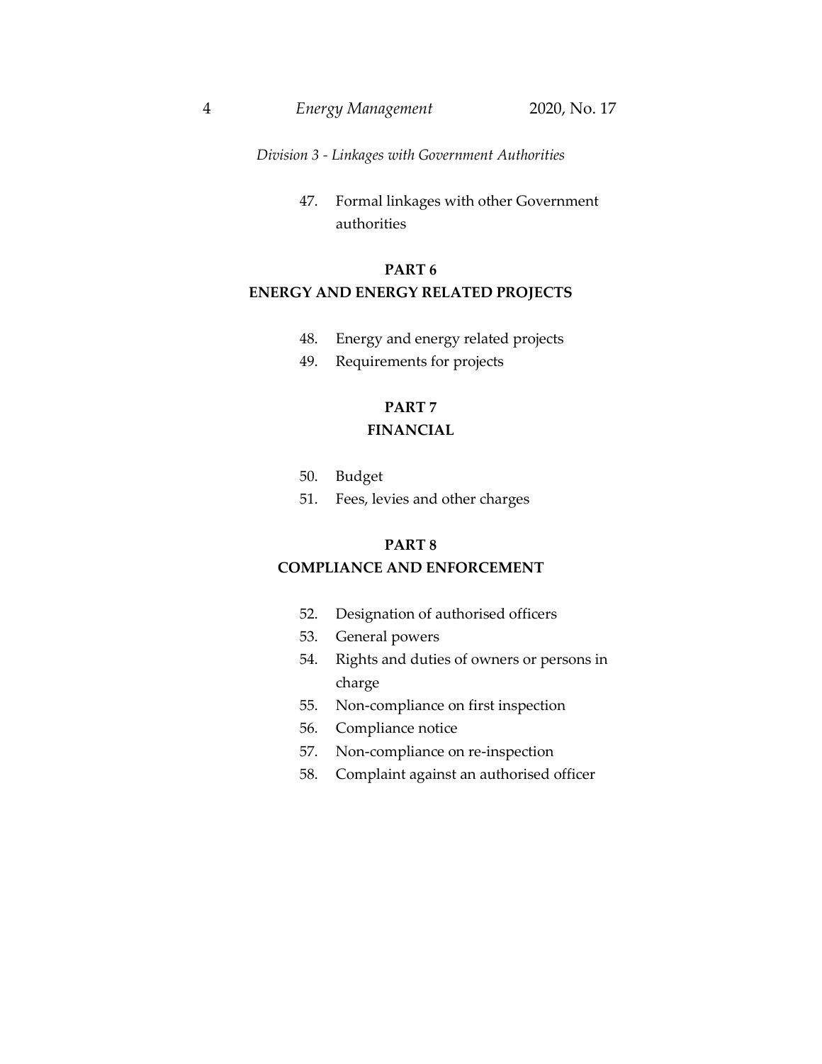*Division 3 - Linkages with Government Authorities*

47. Formal linkages with other Government authorities

**PART 6**

**ENERGY AND ENERGY RELATED PROJECTS**

48. Energy and energy related projects
49. Requirements for projects

**PART 7**

**FINANCIAL**

50. Budget
51. Fees, levies and other charges

**PART 8**

**COMPLIANCE AND ENFORCEMENT**

52. Designation of authorised officers
53. General powers
54. Rights and duties of owners or persons in charge
55. Non-compliance on first inspection
56. Compliance notice
57. Non-compliance on re-inspection
58. Complaint against an authorised officer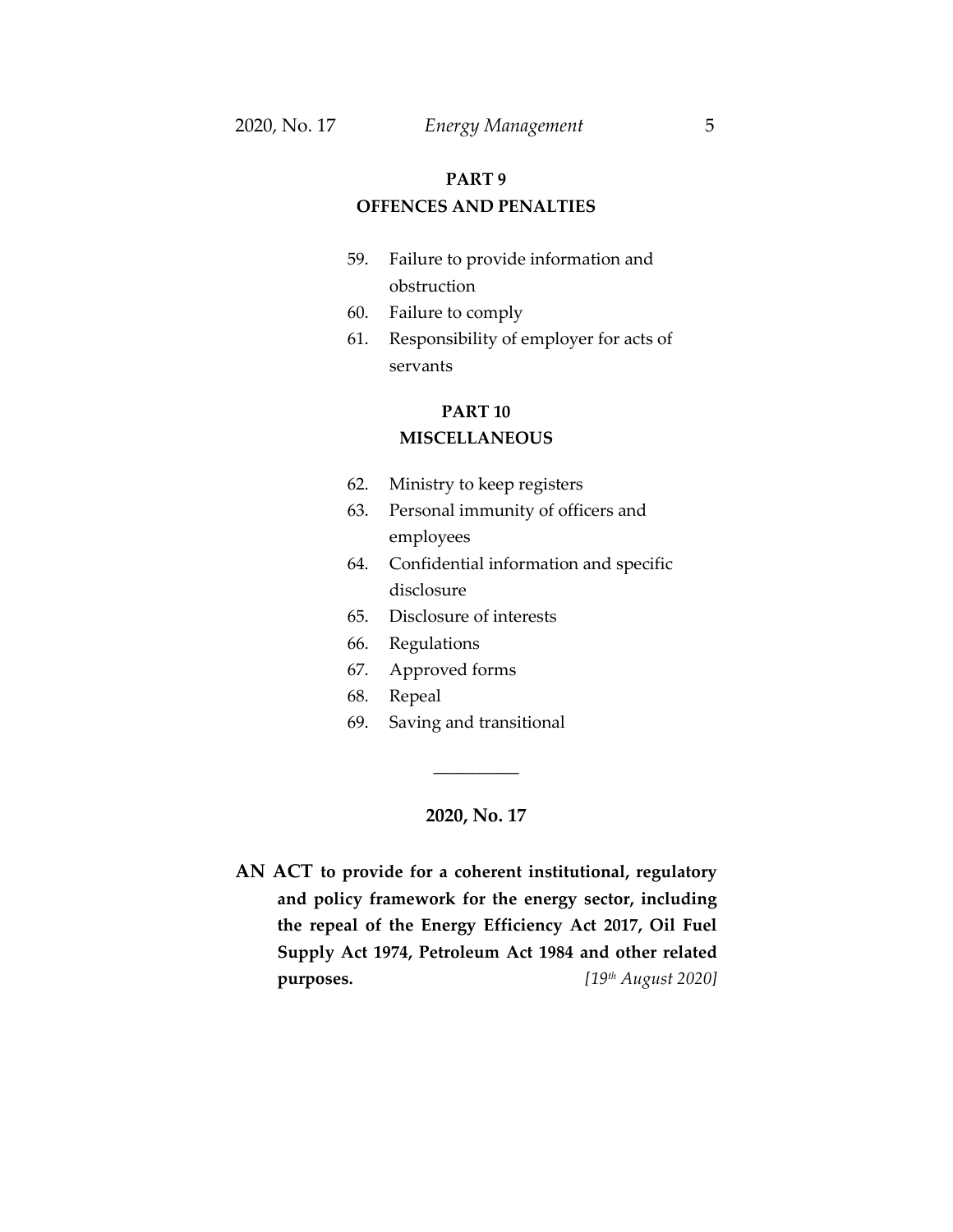## PART 9
## OFFENCES AND PENALTIES

59. Failure to provide information and obstruction
60. Failure to comply
61. Responsibility of employer for acts of servants

## PART 10
## MISCELLANEOUS

62. Ministry to keep registers
63. Personal immunity of officers and employees
64. Confidential information and specific disclosure
65. Disclosure of interests
66. Regulations
67. Approved forms
68. Repeal
69. Saving and transitional

---

**2020, No. 17**

**AN ACT to provide for a coherent institutional, regulatory and policy framework for the energy sector, including the repeal of the Energy Efficiency Act 2017, Oil Fuel Supply Act 1974, Petroleum Act 1984 and other related purposes.** *[19th August 2020]*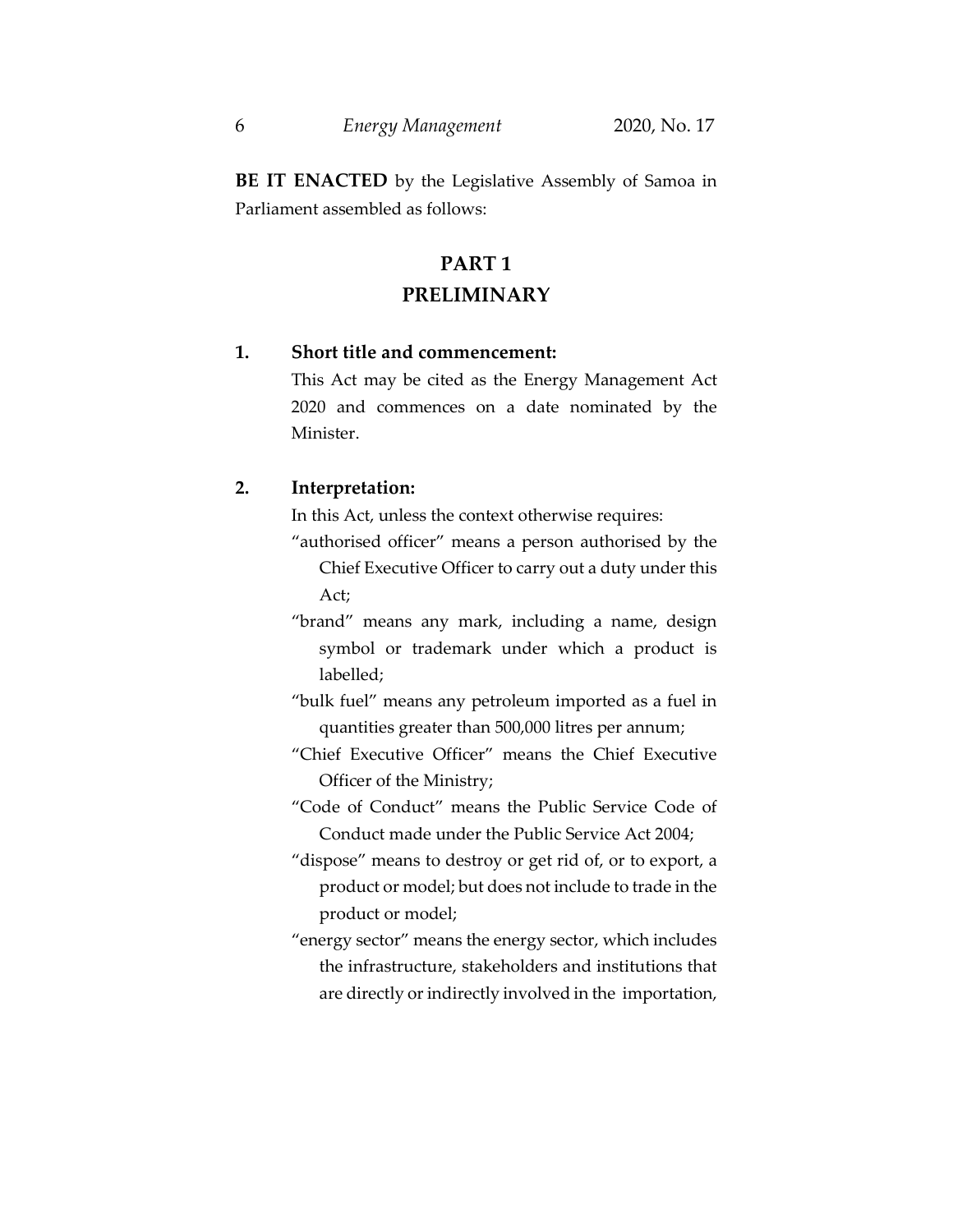**BE IT ENACTED** by the Legislative Assembly of Samoa in Parliament assembled as follows:

## PART 1
## PRELIMINARY

**1. Short title and commencement:**

This Act may be cited as the Energy Management Act 2020 and commences on a date nominated by the Minister.

**2. Interpretation:**

In this Act, unless the context otherwise requires:

"authorised officer" means a person authorised by the Chief Executive Officer to carry out a duty under this Act;

"brand" means any mark, including a name, design symbol or trademark under which a product is labelled;

"bulk fuel" means any petroleum imported as a fuel in quantities greater than 500,000 litres per annum;

"Chief Executive Officer" means the Chief Executive Officer of the Ministry;

"Code of Conduct" means the Public Service Code of Conduct made under the Public Service Act 2004;

"dispose" means to destroy or get rid of, or to export, a product or model; but does not include to trade in the product or model;

"energy sector" means the energy sector, which includes the infrastructure, stakeholders and institutions that are directly or indirectly involved in the importation,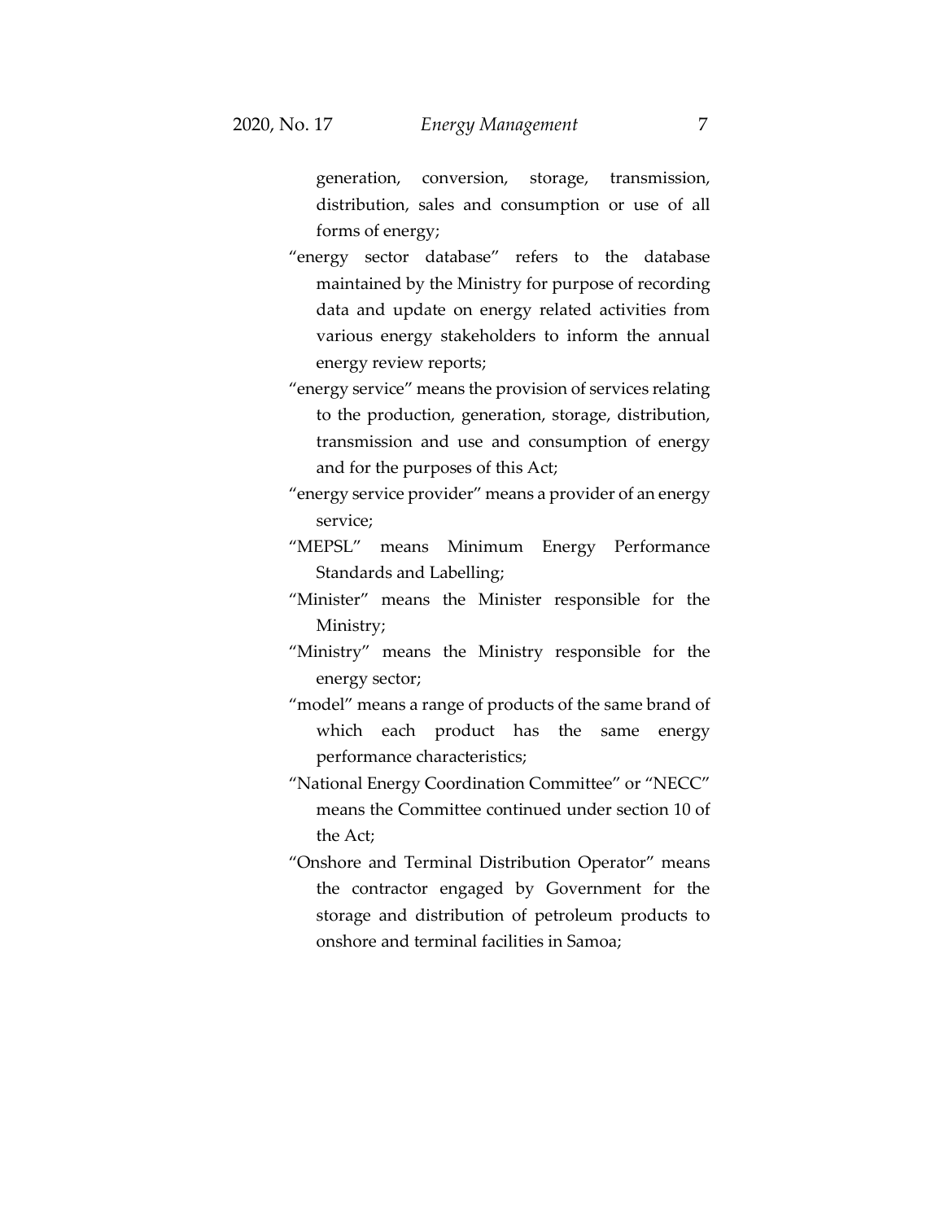generation, conversion, storage, transmission, distribution, sales and consumption or use of all forms of energy;

"energy sector database" refers to the database maintained by the Ministry for purpose of recording data and update on energy related activities from various energy stakeholders to inform the annual energy review reports;

"energy service" means the provision of services relating to the production, generation, storage, distribution, transmission and use and consumption of energy and for the purposes of this Act;

"energy service provider" means a provider of an energy service;

"MEPSL" means Minimum Energy Performance Standards and Labelling;

"Minister" means the Minister responsible for the Ministry;

"Ministry" means the Ministry responsible for the energy sector;

"model" means a range of products of the same brand of which each product has the same energy performance characteristics;

"National Energy Coordination Committee" or "NECC" means the Committee continued under section 10 of the Act;

"Onshore and Terminal Distribution Operator" means the contractor engaged by Government for the storage and distribution of petroleum products to onshore and terminal facilities in Samoa;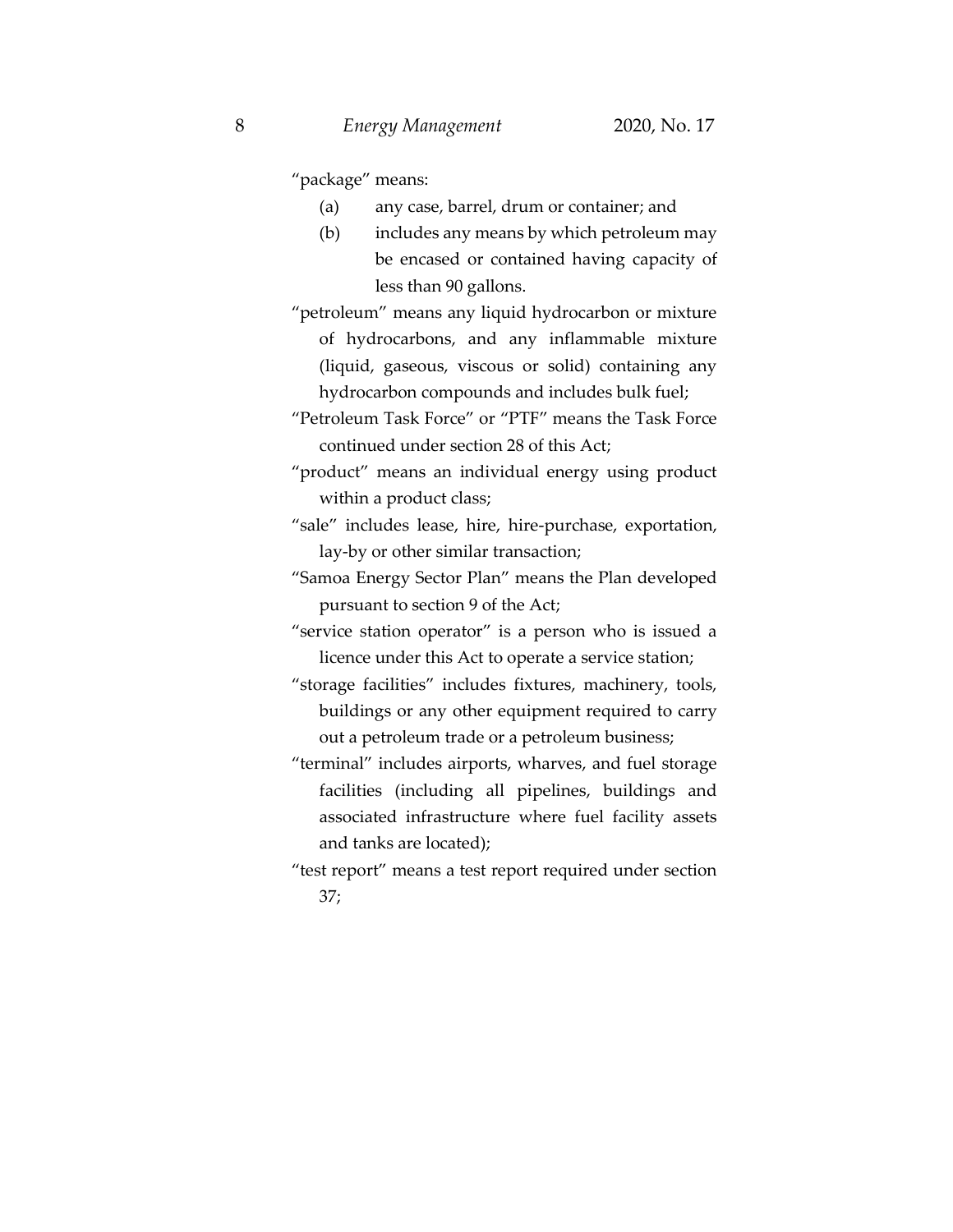"package" means:

(a) any case, barrel, drum or container; and

(b) includes any means by which petroleum may be encased or contained having capacity of less than 90 gallons.

"petroleum" means any liquid hydrocarbon or mixture of hydrocarbons, and any inflammable mixture (liquid, gaseous, viscous or solid) containing any hydrocarbon compounds and includes bulk fuel;

"Petroleum Task Force" or "PTF" means the Task Force continued under section 28 of this Act;

"product" means an individual energy using product within a product class;

"sale" includes lease, hire, hire-purchase, exportation, lay-by or other similar transaction;

"Samoa Energy Sector Plan" means the Plan developed pursuant to section 9 of the Act;

"service station operator" is a person who is issued a licence under this Act to operate a service station;

"storage facilities" includes fixtures, machinery, tools, buildings or any other equipment required to carry out a petroleum trade or a petroleum business;

"terminal" includes airports, wharves, and fuel storage facilities (including all pipelines, buildings and associated infrastructure where fuel facility assets and tanks are located);

"test report" means a test report required under section 37;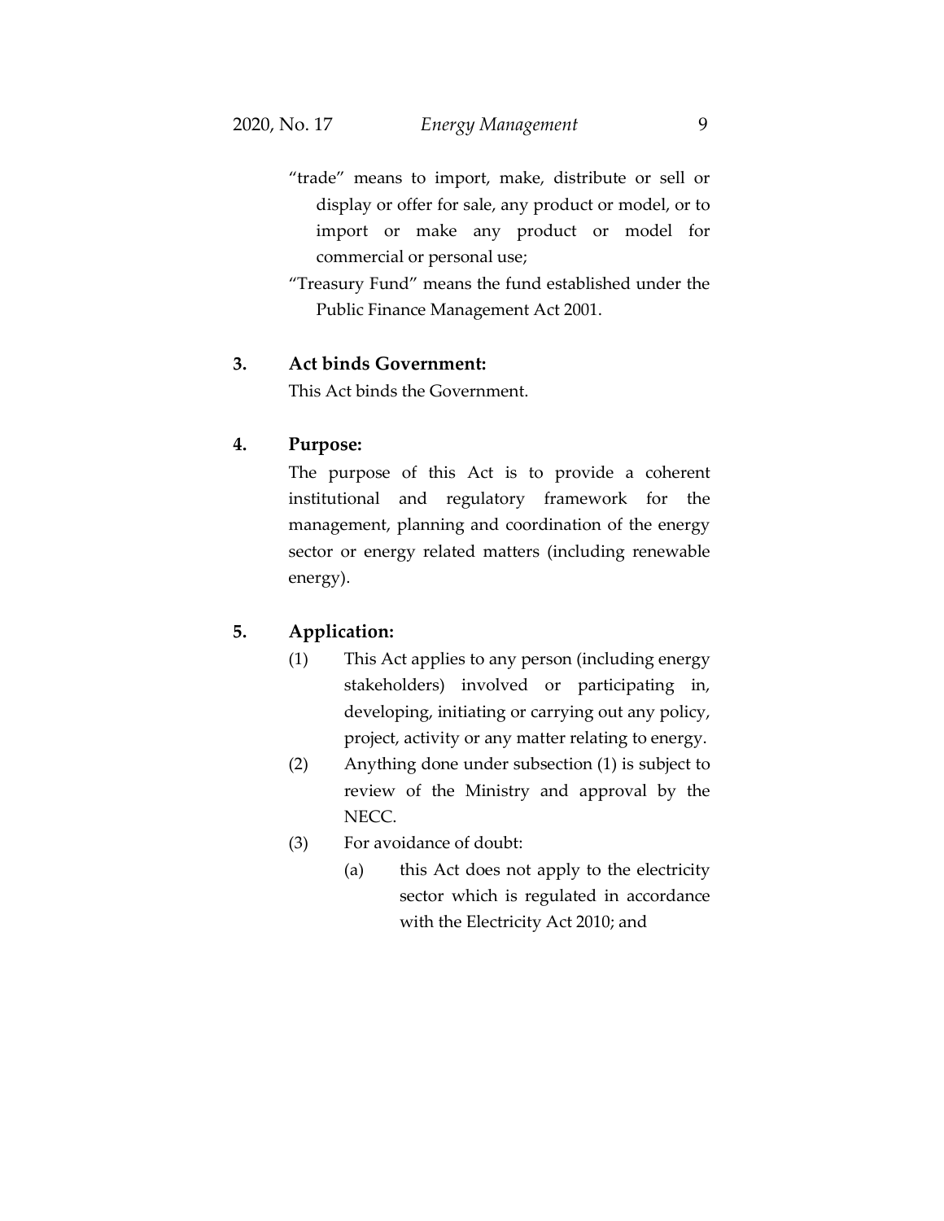"trade" means to import, make, distribute or sell or display or offer for sale, any product or model, or to import or make any product or model for commercial or personal use;

"Treasury Fund" means the fund established under the Public Finance Management Act 2001.

### 3. Act binds Government:

This Act binds the Government.

### 4. Purpose:

The purpose of this Act is to provide a coherent institutional and regulatory framework for the management, planning and coordination of the energy sector or energy related matters (including renewable energy).

### 5. Application:

(1) This Act applies to any person (including energy stakeholders) involved or participating in, developing, initiating or carrying out any policy, project, activity or any matter relating to energy.

(2) Anything done under subsection (1) is subject to review of the Ministry and approval by the NECC.

(3) For avoidance of doubt:

(a) this Act does not apply to the electricity sector which is regulated in accordance with the Electricity Act 2010; and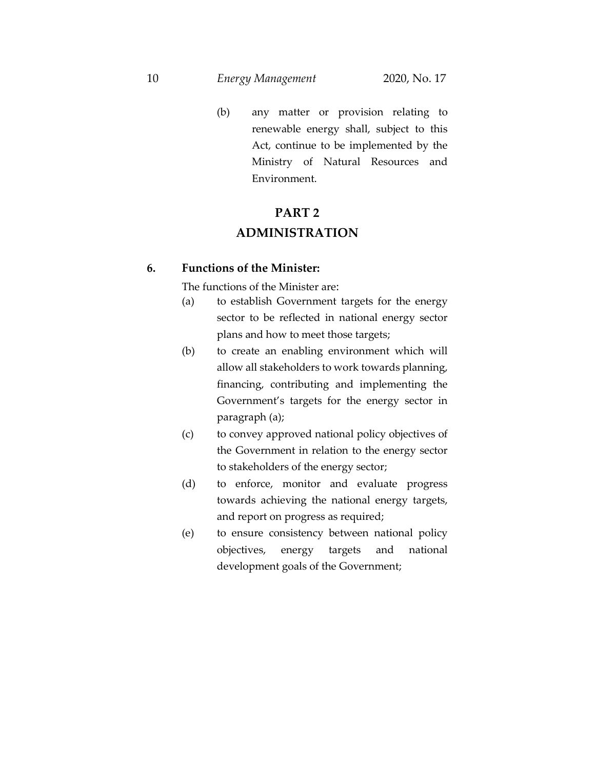(b) any matter or provision relating to renewable energy shall, subject to this Act, continue to be implemented by the Ministry of Natural Resources and Environment.

## PART 2
## ADMINISTRATION

**6. Functions of the Minister:**

The functions of the Minister are:

(a) to establish Government targets for the energy sector to be reflected in national energy sector plans and how to meet those targets;

(b) to create an enabling environment which will allow all stakeholders to work towards planning, financing, contributing and implementing the Government's targets for the energy sector in paragraph (a);

(c) to convey approved national policy objectives of the Government in relation to the energy sector to stakeholders of the energy sector;

(d) to enforce, monitor and evaluate progress towards achieving the national energy targets, and report on progress as required;

(e) to ensure consistency between national policy objectives, energy targets and national development goals of the Government;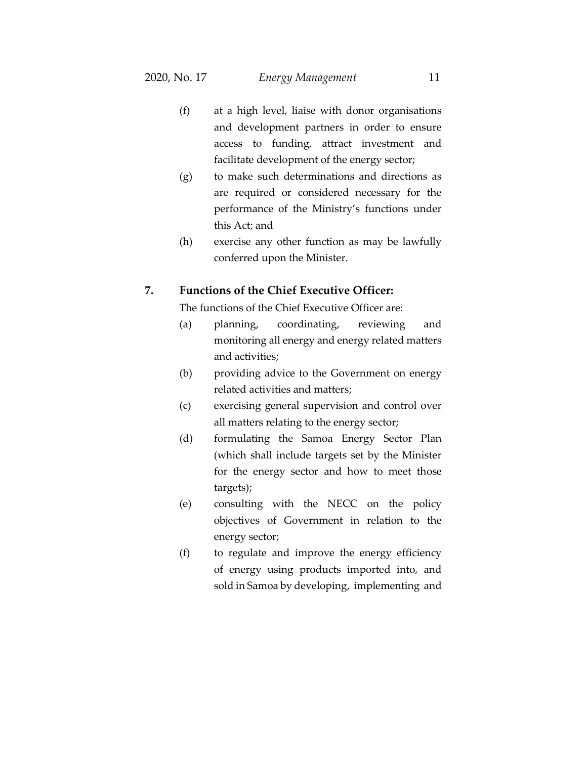(f) at a high level, liaise with donor organisations and development partners in order to ensure access to funding, attract investment and facilitate development of the energy sector;

(g) to make such determinations and directions as are required or considered necessary for the performance of the Ministry's functions under this Act; and

(h) exercise any other function as may be lawfully conferred upon the Minister.

## 7. Functions of the Chief Executive Officer:

The functions of the Chief Executive Officer are:

(a) planning, coordinating, reviewing and monitoring all energy and energy related matters and activities;

(b) providing advice to the Government on energy related activities and matters;

(c) exercising general supervision and control over all matters relating to the energy sector;

(d) formulating the Samoa Energy Sector Plan (which shall include targets set by the Minister for the energy sector and how to meet those targets);

(e) consulting with the NECC on the policy objectives of Government in relation to the energy sector;

(f) to regulate and improve the energy efficiency of energy using products imported into, and sold in Samoa by developing, implementing and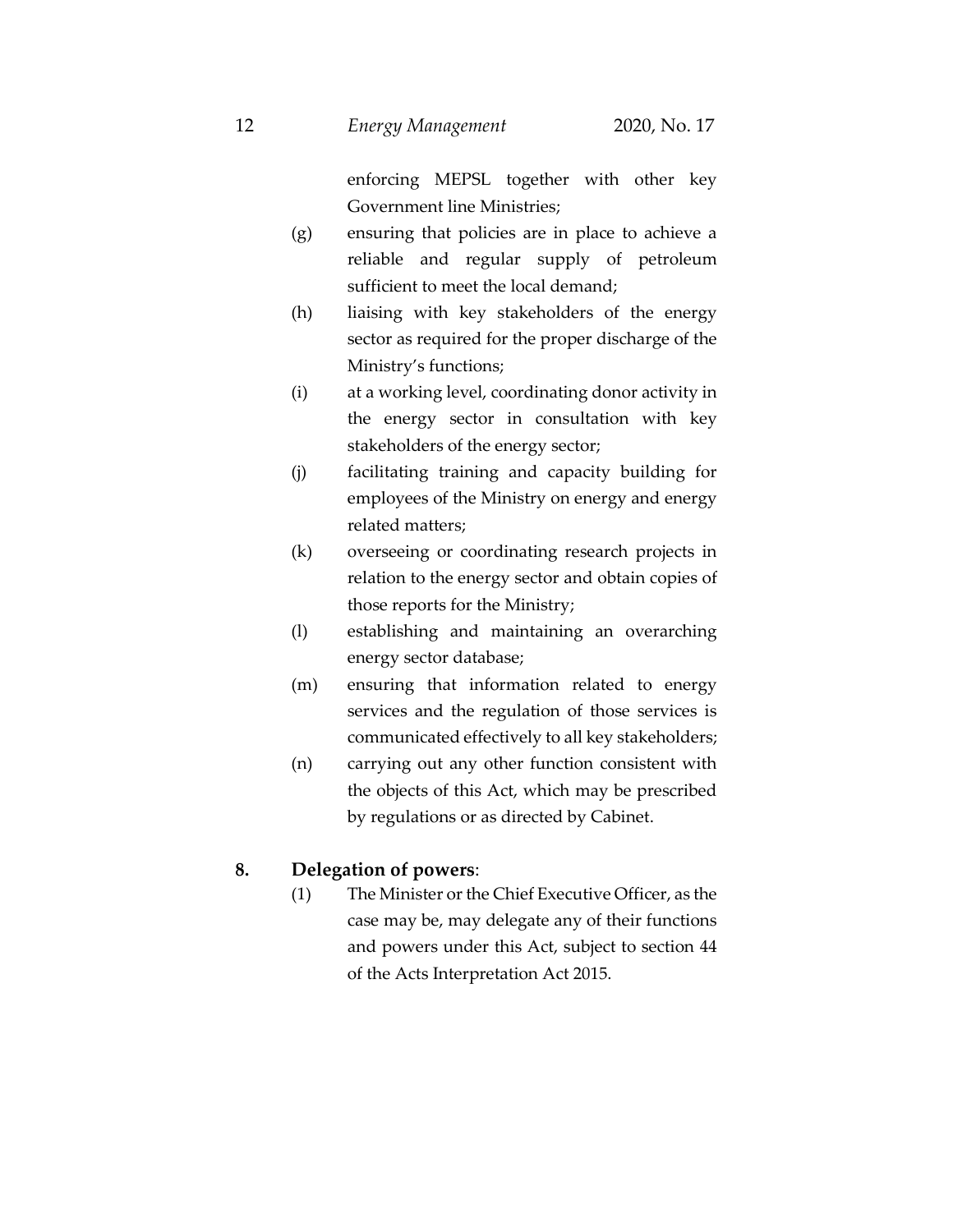enforcing MEPSL together with other key Government line Ministries;

(g) ensuring that policies are in place to achieve a reliable and regular supply of petroleum sufficient to meet the local demand;

(h) liaising with key stakeholders of the energy sector as required for the proper discharge of the Ministry's functions;

(i) at a working level, coordinating donor activity in the energy sector in consultation with key stakeholders of the energy sector;

(j) facilitating training and capacity building for employees of the Ministry on energy and energy related matters;

(k) overseeing or coordinating research projects in relation to the energy sector and obtain copies of those reports for the Ministry;

(l) establishing and maintaining an overarching energy sector database;

(m) ensuring that information related to energy services and the regulation of those services is communicated effectively to all key stakeholders;

(n) carrying out any other function consistent with the objects of this Act, which may be prescribed by regulations or as directed by Cabinet.

**8. Delegation of powers**:

(1) The Minister or the Chief Executive Officer, as the case may be, may delegate any of their functions and powers under this Act, subject to section 44 of the Acts Interpretation Act 2015.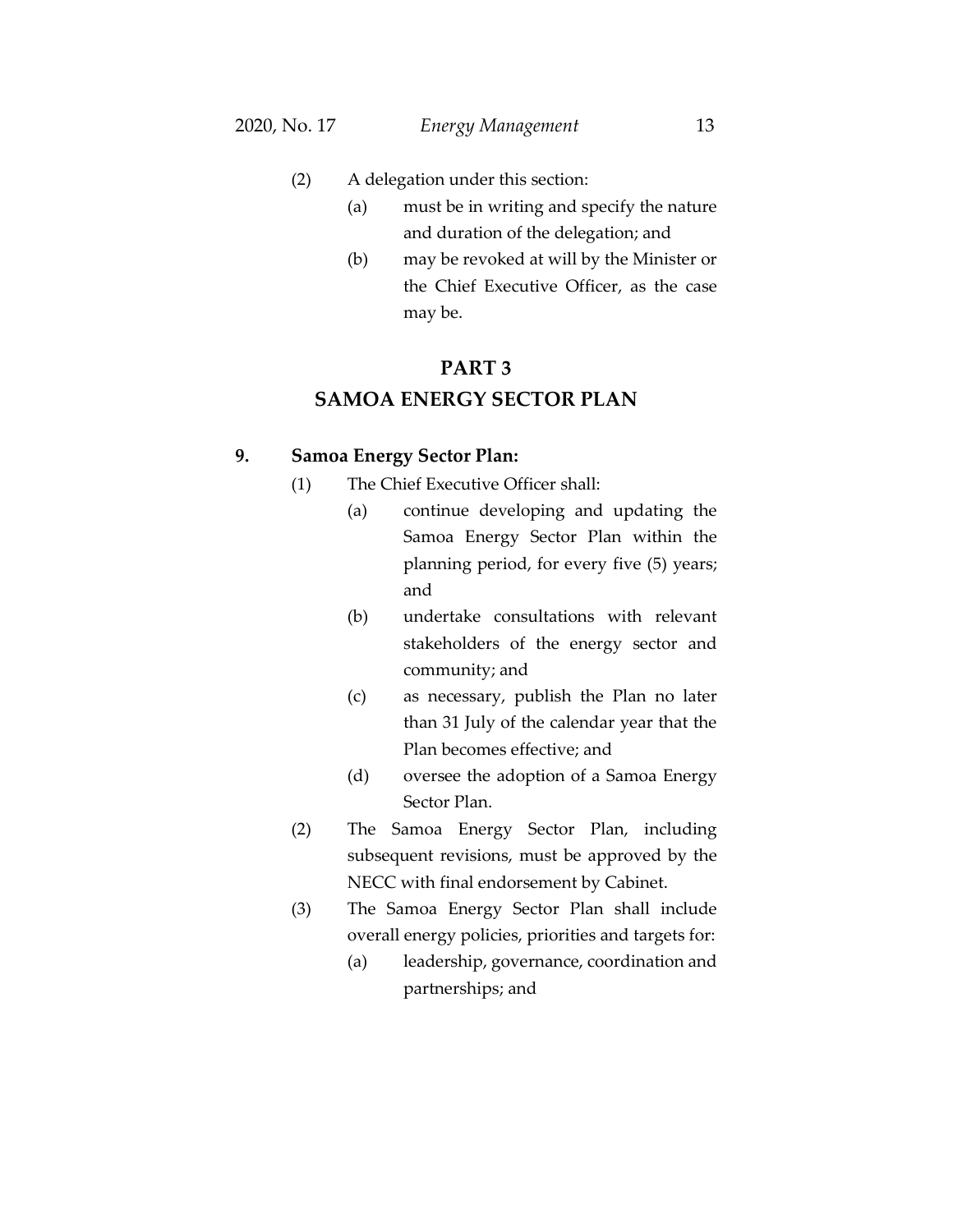(2) A delegation under this section:

(a) must be in writing and specify the nature and duration of the delegation; and

(b) may be revoked at will by the Minister or the Chief Executive Officer, as the case may be.

## PART 3
## SAMOA ENERGY SECTOR PLAN

**9. Samoa Energy Sector Plan:**

(1) The Chief Executive Officer shall:

(a) continue developing and updating the Samoa Energy Sector Plan within the planning period, for every five (5) years; and

(b) undertake consultations with relevant stakeholders of the energy sector and community; and

(c) as necessary, publish the Plan no later than 31 July of the calendar year that the Plan becomes effective; and

(d) oversee the adoption of a Samoa Energy Sector Plan.

(2) The Samoa Energy Sector Plan, including subsequent revisions, must be approved by the NECC with final endorsement by Cabinet.

(3) The Samoa Energy Sector Plan shall include overall energy policies, priorities and targets for:

(a) leadership, governance, coordination and partnerships; and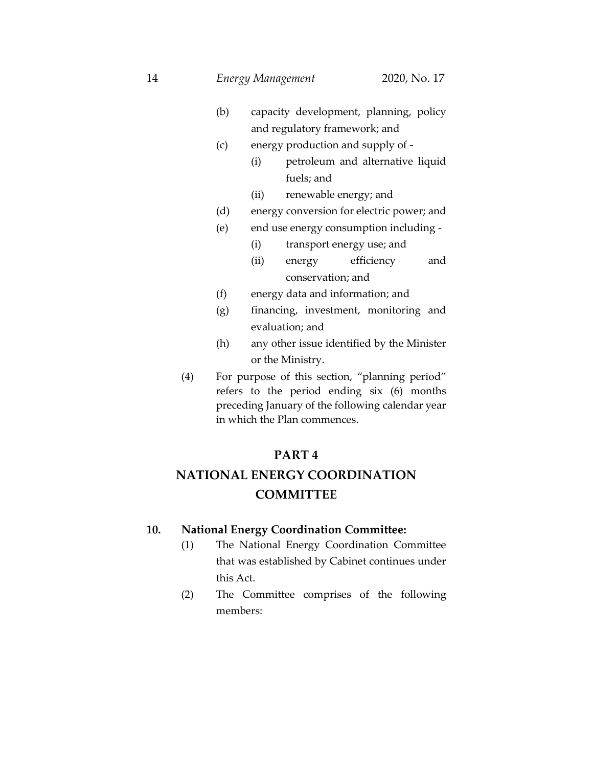(b) capacity development, planning, policy and regulatory framework; and

(c) energy production and supply of -

  (i) petroleum and alternative liquid fuels; and

  (ii) renewable energy; and

(d) energy conversion for electric power; and

(e) end use energy consumption including -

  (i) transport energy use; and

  (ii) energy efficiency and conservation; and

(f) energy data and information; and

(g) financing, investment, monitoring and evaluation; and

(h) any other issue identified by the Minister or the Ministry.

(4) For purpose of this section, "planning period" refers to the period ending six (6) months preceding January of the following calendar year in which the Plan commences.

## PART 4

## NATIONAL ENERGY COORDINATION COMMITTEE

**10. National Energy Coordination Committee:**

(1) The National Energy Coordination Committee that was established by Cabinet continues under this Act.

(2) The Committee comprises of the following members: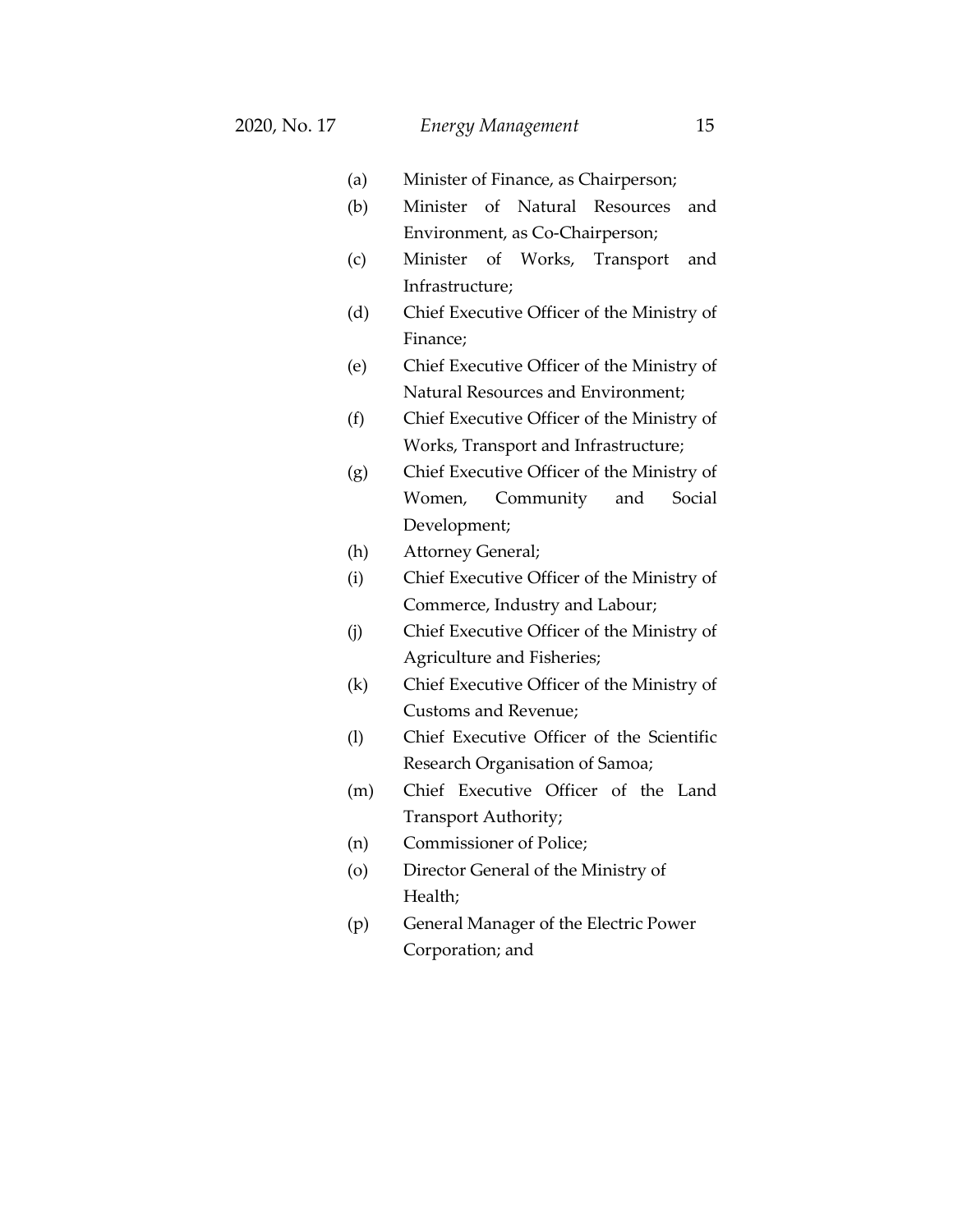(a) Minister of Finance, as Chairperson;
(b) Minister of Natural Resources and Environment, as Co-Chairperson;
(c) Minister of Works, Transport and Infrastructure;
(d) Chief Executive Officer of the Ministry of Finance;
(e) Chief Executive Officer of the Ministry of Natural Resources and Environment;
(f) Chief Executive Officer of the Ministry of Works, Transport and Infrastructure;
(g) Chief Executive Officer of the Ministry of Women, Community and Social Development;
(h) Attorney General;
(i) Chief Executive Officer of the Ministry of Commerce, Industry and Labour;
(j) Chief Executive Officer of the Ministry of Agriculture and Fisheries;
(k) Chief Executive Officer of the Ministry of Customs and Revenue;
(l) Chief Executive Officer of the Scientific Research Organisation of Samoa;
(m) Chief Executive Officer of the Land Transport Authority;
(n) Commissioner of Police;
(o) Director General of the Ministry of Health;
(p) General Manager of the Electric Power Corporation; and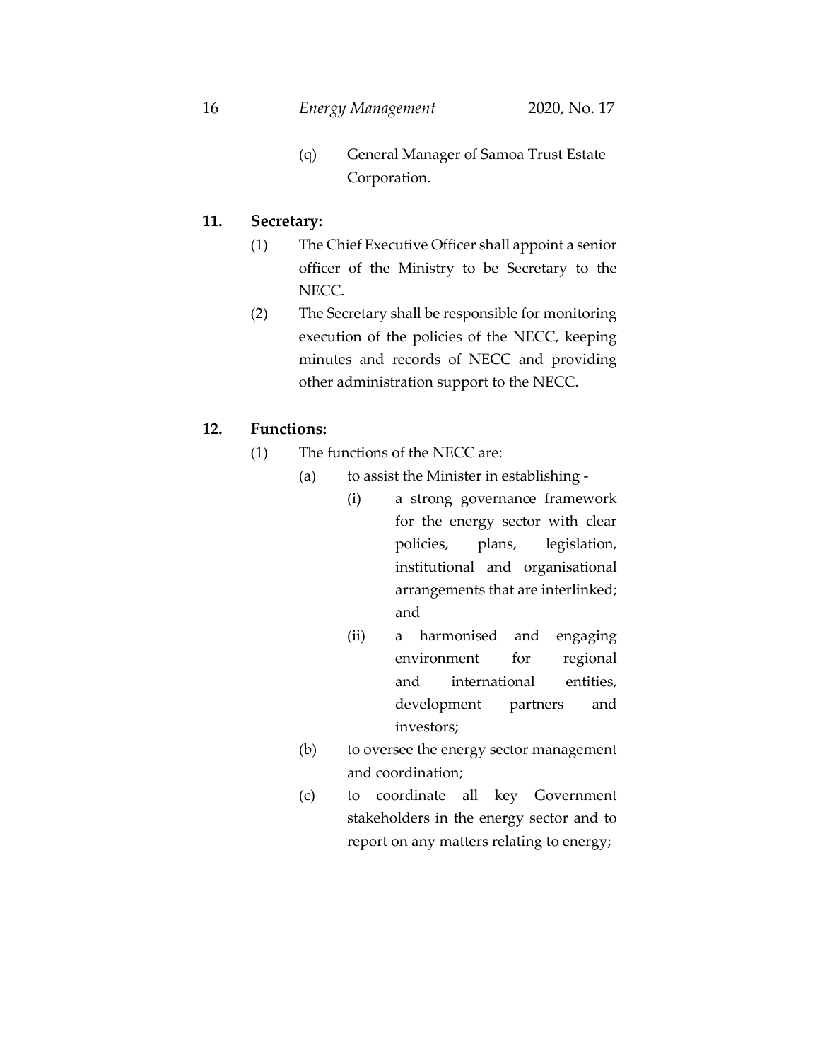(q) General Manager of Samoa Trust Estate Corporation.

**11. Secretary:**

(1) The Chief Executive Officer shall appoint a senior officer of the Ministry to be Secretary to the NECC.

(2) The Secretary shall be responsible for monitoring execution of the policies of the NECC, keeping minutes and records of NECC and providing other administration support to the NECC.

**12. Functions:**

(1) The functions of the NECC are:

(a) to assist the Minister in establishing -

(i) a strong governance framework for the energy sector with clear policies, plans, legislation, institutional and organisational arrangements that are interlinked; and

(ii) a harmonised and engaging environment for regional and international entities, development partners and investors;

(b) to oversee the energy sector management and coordination;

(c) to coordinate all key Government stakeholders in the energy sector and to report on any matters relating to energy;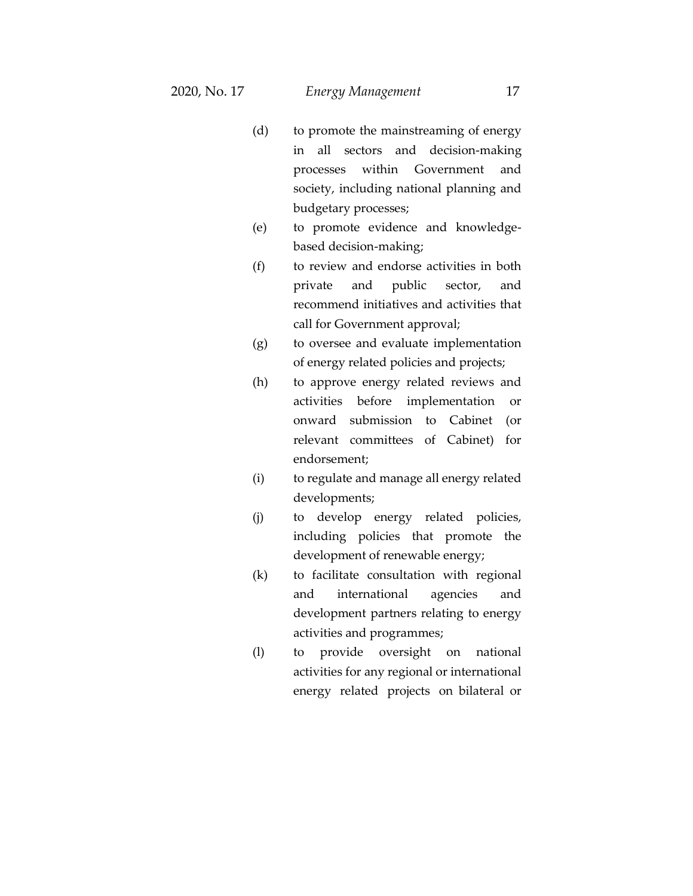(d) to promote the mainstreaming of energy in all sectors and decision-making processes within Government and society, including national planning and budgetary processes;

(e) to promote evidence and knowledge-based decision-making;

(f) to review and endorse activities in both private and public sector, and recommend initiatives and activities that call for Government approval;

(g) to oversee and evaluate implementation of energy related policies and projects;

(h) to approve energy related reviews and activities before implementation or onward submission to Cabinet (or relevant committees of Cabinet) for endorsement;

(i) to regulate and manage all energy related developments;

(j) to develop energy related policies, including policies that promote the development of renewable energy;

(k) to facilitate consultation with regional and international agencies and development partners relating to energy activities and programmes;

(l) to provide oversight on national activities for any regional or international energy related projects on bilateral or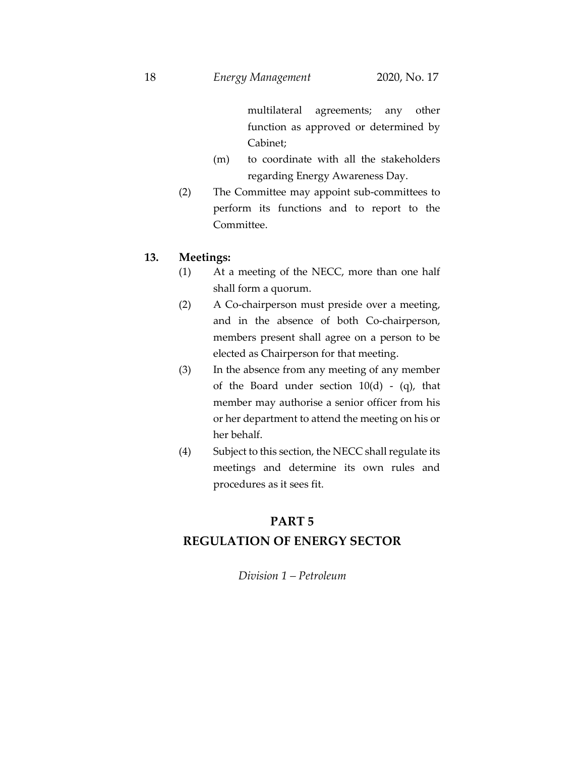multilateral agreements; any other function as approved or determined by Cabinet;

(m) to coordinate with all the stakeholders regarding Energy Awareness Day.

(2) The Committee may appoint sub-committees to perform its functions and to report to the Committee.

**13. Meetings:**

(1) At a meeting of the NECC, more than one half shall form a quorum.

(2) A Co-chairperson must preside over a meeting, and in the absence of both Co-chairperson, members present shall agree on a person to be elected as Chairperson for that meeting.

(3) In the absence from any meeting of any member of the Board under section 10(d) - (q), that member may authorise a senior officer from his or her department to attend the meeting on his or her behalf.

(4) Subject to this section, the NECC shall regulate its meetings and determine its own rules and procedures as it sees fit.

## PART 5

## REGULATION OF ENERGY SECTOR

*Division 1 – Petroleum*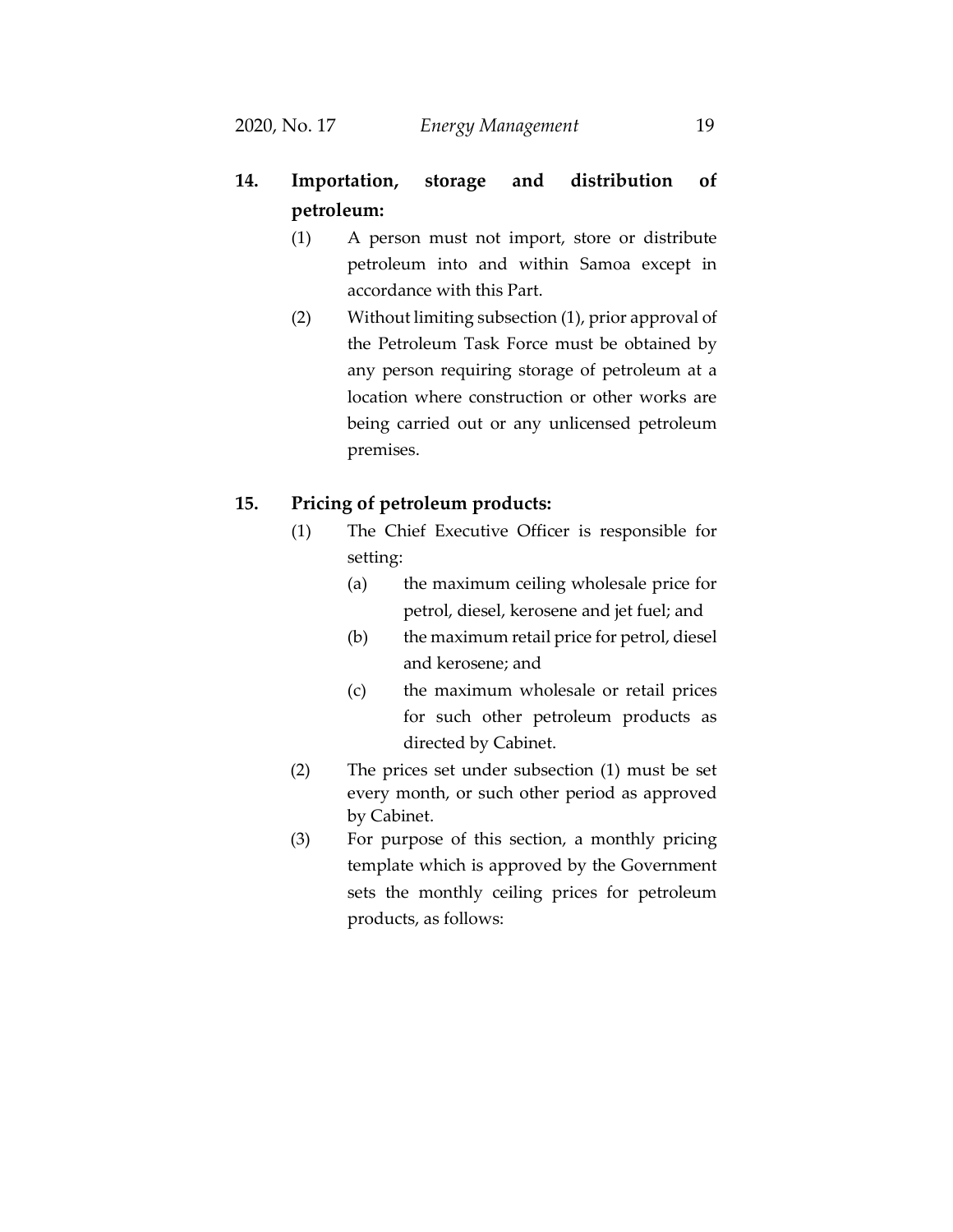**14. Importation, storage and distribution of petroleum:**

(1) A person must not import, store or distribute petroleum into and within Samoa except in accordance with this Part.

(2) Without limiting subsection (1), prior approval of the Petroleum Task Force must be obtained by any person requiring storage of petroleum at a location where construction or other works are being carried out or any unlicensed petroleum premises.

**15. Pricing of petroleum products:**

(1) The Chief Executive Officer is responsible for setting:

(a) the maximum ceiling wholesale price for petrol, diesel, kerosene and jet fuel; and

(b) the maximum retail price for petrol, diesel and kerosene; and

(c) the maximum wholesale or retail prices for such other petroleum products as directed by Cabinet.

(2) The prices set under subsection (1) must be set every month, or such other period as approved by Cabinet.

(3) For purpose of this section, a monthly pricing template which is approved by the Government sets the monthly ceiling prices for petroleum products, as follows: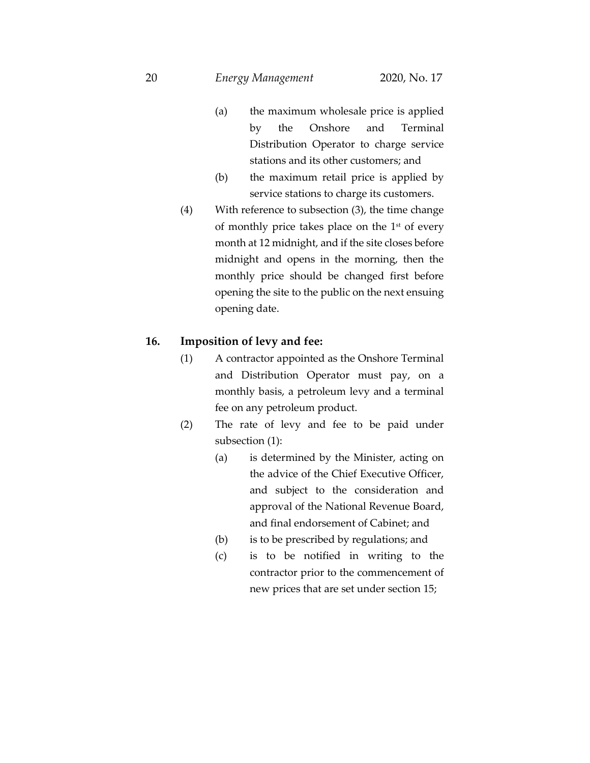(a) the maximum wholesale price is applied by the Onshore and Terminal Distribution Operator to charge service stations and its other customers; and

(b) the maximum retail price is applied by service stations to charge its customers.

(4) With reference to subsection (3), the time change of monthly price takes place on the 1st of every month at 12 midnight, and if the site closes before midnight and opens in the morning, then the monthly price should be changed first before opening the site to the public on the next ensuing opening date.

**16. Imposition of levy and fee:**

(1) A contractor appointed as the Onshore Terminal and Distribution Operator must pay, on a monthly basis, a petroleum levy and a terminal fee on any petroleum product.

(2) The rate of levy and fee to be paid under subsection (1):

(a) is determined by the Minister, acting on the advice of the Chief Executive Officer, and subject to the consideration and approval of the National Revenue Board, and final endorsement of Cabinet; and

(b) is to be prescribed by regulations; and

(c) is to be notified in writing to the contractor prior to the commencement of new prices that are set under section 15;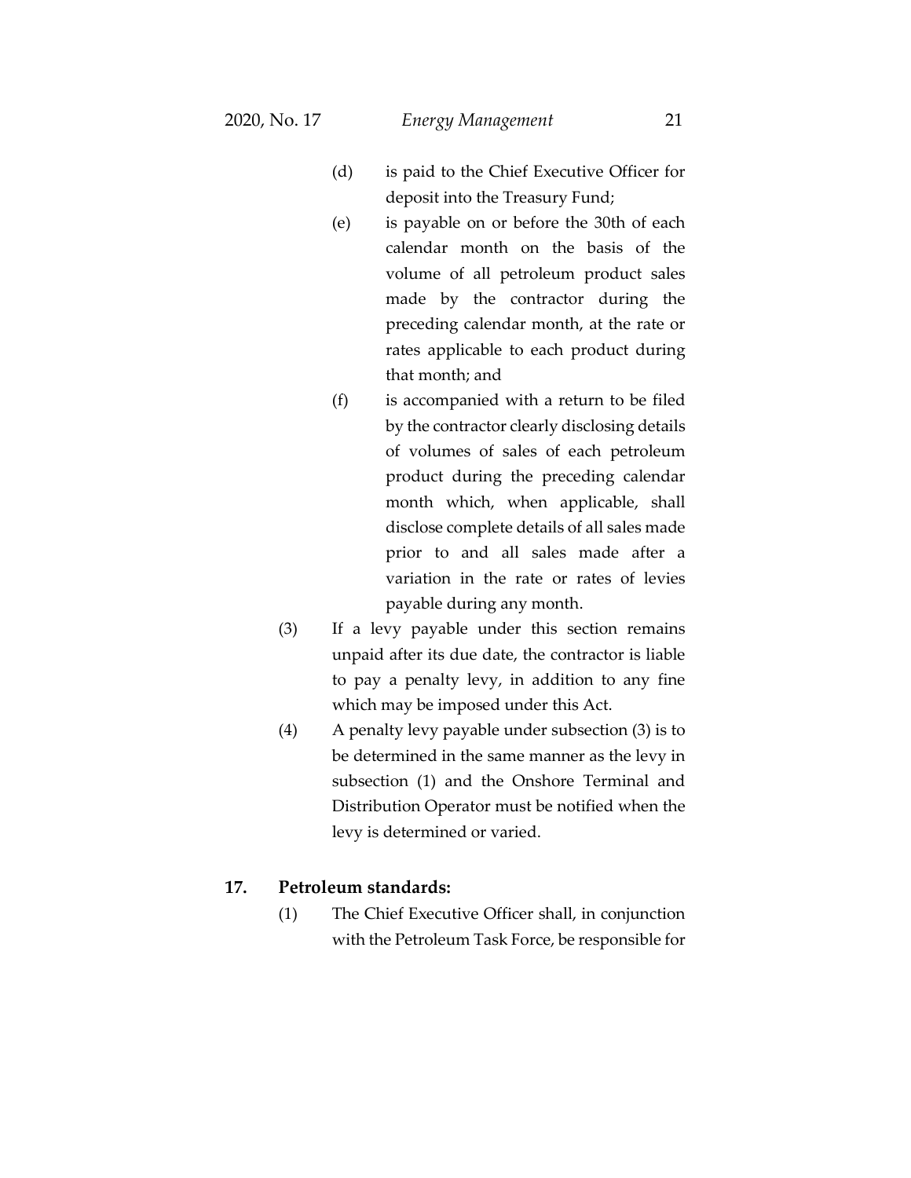(d) is paid to the Chief Executive Officer for deposit into the Treasury Fund;

(e) is payable on or before the 30th of each calendar month on the basis of the volume of all petroleum product sales made by the contractor during the preceding calendar month, at the rate or rates applicable to each product during that month; and

(f) is accompanied with a return to be filed by the contractor clearly disclosing details of volumes of sales of each petroleum product during the preceding calendar month which, when applicable, shall disclose complete details of all sales made prior to and all sales made after a variation in the rate or rates of levies payable during any month.

(3) If a levy payable under this section remains unpaid after its due date, the contractor is liable to pay a penalty levy, in addition to any fine which may be imposed under this Act.

(4) A penalty levy payable under subsection (3) is to be determined in the same manner as the levy in subsection (1) and the Onshore Terminal and Distribution Operator must be notified when the levy is determined or varied.

**17. Petroleum standards:**

(1) The Chief Executive Officer shall, in conjunction with the Petroleum Task Force, be responsible for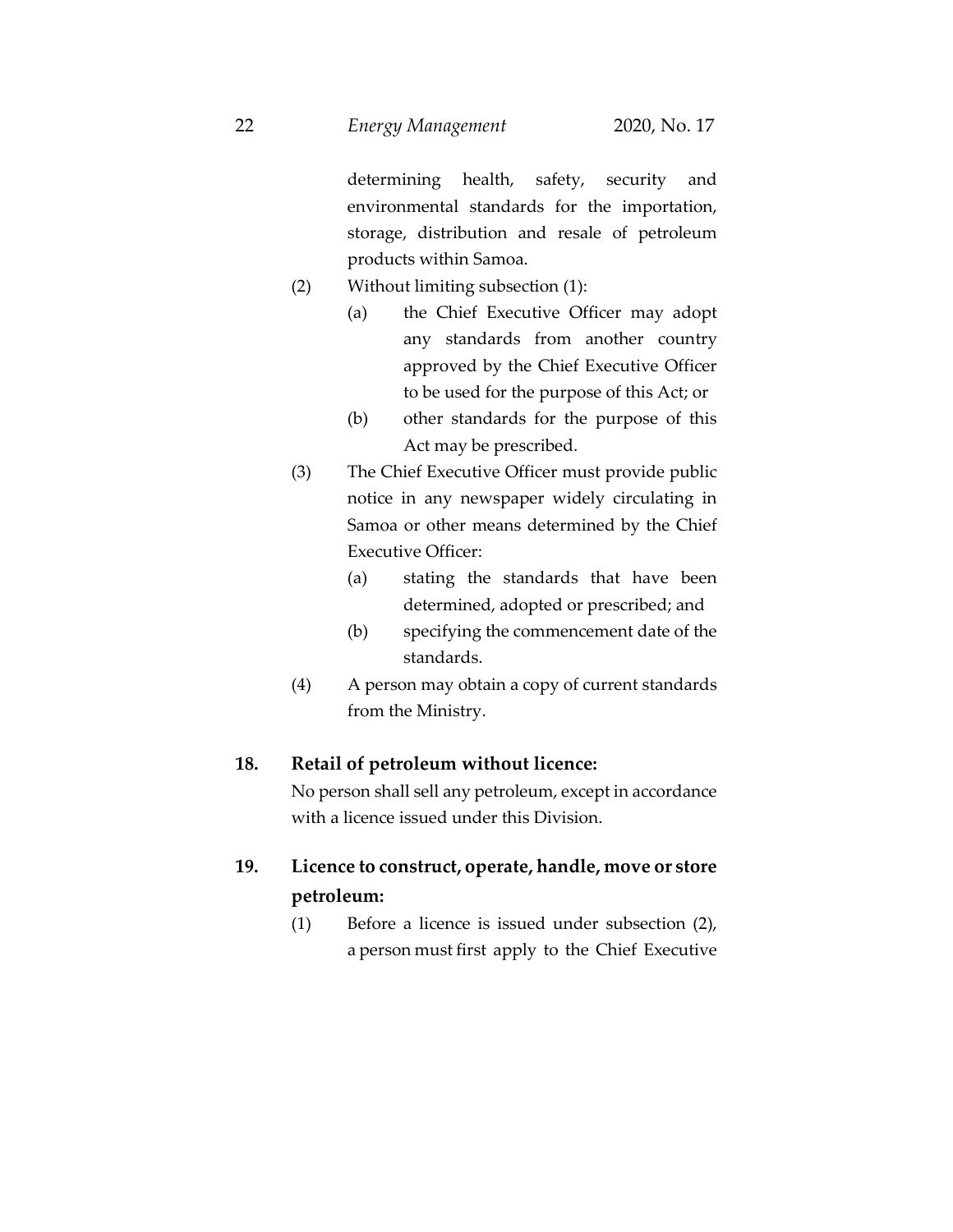determining health, safety, security and environmental standards for the importation, storage, distribution and resale of petroleum products within Samoa.

(2) Without limiting subsection (1):

(a) the Chief Executive Officer may adopt any standards from another country approved by the Chief Executive Officer to be used for the purpose of this Act; or

(b) other standards for the purpose of this Act may be prescribed.

(3) The Chief Executive Officer must provide public notice in any newspaper widely circulating in Samoa or other means determined by the Chief Executive Officer:

(a) stating the standards that have been determined, adopted or prescribed; and

(b) specifying the commencement date of the standards.

(4) A person may obtain a copy of current standards from the Ministry.

**18. Retail of petroleum without licence:**

No person shall sell any petroleum, except in accordance with a licence issued under this Division.

**19. Licence to construct, operate, handle, move or store petroleum:**

(1) Before a licence is issued under subsection (2), a person must first apply to the Chief Executive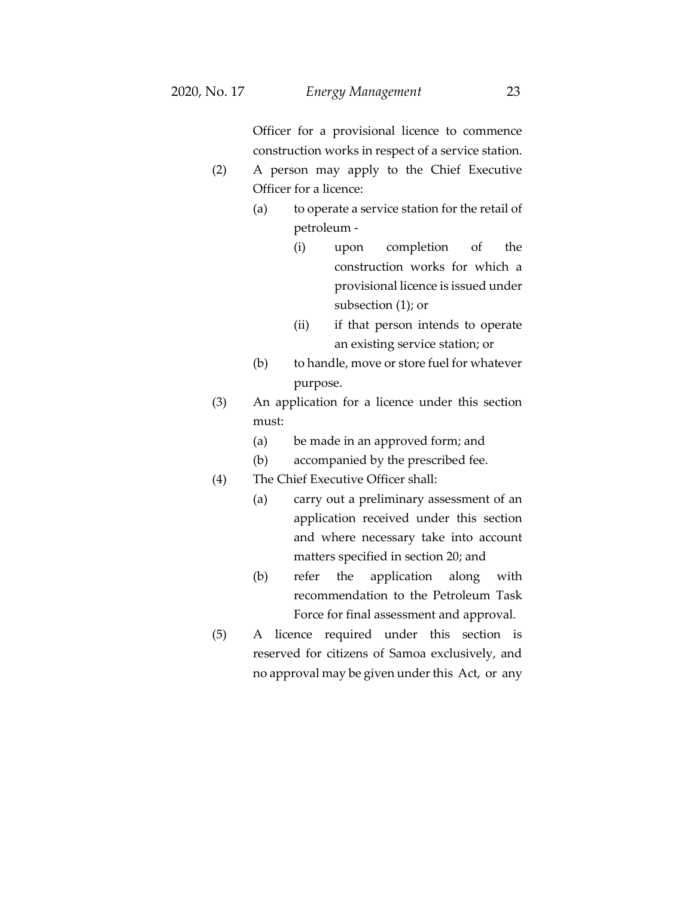Officer for a provisional licence to commence construction works in respect of a service station.

(2) A person may apply to the Chief Executive Officer for a licence:

- (a) to operate a service station for the retail of petroleum -
  - (i) upon completion of the construction works for which a provisional licence is issued under subsection (1); or
  - (ii) if that person intends to operate an existing service station; or
- (b) to handle, move or store fuel for whatever purpose.

(3) An application for a licence under this section must:

- (a) be made in an approved form; and
- (b) accompanied by the prescribed fee.

(4) The Chief Executive Officer shall:

- (a) carry out a preliminary assessment of an application received under this section and where necessary take into account matters specified in section 20; and
- (b) refer the application along with recommendation to the Petroleum Task Force for final assessment and approval.

(5) A licence required under this section is reserved for citizens of Samoa exclusively, and no approval may be given under this Act, or any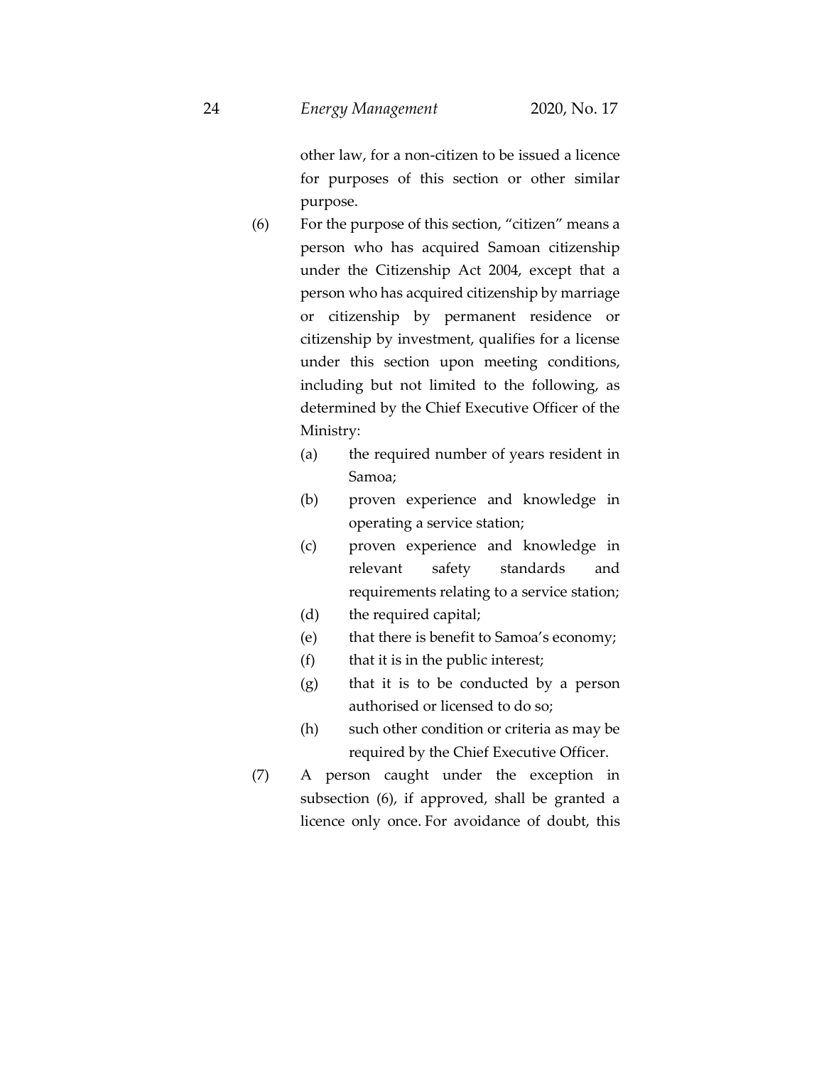other law, for a non-citizen to be issued a licence for purposes of this section or other similar purpose.

(6) For the purpose of this section, "citizen" means a person who has acquired Samoan citizenship under the Citizenship Act 2004, except that a person who has acquired citizenship by marriage or citizenship by permanent residence or citizenship by investment, qualifies for a license under this section upon meeting conditions, including but not limited to the following, as determined by the Chief Executive Officer of the Ministry:

   (a) the required number of years resident in Samoa;

   (b) proven experience and knowledge in operating a service station;

   (c) proven experience and knowledge in relevant safety standards and requirements relating to a service station;

   (d) the required capital;

   (e) that there is benefit to Samoa's economy;

   (f) that it is in the public interest;

   (g) that it is to be conducted by a person authorised or licensed to do so;

   (h) such other condition or criteria as may be required by the Chief Executive Officer.

(7) A person caught under the exception in subsection (6), if approved, shall be granted a licence only once. For avoidance of doubt, this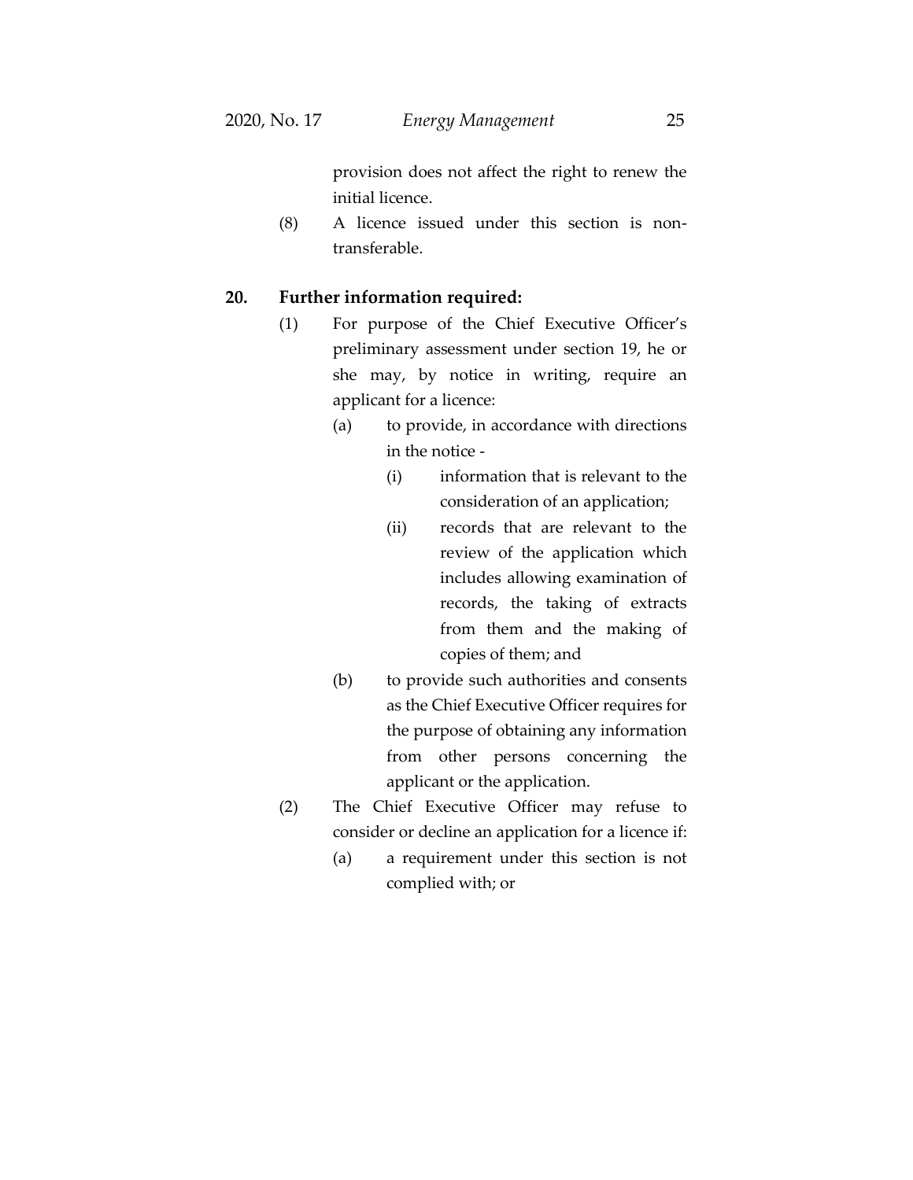provision does not affect the right to renew the initial licence.

(8) A licence issued under this section is non-transferable.

**20. Further information required:**

(1) For purpose of the Chief Executive Officer's preliminary assessment under section 19, he or she may, by notice in writing, require an applicant for a licence:

(a) to provide, in accordance with directions in the notice -

(i) information that is relevant to the consideration of an application;

(ii) records that are relevant to the review of the application which includes allowing examination of records, the taking of extracts from them and the making of copies of them; and

(b) to provide such authorities and consents as the Chief Executive Officer requires for the purpose of obtaining any information from other persons concerning the applicant or the application.

(2) The Chief Executive Officer may refuse to consider or decline an application for a licence if:

(a) a requirement under this section is not complied with; or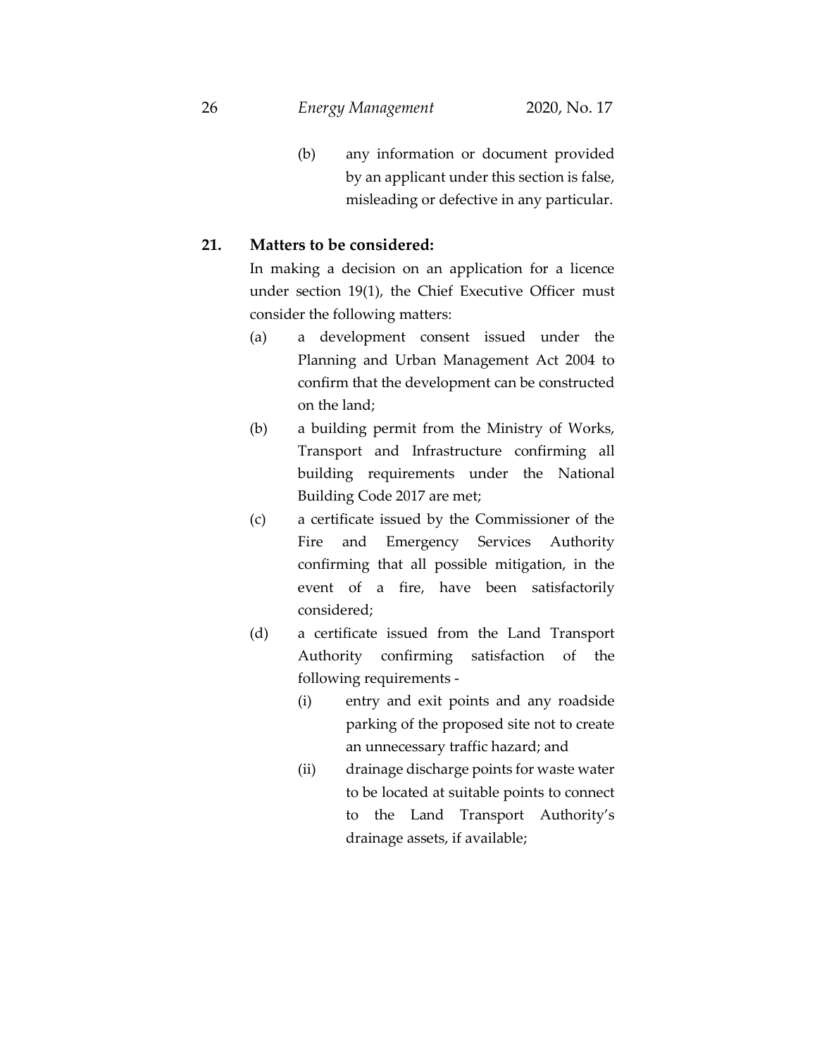(b) any information or document provided by an applicant under this section is false, misleading or defective in any particular.

**21. Matters to be considered:**

In making a decision on an application for a licence under section 19(1), the Chief Executive Officer must consider the following matters:

(a) a development consent issued under the Planning and Urban Management Act 2004 to confirm that the development can be constructed on the land;

(b) a building permit from the Ministry of Works, Transport and Infrastructure confirming all building requirements under the National Building Code 2017 are met;

(c) a certificate issued by the Commissioner of the Fire and Emergency Services Authority confirming that all possible mitigation, in the event of a fire, have been satisfactorily considered;

(d) a certificate issued from the Land Transport Authority confirming satisfaction of the following requirements -

(i) entry and exit points and any roadside parking of the proposed site not to create an unnecessary traffic hazard; and

(ii) drainage discharge points for waste water to be located at suitable points to connect to the Land Transport Authority's drainage assets, if available;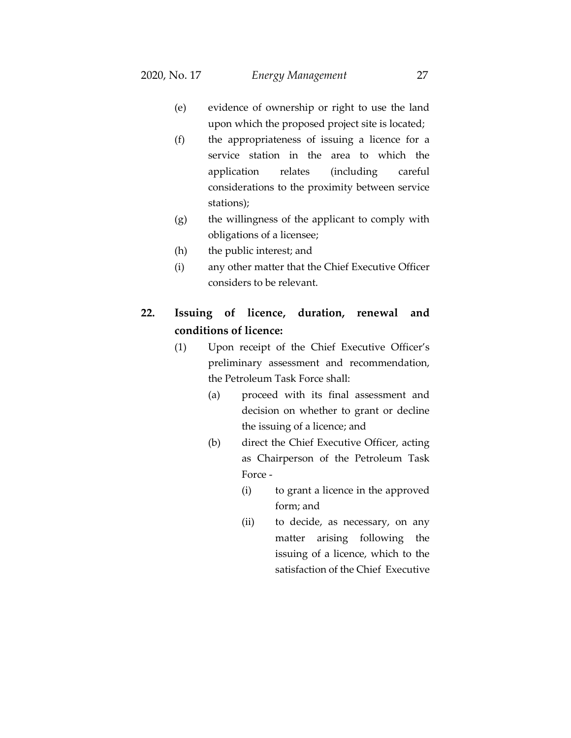(e) evidence of ownership or right to use the land upon which the proposed project site is located;

(f) the appropriateness of issuing a licence for a service station in the area to which the application relates (including careful considerations to the proximity between service stations);

(g) the willingness of the applicant to comply with obligations of a licensee;

(h) the public interest; and

(i) any other matter that the Chief Executive Officer considers to be relevant.

## 22. Issuing of licence, duration, renewal and conditions of licence:

(1) Upon receipt of the Chief Executive Officer's preliminary assessment and recommendation, the Petroleum Task Force shall:

  (a) proceed with its final assessment and decision on whether to grant or decline the issuing of a licence; and

  (b) direct the Chief Executive Officer, acting as Chairperson of the Petroleum Task Force -

    (i) to grant a licence in the approved form; and

    (ii) to decide, as necessary, on any matter arising following the issuing of a licence, which to the satisfaction of the Chief Executive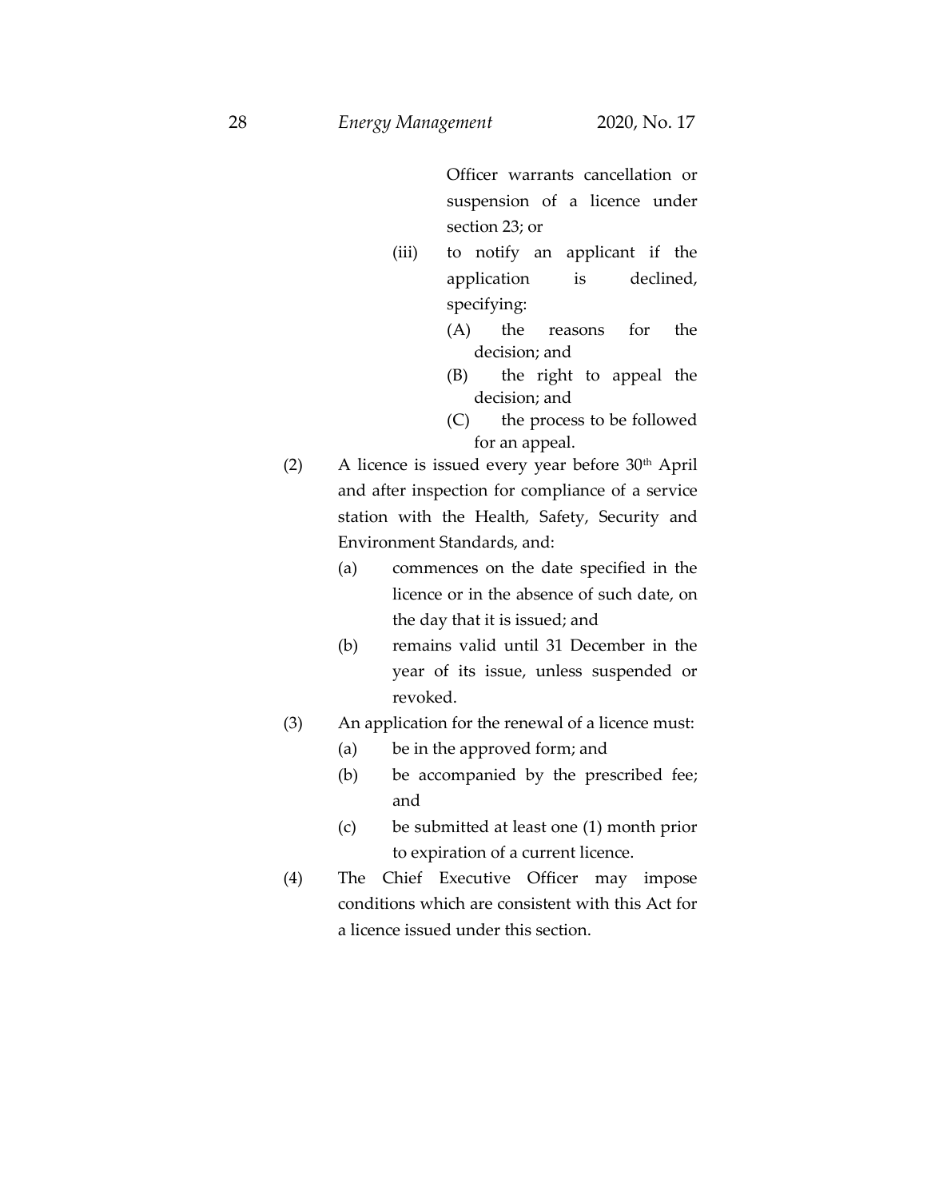Officer warrants cancellation or suspension of a licence under section 23; or

(iii) to notify an applicant if the application is declined, specifying:

(A) the reasons for the decision; and

(B) the right to appeal the decision; and

(C) the process to be followed for an appeal.

(2) A licence is issued every year before 30th April and after inspection for compliance of a service station with the Health, Safety, Security and Environment Standards, and:

(a) commences on the date specified in the licence or in the absence of such date, on the day that it is issued; and

(b) remains valid until 31 December in the year of its issue, unless suspended or revoked.

(3) An application for the renewal of a licence must:

(a) be in the approved form; and

(b) be accompanied by the prescribed fee; and

(c) be submitted at least one (1) month prior to expiration of a current licence.

(4) The Chief Executive Officer may impose conditions which are consistent with this Act for a licence issued under this section.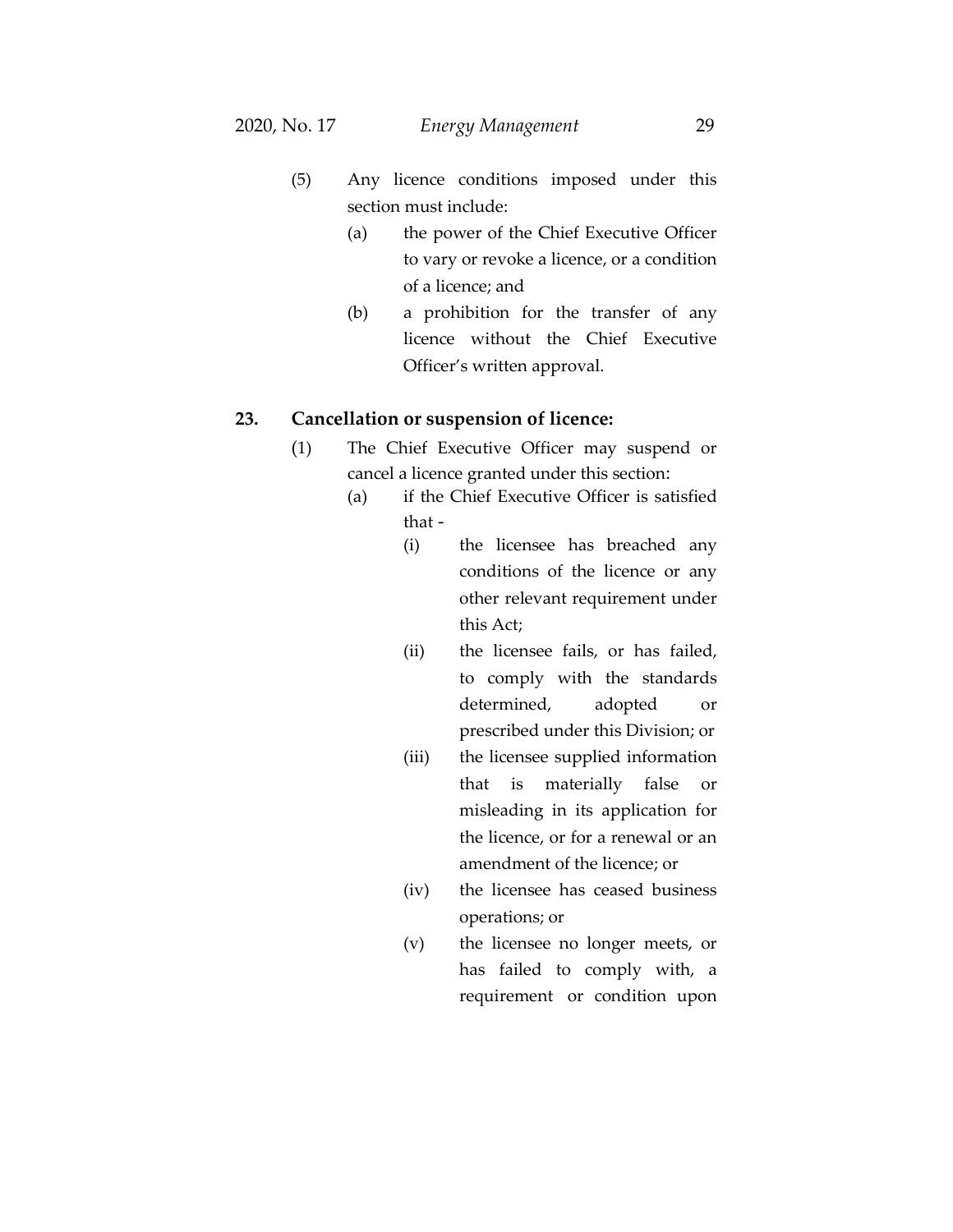(5) Any licence conditions imposed under this section must include:

(a) the power of the Chief Executive Officer to vary or revoke a licence, or a condition of a licence; and

(b) a prohibition for the transfer of any licence without the Chief Executive Officer's written approval.

## 23. Cancellation or suspension of licence:

(1) The Chief Executive Officer may suspend or cancel a licence granted under this section:

(a) if the Chief Executive Officer is satisfied that -

(i) the licensee has breached any conditions of the licence or any other relevant requirement under this Act;

(ii) the licensee fails, or has failed, to comply with the standards determined, adopted or prescribed under this Division; or

(iii) the licensee supplied information that is materially false or misleading in its application for the licence, or for a renewal or an amendment of the licence; or

(iv) the licensee has ceased business operations; or

(v) the licensee no longer meets, or has failed to comply with, a requirement or condition upon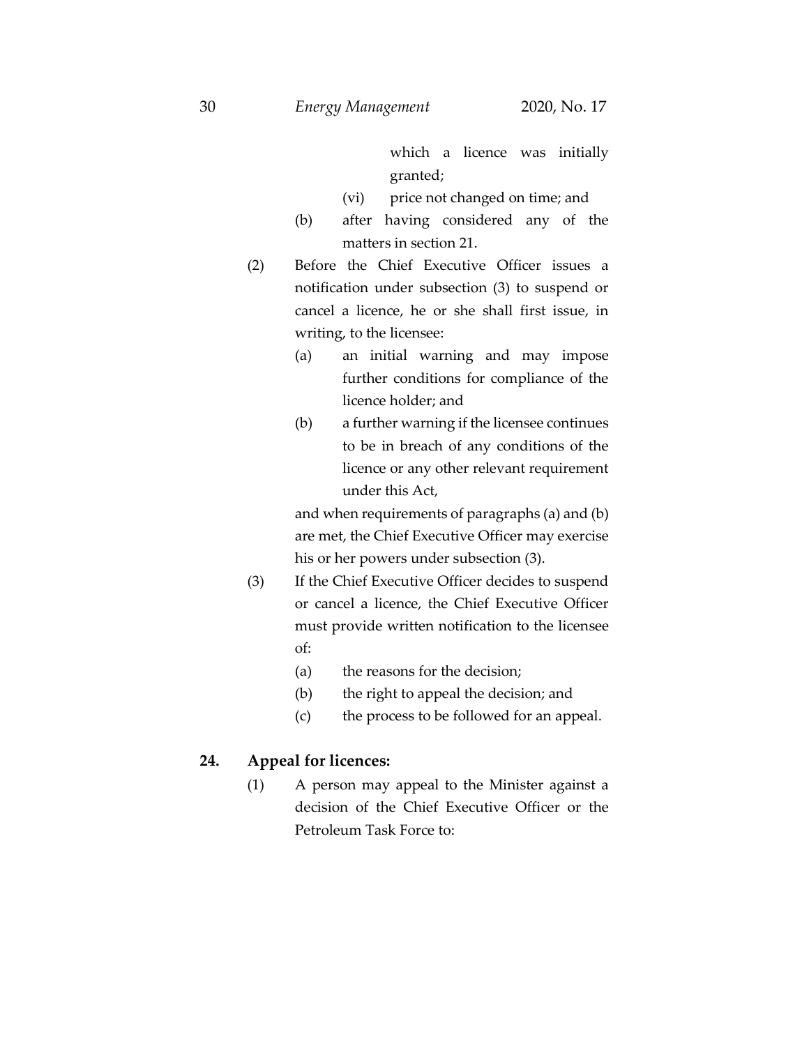which a licence was initially granted;

(vi) price not changed on time; and

(b) after having considered any of the matters in section 21.

(2) Before the Chief Executive Officer issues a notification under subsection (3) to suspend or cancel a licence, he or she shall first issue, in writing, to the licensee:

(a) an initial warning and may impose further conditions for compliance of the licence holder; and

(b) a further warning if the licensee continues to be in breach of any conditions of the licence or any other relevant requirement under this Act,

and when requirements of paragraphs (a) and (b) are met, the Chief Executive Officer may exercise his or her powers under subsection (3).

(3) If the Chief Executive Officer decides to suspend or cancel a licence, the Chief Executive Officer must provide written notification to the licensee of:

(a) the reasons for the decision;

(b) the right to appeal the decision; and

(c) the process to be followed for an appeal.

## 24. Appeal for licences:

(1) A person may appeal to the Minister against a decision of the Chief Executive Officer or the Petroleum Task Force to: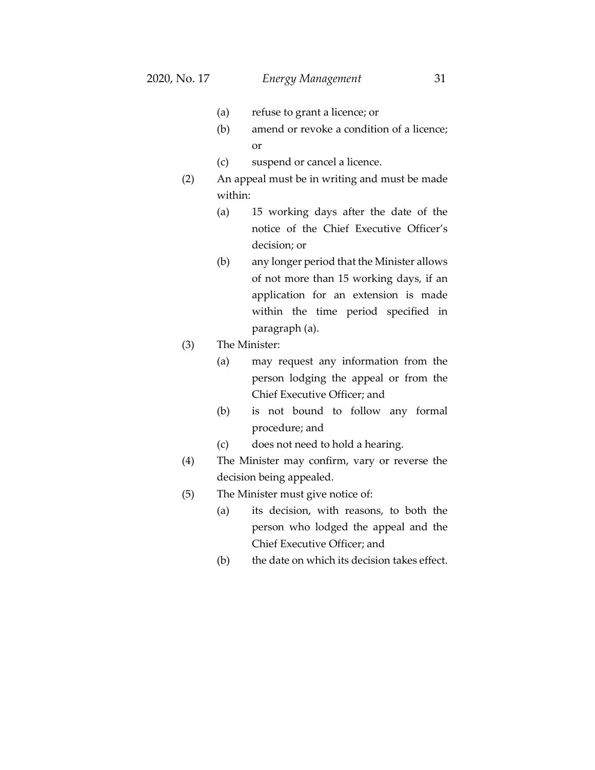(a) refuse to grant a licence; or

(b) amend or revoke a condition of a licence; or

(c) suspend or cancel a licence.

(2) An appeal must be in writing and must be made within:

(a) 15 working days after the date of the notice of the Chief Executive Officer's decision; or

(b) any longer period that the Minister allows of not more than 15 working days, if an application for an extension is made within the time period specified in paragraph (a).

(3) The Minister:

(a) may request any information from the person lodging the appeal or from the Chief Executive Officer; and

(b) is not bound to follow any formal procedure; and

(c) does not need to hold a hearing.

(4) The Minister may confirm, vary or reverse the decision being appealed.

(5) The Minister must give notice of:

(a) its decision, with reasons, to both the person who lodged the appeal and the Chief Executive Officer; and

(b) the date on which its decision takes effect.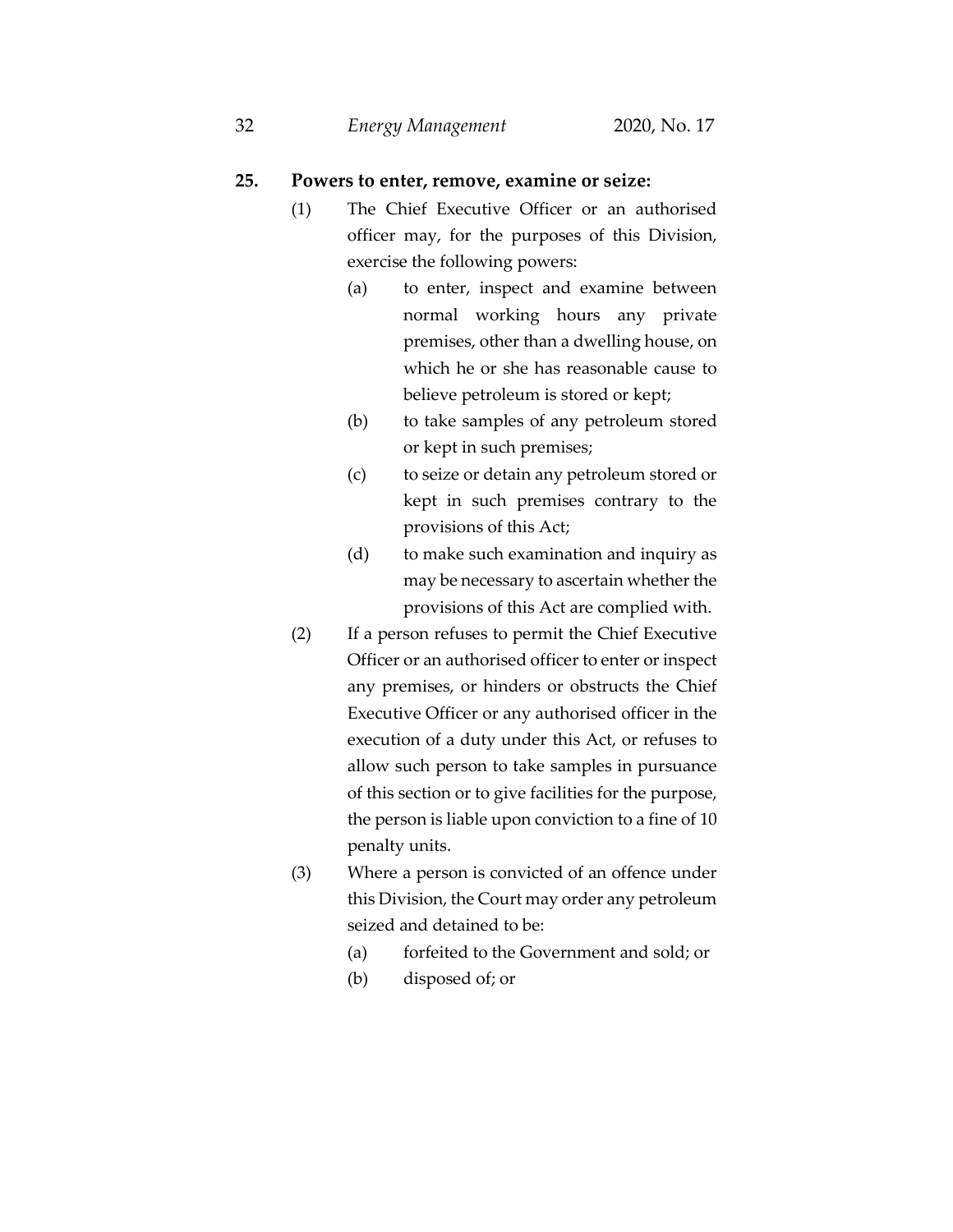**25. Powers to enter, remove, examine or seize:**

(1) The Chief Executive Officer or an authorised officer may, for the purposes of this Division, exercise the following powers:

(a) to enter, inspect and examine between normal working hours any private premises, other than a dwelling house, on which he or she has reasonable cause to believe petroleum is stored or kept;

(b) to take samples of any petroleum stored or kept in such premises;

(c) to seize or detain any petroleum stored or kept in such premises contrary to the provisions of this Act;

(d) to make such examination and inquiry as may be necessary to ascertain whether the provisions of this Act are complied with.

(2) If a person refuses to permit the Chief Executive Officer or an authorised officer to enter or inspect any premises, or hinders or obstructs the Chief Executive Officer or any authorised officer in the execution of a duty under this Act, or refuses to allow such person to take samples in pursuance of this section or to give facilities for the purpose, the person is liable upon conviction to a fine of 10 penalty units.

(3) Where a person is convicted of an offence under this Division, the Court may order any petroleum seized and detained to be:

(a) forfeited to the Government and sold; or

(b) disposed of; or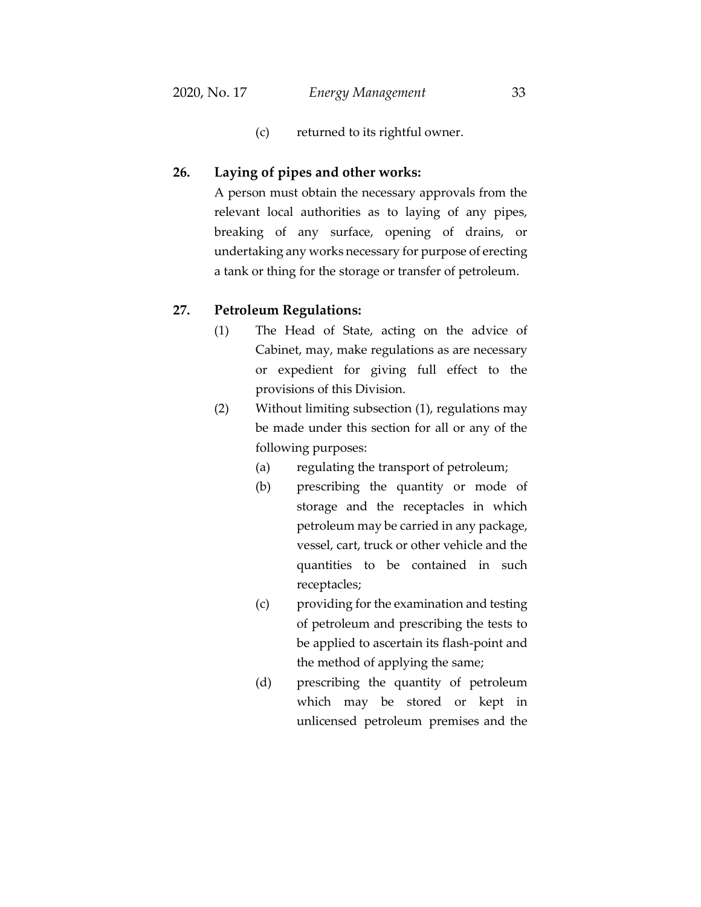(c) returned to its rightful owner.

**26. Laying of pipes and other works:**

A person must obtain the necessary approvals from the relevant local authorities as to laying of any pipes, breaking of any surface, opening of drains, or undertaking any works necessary for purpose of erecting a tank or thing for the storage or transfer of petroleum.

**27. Petroleum Regulations:**

(1) The Head of State, acting on the advice of Cabinet, may, make regulations as are necessary or expedient for giving full effect to the provisions of this Division.

(2) Without limiting subsection (1), regulations may be made under this section for all or any of the following purposes:

(a) regulating the transport of petroleum;

(b) prescribing the quantity or mode of storage and the receptacles in which petroleum may be carried in any package, vessel, cart, truck or other vehicle and the quantities to be contained in such receptacles;

(c) providing for the examination and testing of petroleum and prescribing the tests to be applied to ascertain its flash-point and the method of applying the same;

(d) prescribing the quantity of petroleum which may be stored or kept in unlicensed petroleum premises and the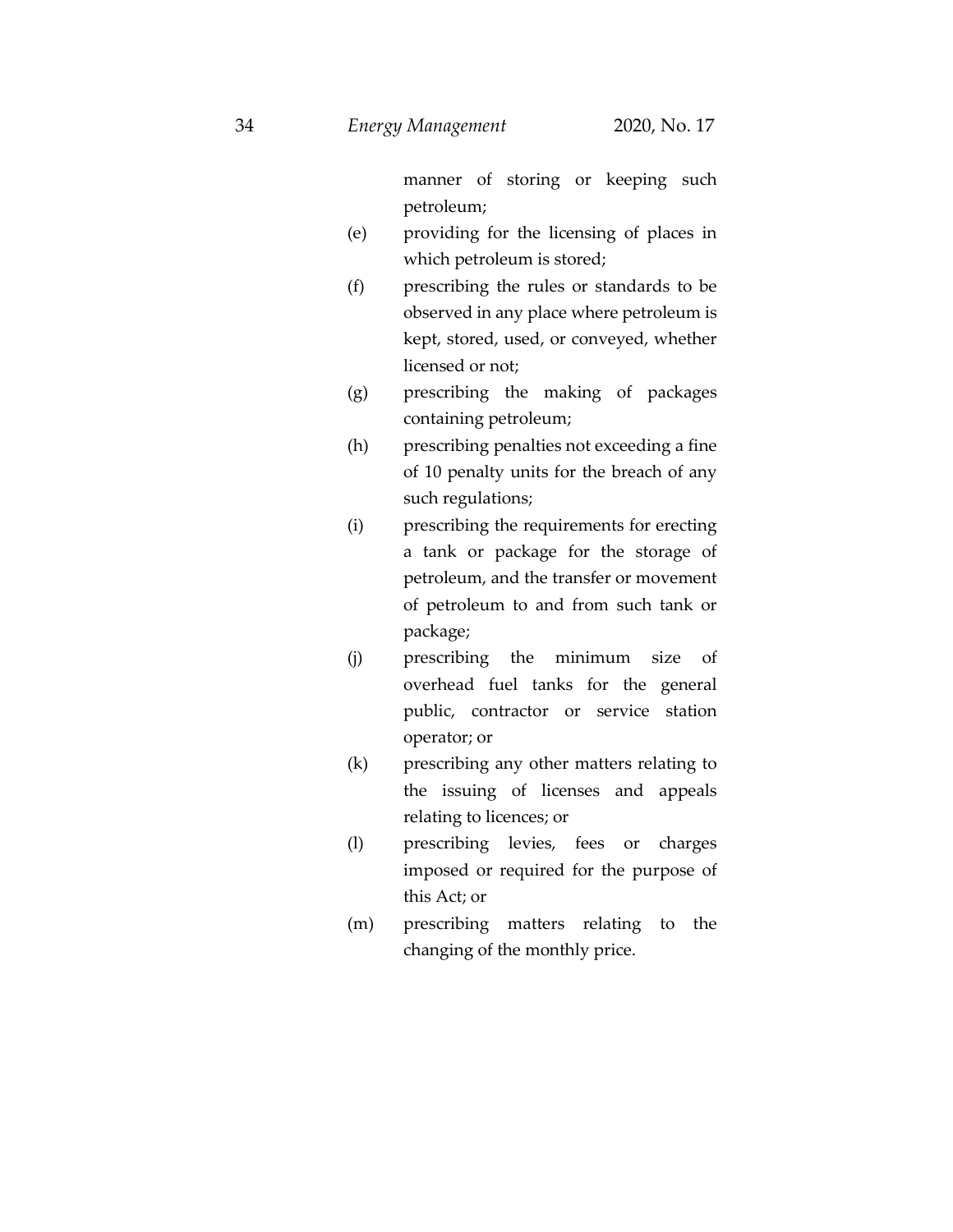manner of storing or keeping such petroleum;

(e) providing for the licensing of places in which petroleum is stored;

(f) prescribing the rules or standards to be observed in any place where petroleum is kept, stored, used, or conveyed, whether licensed or not;

(g) prescribing the making of packages containing petroleum;

(h) prescribing penalties not exceeding a fine of 10 penalty units for the breach of any such regulations;

(i) prescribing the requirements for erecting a tank or package for the storage of petroleum, and the transfer or movement of petroleum to and from such tank or package;

(j) prescribing the minimum size of overhead fuel tanks for the general public, contractor or service station operator; or

(k) prescribing any other matters relating to the issuing of licenses and appeals relating to licences; or

(l) prescribing levies, fees or charges imposed or required for the purpose of this Act; or

(m) prescribing matters relating to the changing of the monthly price.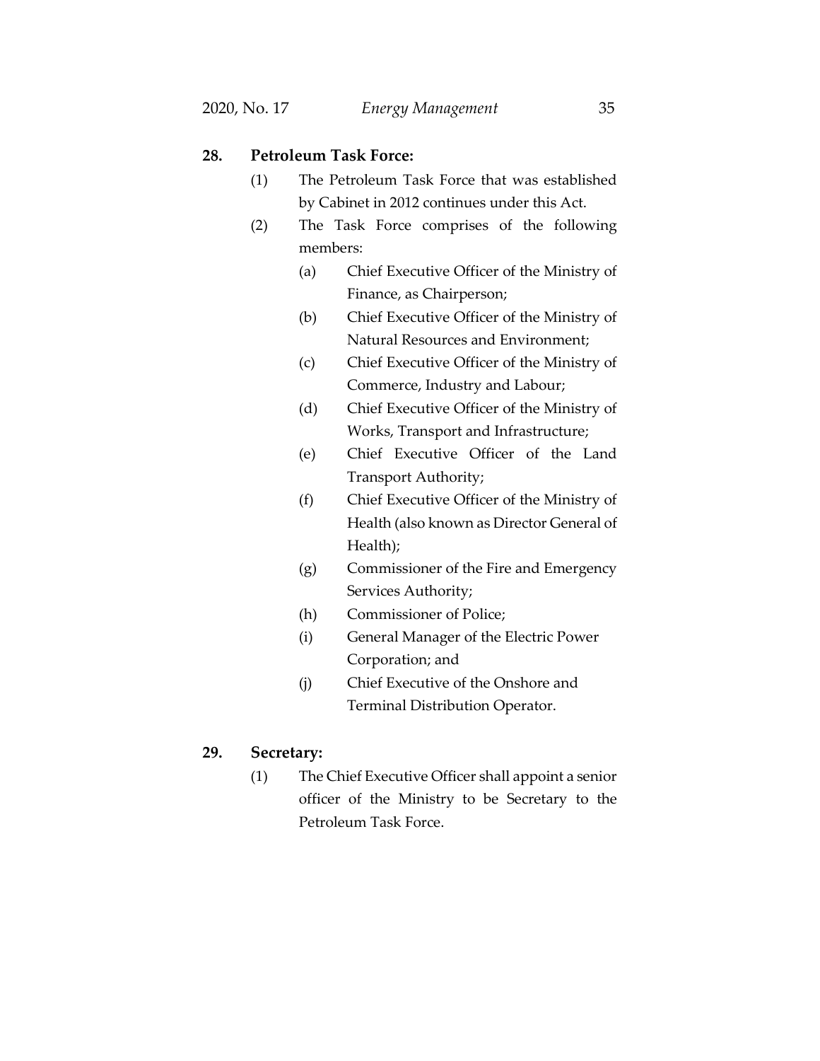**28. Petroleum Task Force:**

(1) The Petroleum Task Force that was established by Cabinet in 2012 continues under this Act.

(2) The Task Force comprises of the following members:

(a) Chief Executive Officer of the Ministry of Finance, as Chairperson;

(b) Chief Executive Officer of the Ministry of Natural Resources and Environment;

(c) Chief Executive Officer of the Ministry of Commerce, Industry and Labour;

(d) Chief Executive Officer of the Ministry of Works, Transport and Infrastructure;

(e) Chief Executive Officer of the Land Transport Authority;

(f) Chief Executive Officer of the Ministry of Health (also known as Director General of Health);

(g) Commissioner of the Fire and Emergency Services Authority;

(h) Commissioner of Police;

(i) General Manager of the Electric Power Corporation; and

(j) Chief Executive of the Onshore and Terminal Distribution Operator.

**29. Secretary:**

(1) The Chief Executive Officer shall appoint a senior officer of the Ministry to be Secretary to the Petroleum Task Force.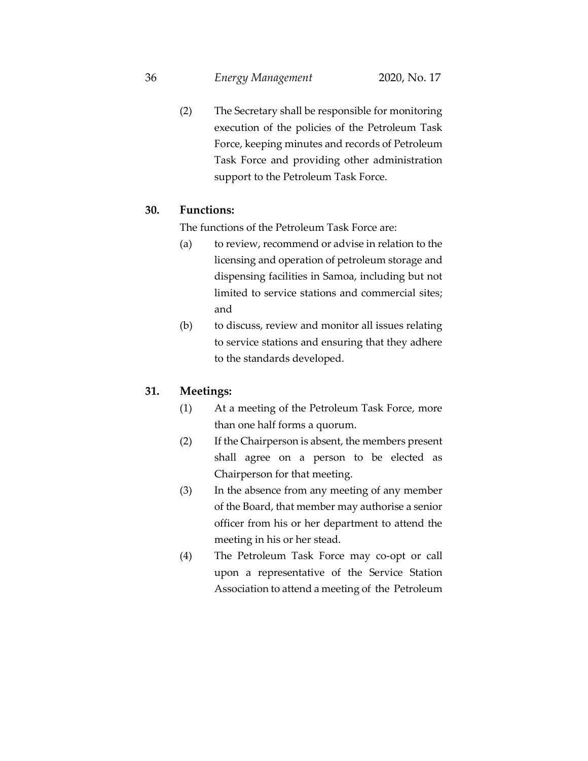(2) The Secretary shall be responsible for monitoring execution of the policies of the Petroleum Task Force, keeping minutes and records of Petroleum Task Force and providing other administration support to the Petroleum Task Force.

**30. Functions:**

The functions of the Petroleum Task Force are:

(a) to review, recommend or advise in relation to the licensing and operation of petroleum storage and dispensing facilities in Samoa, including but not limited to service stations and commercial sites; and

(b) to discuss, review and monitor all issues relating to service stations and ensuring that they adhere to the standards developed.

**31. Meetings:**

(1) At a meeting of the Petroleum Task Force, more than one half forms a quorum.

(2) If the Chairperson is absent, the members present shall agree on a person to be elected as Chairperson for that meeting.

(3) In the absence from any meeting of any member of the Board, that member may authorise a senior officer from his or her department to attend the meeting in his or her stead.

(4) The Petroleum Task Force may co-opt or call upon a representative of the Service Station Association to attend a meeting of the Petroleum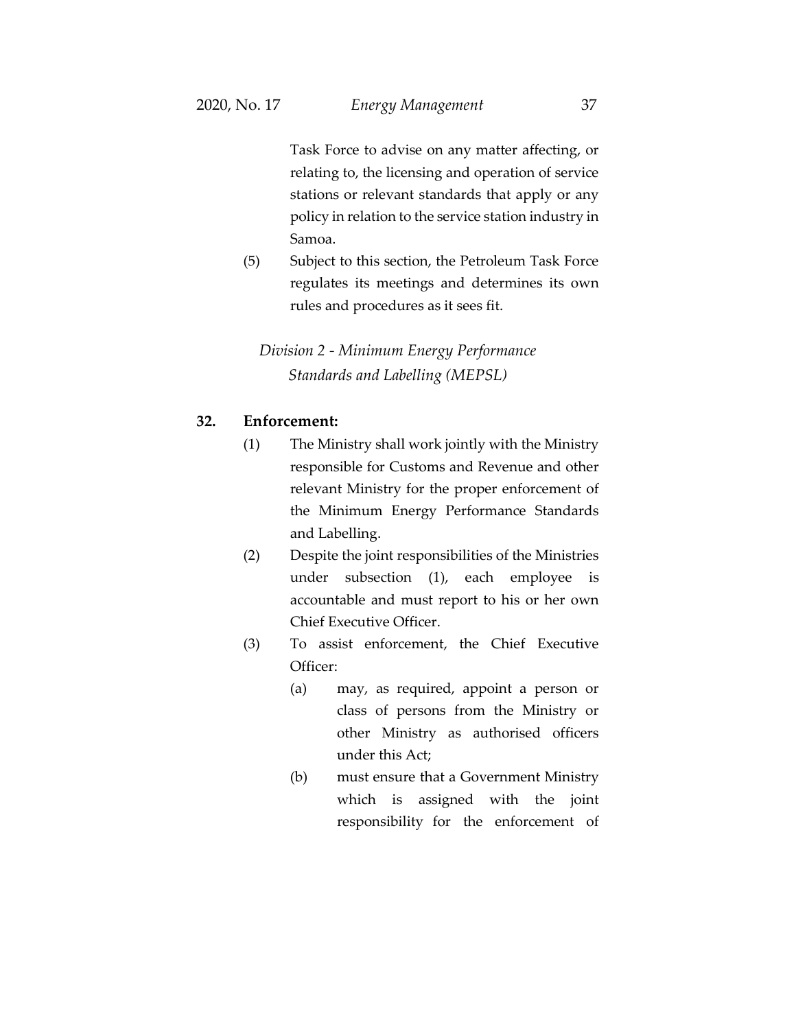Task Force to advise on any matter affecting, or relating to, the licensing and operation of service stations or relevant standards that apply or any policy in relation to the service station industry in Samoa.

(5) Subject to this section, the Petroleum Task Force regulates its meetings and determines its own rules and procedures as it sees fit.

*Division 2 - Minimum Energy Performance Standards and Labelling (MEPSL)*

**32. Enforcement:**

(1) The Ministry shall work jointly with the Ministry responsible for Customs and Revenue and other relevant Ministry for the proper enforcement of the Minimum Energy Performance Standards and Labelling.

(2) Despite the joint responsibilities of the Ministries under subsection (1), each employee is accountable and must report to his or her own Chief Executive Officer.

(3) To assist enforcement, the Chief Executive Officer:

(a) may, as required, appoint a person or class of persons from the Ministry or other Ministry as authorised officers under this Act;

(b) must ensure that a Government Ministry which is assigned with the joint responsibility for the enforcement of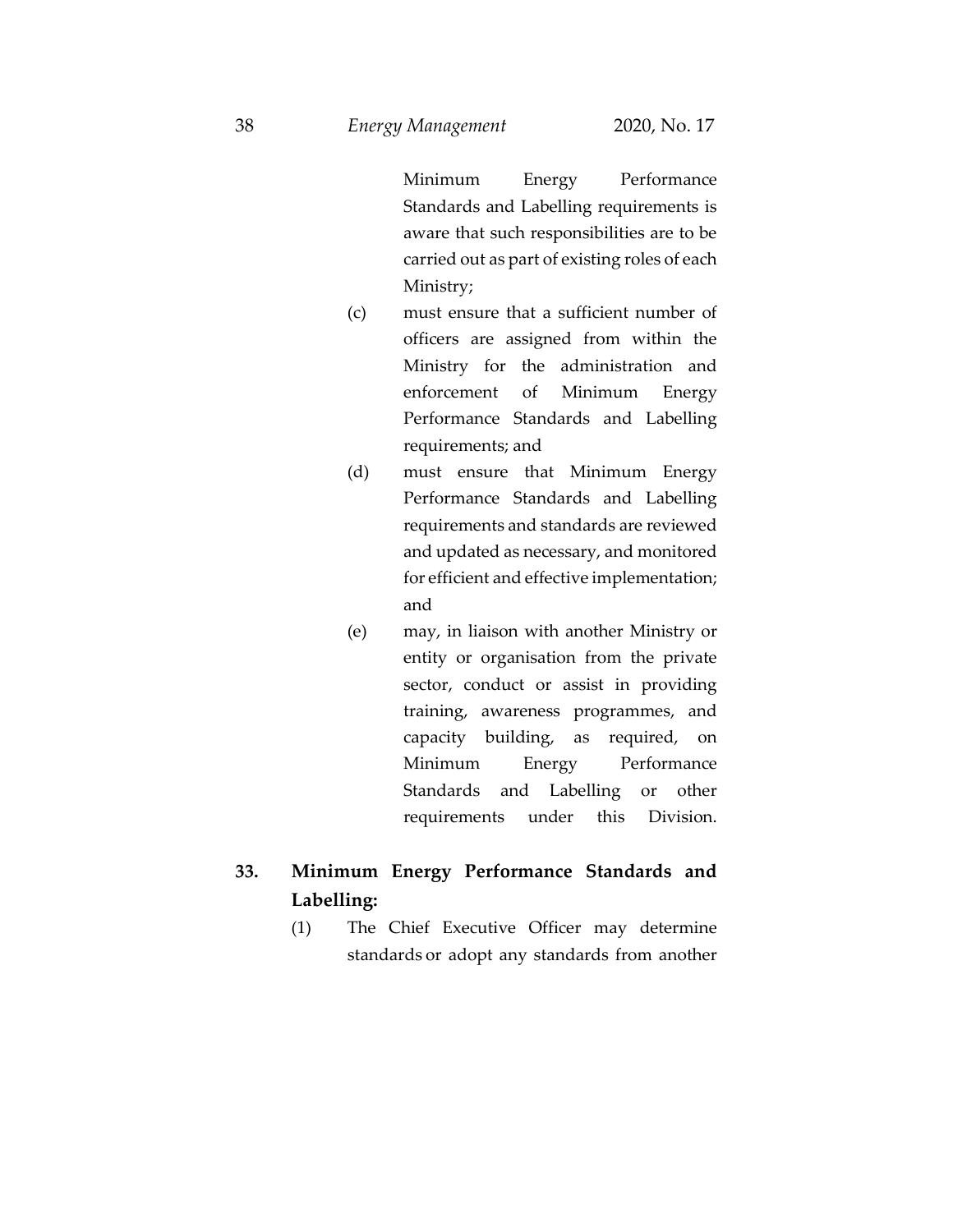Minimum Energy Performance Standards and Labelling requirements is aware that such responsibilities are to be carried out as part of existing roles of each Ministry;

(c) must ensure that a sufficient number of officers are assigned from within the Ministry for the administration and enforcement of Minimum Energy Performance Standards and Labelling requirements; and

(d) must ensure that Minimum Energy Performance Standards and Labelling requirements and standards are reviewed and updated as necessary, and monitored for efficient and effective implementation; and

(e) may, in liaison with another Ministry or entity or organisation from the private sector, conduct or assist in providing training, awareness programmes, and capacity building, as required, on Minimum Energy Performance Standards and Labelling or other requirements under this Division.

**33. Minimum Energy Performance Standards and Labelling:**

(1) The Chief Executive Officer may determine standards or adopt any standards from another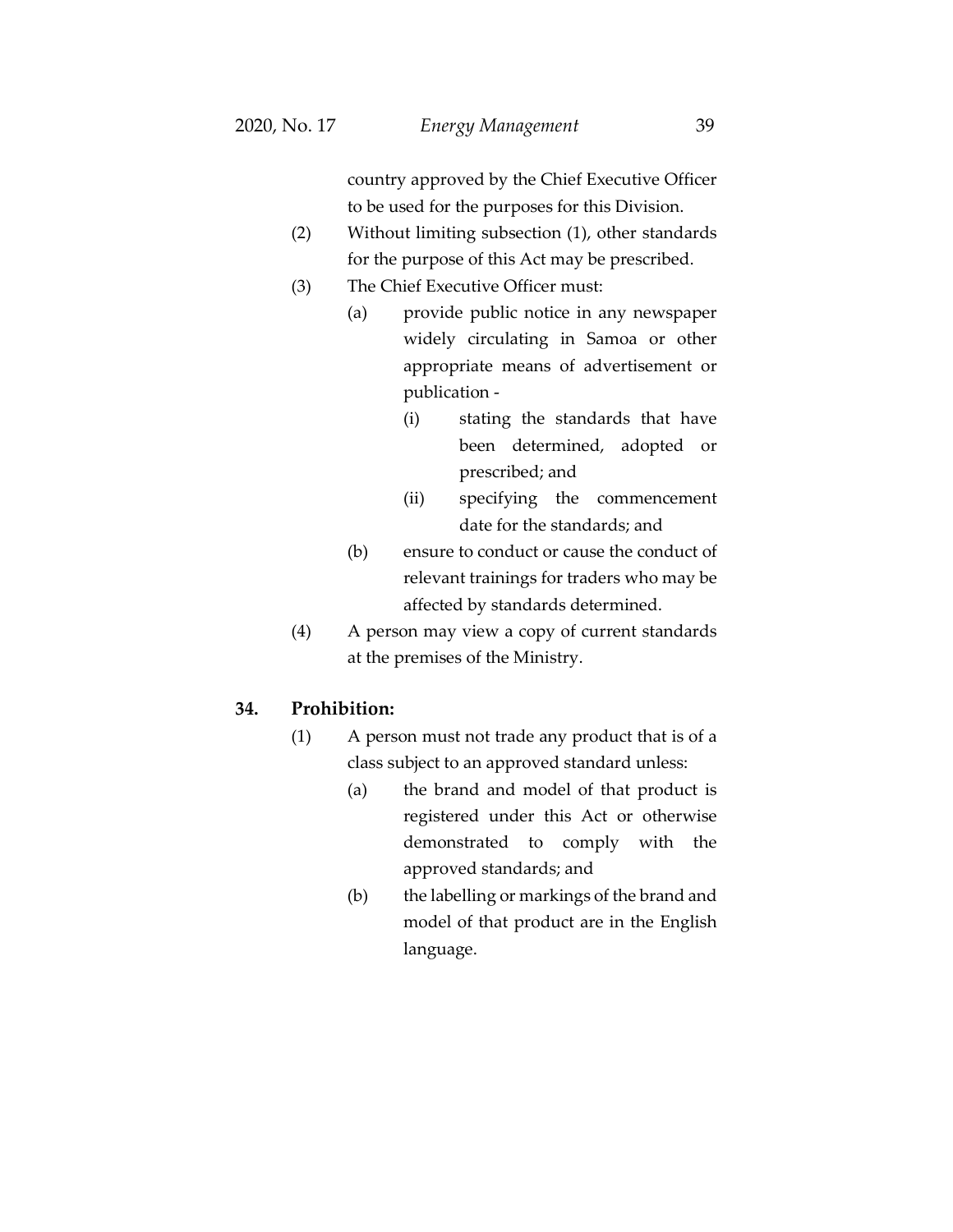country approved by the Chief Executive Officer to be used for the purposes for this Division.

(2) Without limiting subsection (1), other standards for the purpose of this Act may be prescribed.

(3) The Chief Executive Officer must:

(a) provide public notice in any newspaper widely circulating in Samoa or other appropriate means of advertisement or publication -

(i) stating the standards that have been determined, adopted or prescribed; and

(ii) specifying the commencement date for the standards; and

(b) ensure to conduct or cause the conduct of relevant trainings for traders who may be affected by standards determined.

(4) A person may view a copy of current standards at the premises of the Ministry.

**34. Prohibition:**

(1) A person must not trade any product that is of a class subject to an approved standard unless:

(a) the brand and model of that product is registered under this Act or otherwise demonstrated to comply with the approved standards; and

(b) the labelling or markings of the brand and model of that product are in the English language.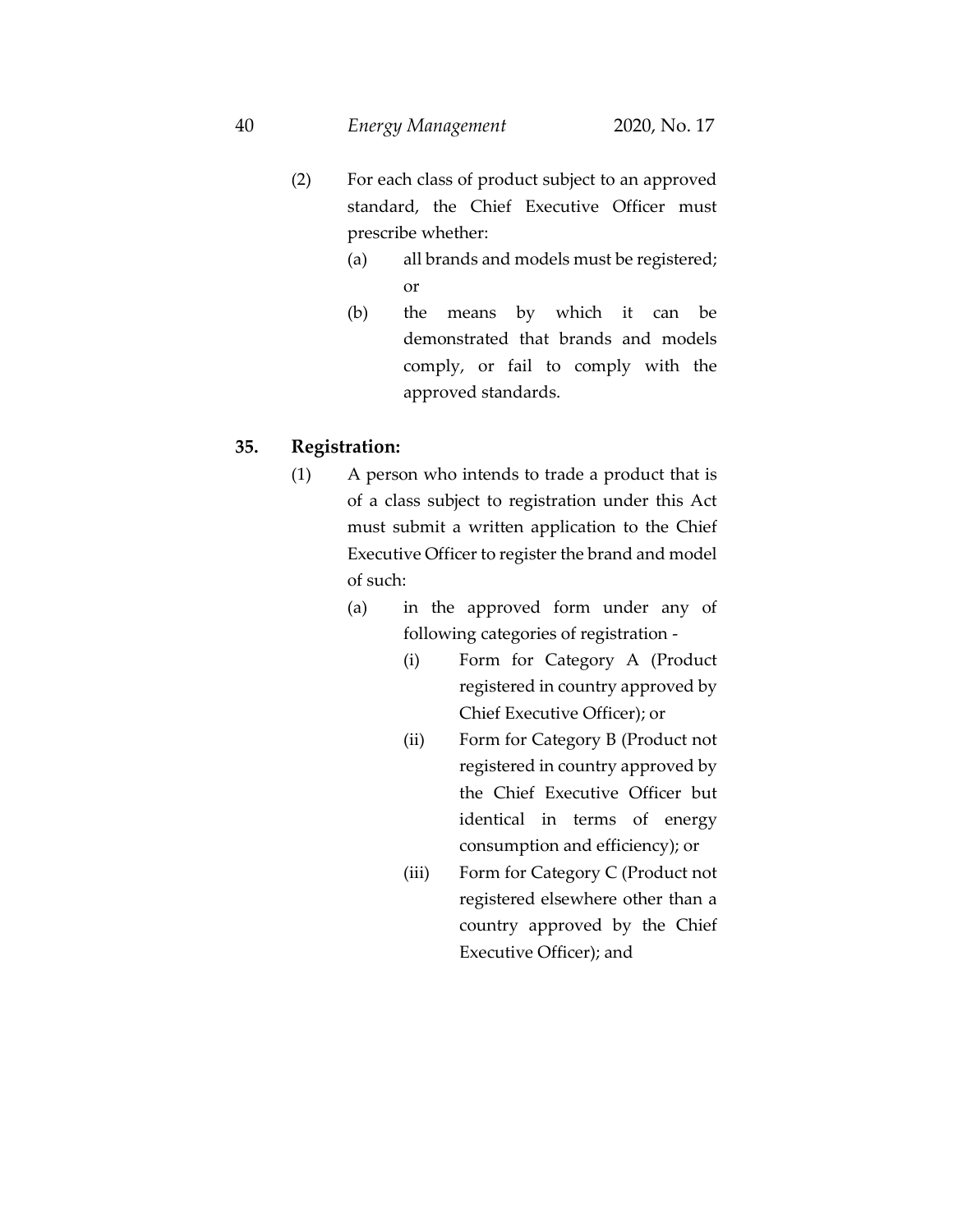(2) For each class of product subject to an approved standard, the Chief Executive Officer must prescribe whether:

(a) all brands and models must be registered; or

(b) the means by which it can be demonstrated that brands and models comply, or fail to comply with the approved standards.

**35. Registration:**

(1) A person who intends to trade a product that is of a class subject to registration under this Act must submit a written application to the Chief Executive Officer to register the brand and model of such:

(a) in the approved form under any of following categories of registration -

(i) Form for Category A (Product registered in country approved by Chief Executive Officer); or

(ii) Form for Category B (Product not registered in country approved by the Chief Executive Officer but identical in terms of energy consumption and efficiency); or

(iii) Form for Category C (Product not registered elsewhere other than a country approved by the Chief Executive Officer); and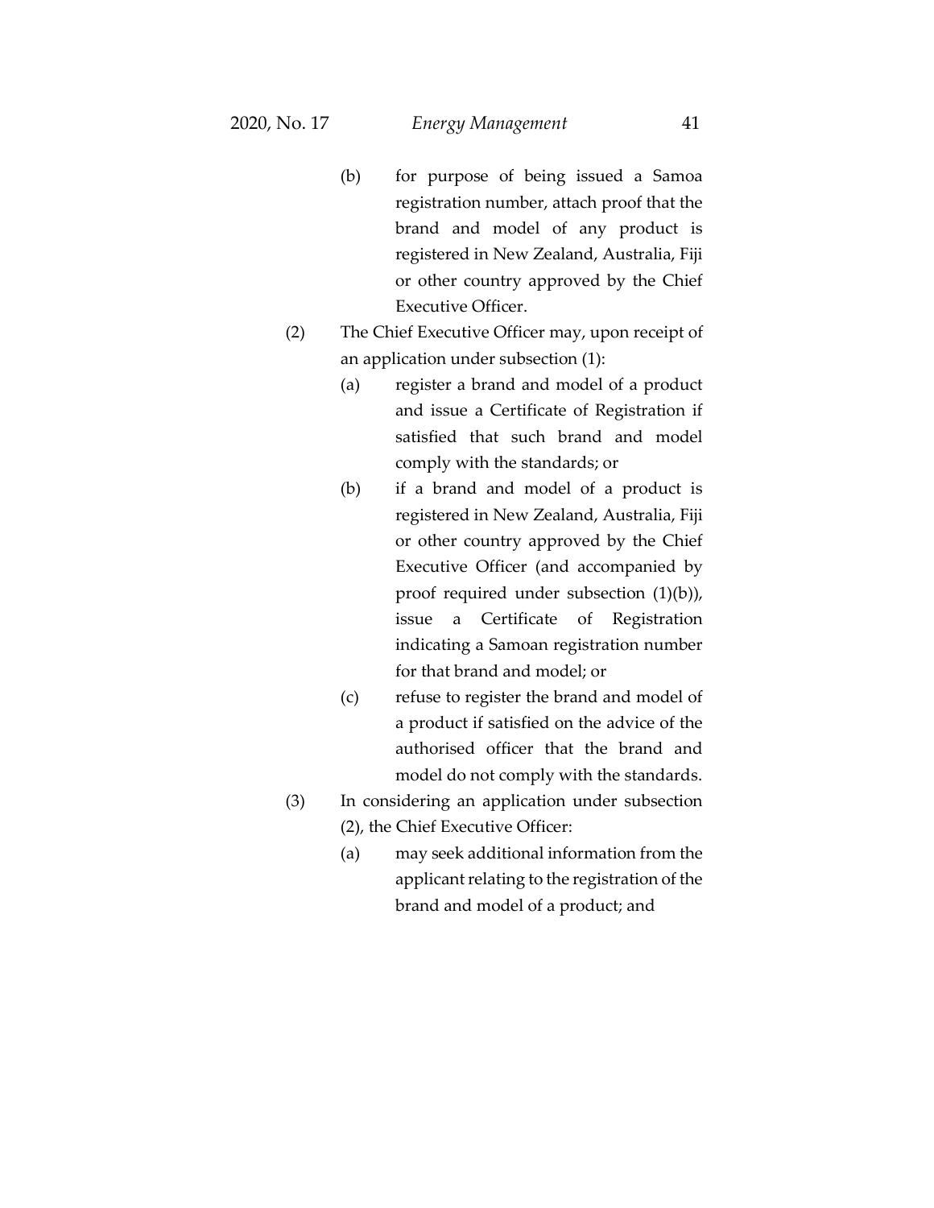(b) for purpose of being issued a Samoa registration number, attach proof that the brand and model of any product is registered in New Zealand, Australia, Fiji or other country approved by the Chief Executive Officer.

(2) The Chief Executive Officer may, upon receipt of an application under subsection (1):

(a) register a brand and model of a product and issue a Certificate of Registration if satisfied that such brand and model comply with the standards; or

(b) if a brand and model of a product is registered in New Zealand, Australia, Fiji or other country approved by the Chief Executive Officer (and accompanied by proof required under subsection (1)(b)), issue a Certificate of Registration indicating a Samoan registration number for that brand and model; or

(c) refuse to register the brand and model of a product if satisfied on the advice of the authorised officer that the brand and model do not comply with the standards.

(3) In considering an application under subsection (2), the Chief Executive Officer:

(a) may seek additional information from the applicant relating to the registration of the brand and model of a product; and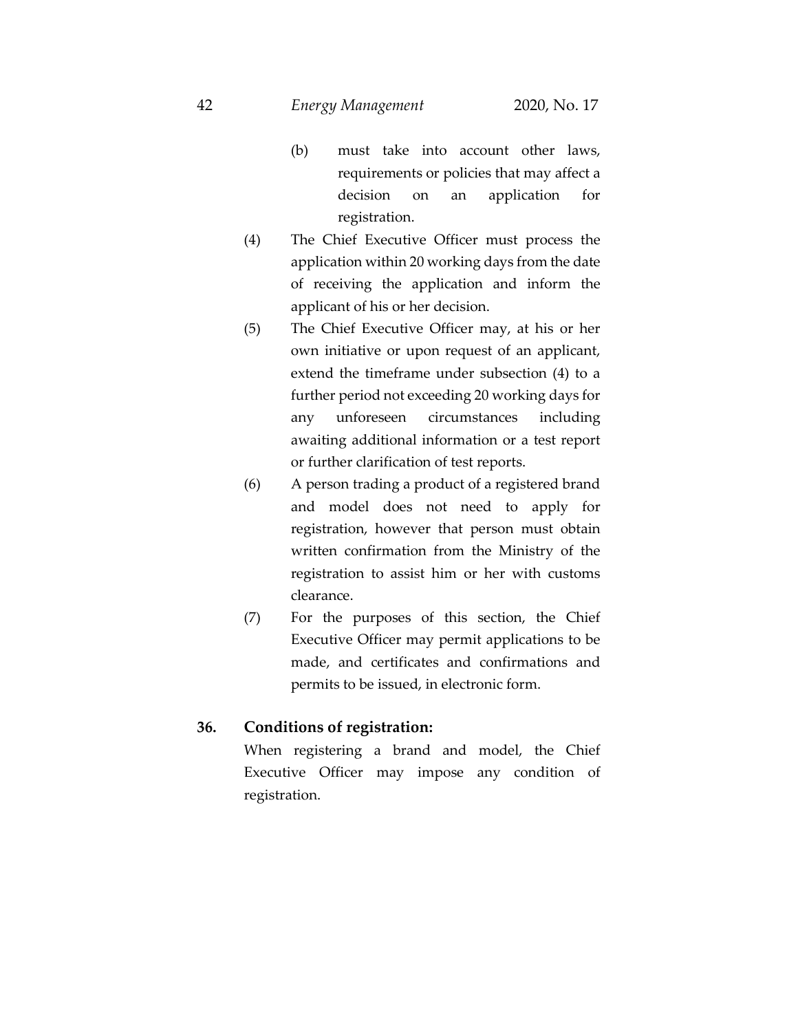(b) must take into account other laws, requirements or policies that may affect a decision on an application for registration.

(4) The Chief Executive Officer must process the application within 20 working days from the date of receiving the application and inform the applicant of his or her decision.

(5) The Chief Executive Officer may, at his or her own initiative or upon request of an applicant, extend the timeframe under subsection (4) to a further period not exceeding 20 working days for any unforeseen circumstances including awaiting additional information or a test report or further clarification of test reports.

(6) A person trading a product of a registered brand and model does not need to apply for registration, however that person must obtain written confirmation from the Ministry of the registration to assist him or her with customs clearance.

(7) For the purposes of this section, the Chief Executive Officer may permit applications to be made, and certificates and confirmations and permits to be issued, in electronic form.

**36. Conditions of registration:**

When registering a brand and model, the Chief Executive Officer may impose any condition of registration.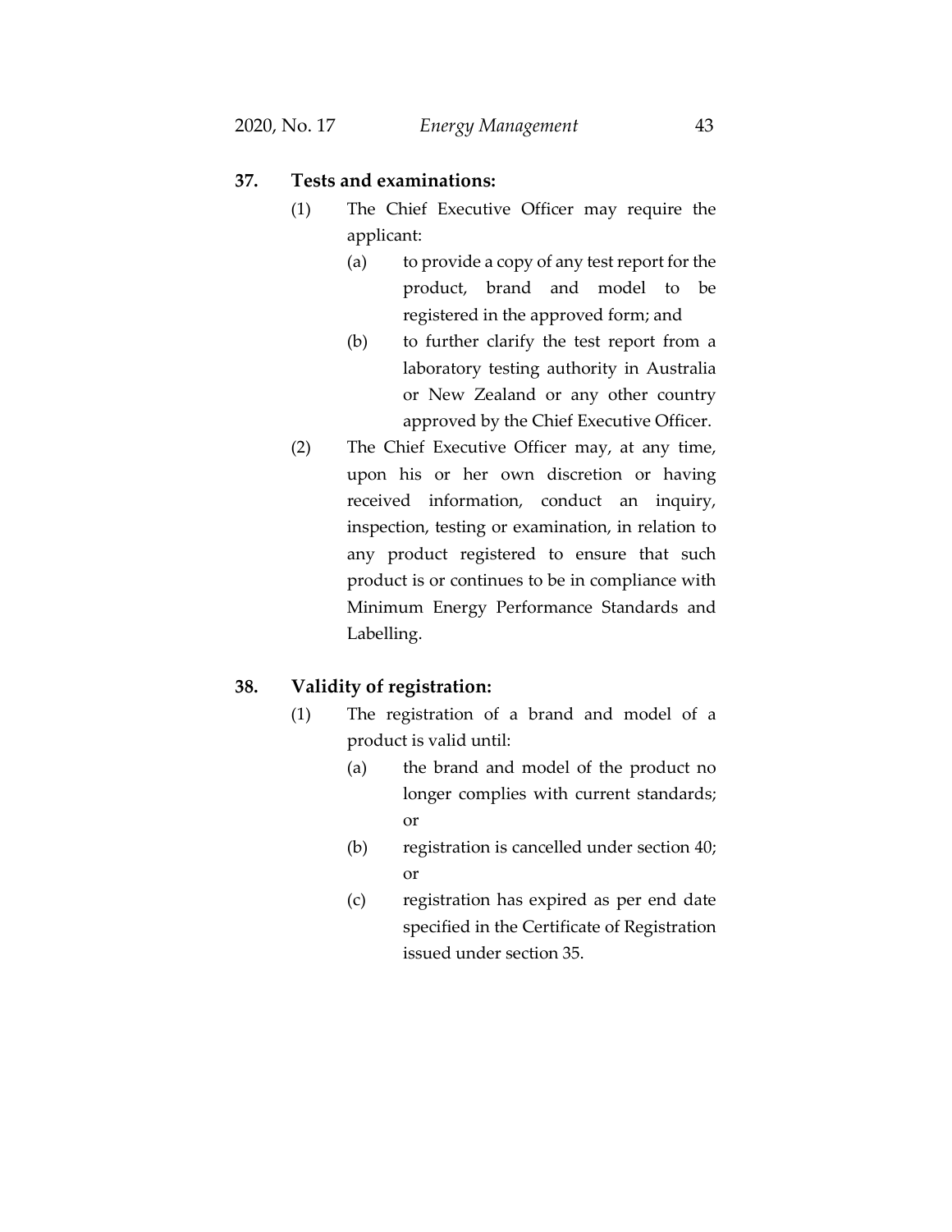**37. Tests and examinations:**

(1) The Chief Executive Officer may require the applicant:

(a) to provide a copy of any test report for the product, brand and model to be registered in the approved form; and

(b) to further clarify the test report from a laboratory testing authority in Australia or New Zealand or any other country approved by the Chief Executive Officer.

(2) The Chief Executive Officer may, at any time, upon his or her own discretion or having received information, conduct an inquiry, inspection, testing or examination, in relation to any product registered to ensure that such product is or continues to be in compliance with Minimum Energy Performance Standards and Labelling.

**38. Validity of registration:**

(1) The registration of a brand and model of a product is valid until:

(a) the brand and model of the product no longer complies with current standards; or

(b) registration is cancelled under section 40; or

(c) registration has expired as per end date specified in the Certificate of Registration issued under section 35.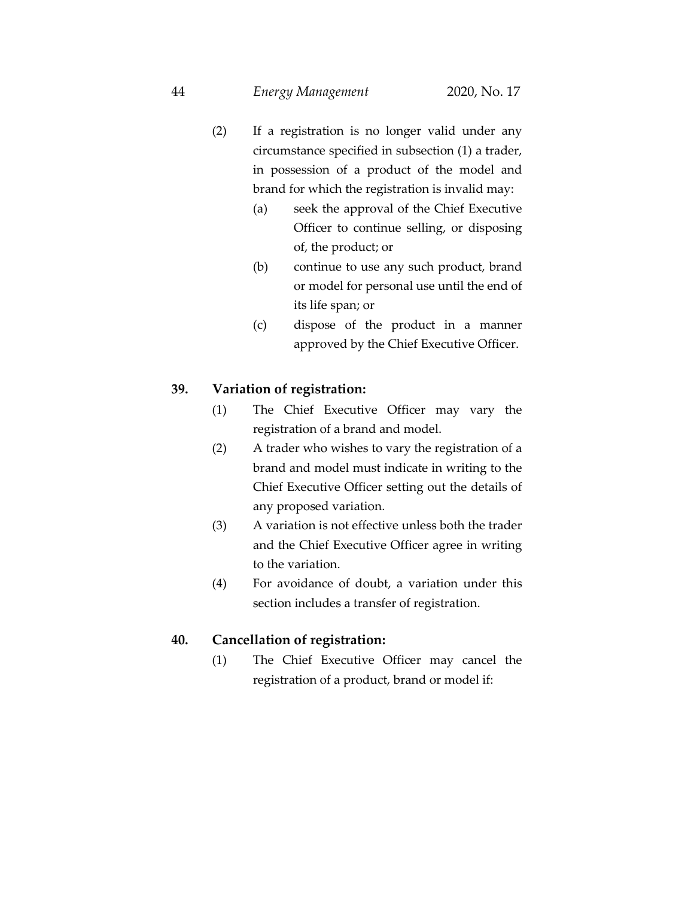(2) If a registration is no longer valid under any circumstance specified in subsection (1) a trader, in possession of a product of the model and brand for which the registration is invalid may:

(a) seek the approval of the Chief Executive Officer to continue selling, or disposing of, the product; or

(b) continue to use any such product, brand or model for personal use until the end of its life span; or

(c) dispose of the product in a manner approved by the Chief Executive Officer.

## 39. Variation of registration:

(1) The Chief Executive Officer may vary the registration of a brand and model.

(2) A trader who wishes to vary the registration of a brand and model must indicate in writing to the Chief Executive Officer setting out the details of any proposed variation.

(3) A variation is not effective unless both the trader and the Chief Executive Officer agree in writing to the variation.

(4) For avoidance of doubt, a variation under this section includes a transfer of registration.

## 40. Cancellation of registration:

(1) The Chief Executive Officer may cancel the registration of a product, brand or model if: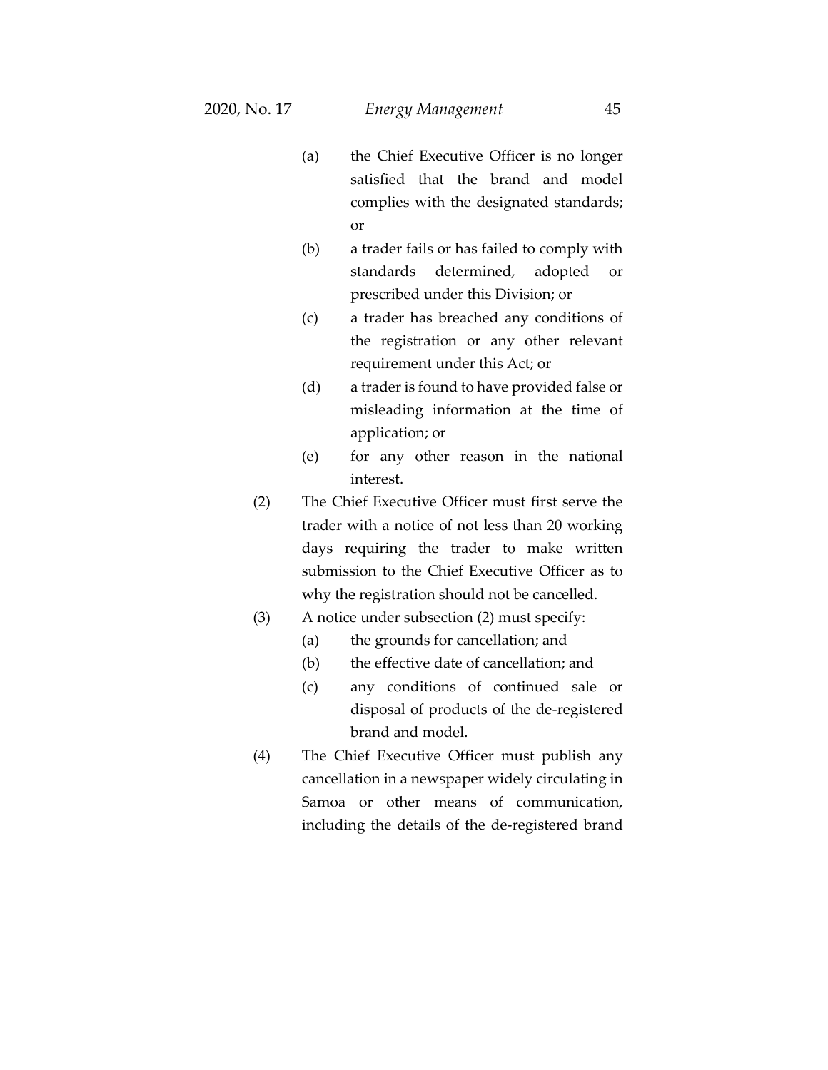(a) the Chief Executive Officer is no longer satisfied that the brand and model complies with the designated standards; or

(b) a trader fails or has failed to comply with standards determined, adopted or prescribed under this Division; or

(c) a trader has breached any conditions of the registration or any other relevant requirement under this Act; or

(d) a trader is found to have provided false or misleading information at the time of application; or

(e) for any other reason in the national interest.

(2) The Chief Executive Officer must first serve the trader with a notice of not less than 20 working days requiring the trader to make written submission to the Chief Executive Officer as to why the registration should not be cancelled.

(3) A notice under subsection (2) must specify:

(a) the grounds for cancellation; and

(b) the effective date of cancellation; and

(c) any conditions of continued sale or disposal of products of the de-registered brand and model.

(4) The Chief Executive Officer must publish any cancellation in a newspaper widely circulating in Samoa or other means of communication, including the details of the de-registered brand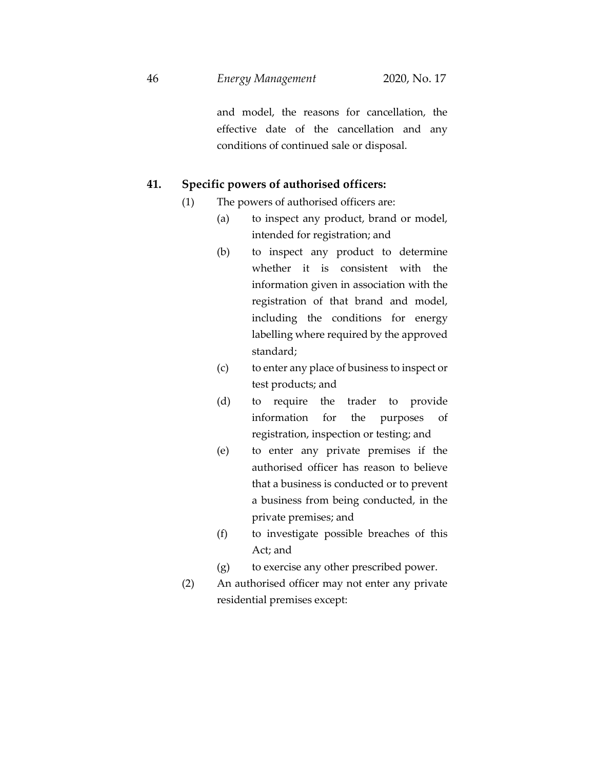and model, the reasons for cancellation, the effective date of the cancellation and any conditions of continued sale or disposal.

**41. Specific powers of authorised officers:**

(1) The powers of authorised officers are:

(a) to inspect any product, brand or model, intended for registration; and

(b) to inspect any product to determine whether it is consistent with the information given in association with the registration of that brand and model, including the conditions for energy labelling where required by the approved standard;

(c) to enter any place of business to inspect or test products; and

(d) to require the trader to provide information for the purposes of registration, inspection or testing; and

(e) to enter any private premises if the authorised officer has reason to believe that a business is conducted or to prevent a business from being conducted, in the private premises; and

(f) to investigate possible breaches of this Act; and

(g) to exercise any other prescribed power.

(2) An authorised officer may not enter any private residential premises except: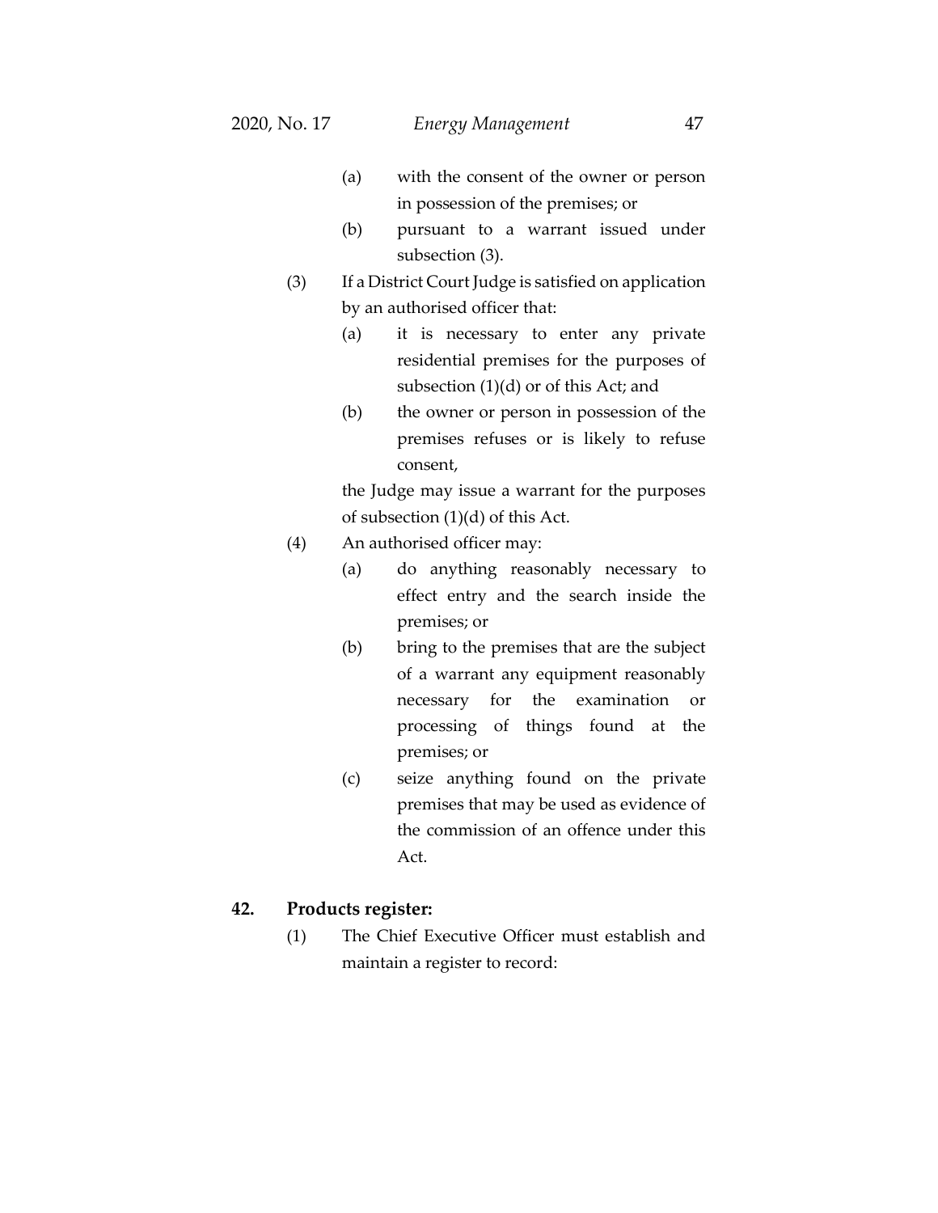(a) with the consent of the owner or person in possession of the premises; or

(b) pursuant to a warrant issued under subsection (3).

(3) If a District Court Judge is satisfied on application by an authorised officer that:

(a) it is necessary to enter any private residential premises for the purposes of subsection (1)(d) or of this Act; and

(b) the owner or person in possession of the premises refuses or is likely to refuse consent,

the Judge may issue a warrant for the purposes of subsection (1)(d) of this Act.

(4) An authorised officer may:

(a) do anything reasonably necessary to effect entry and the search inside the premises; or

(b) bring to the premises that are the subject of a warrant any equipment reasonably necessary for the examination or processing of things found at the premises; or

(c) seize anything found on the private premises that may be used as evidence of the commission of an offence under this Act.

**42. Products register:**

(1) The Chief Executive Officer must establish and maintain a register to record: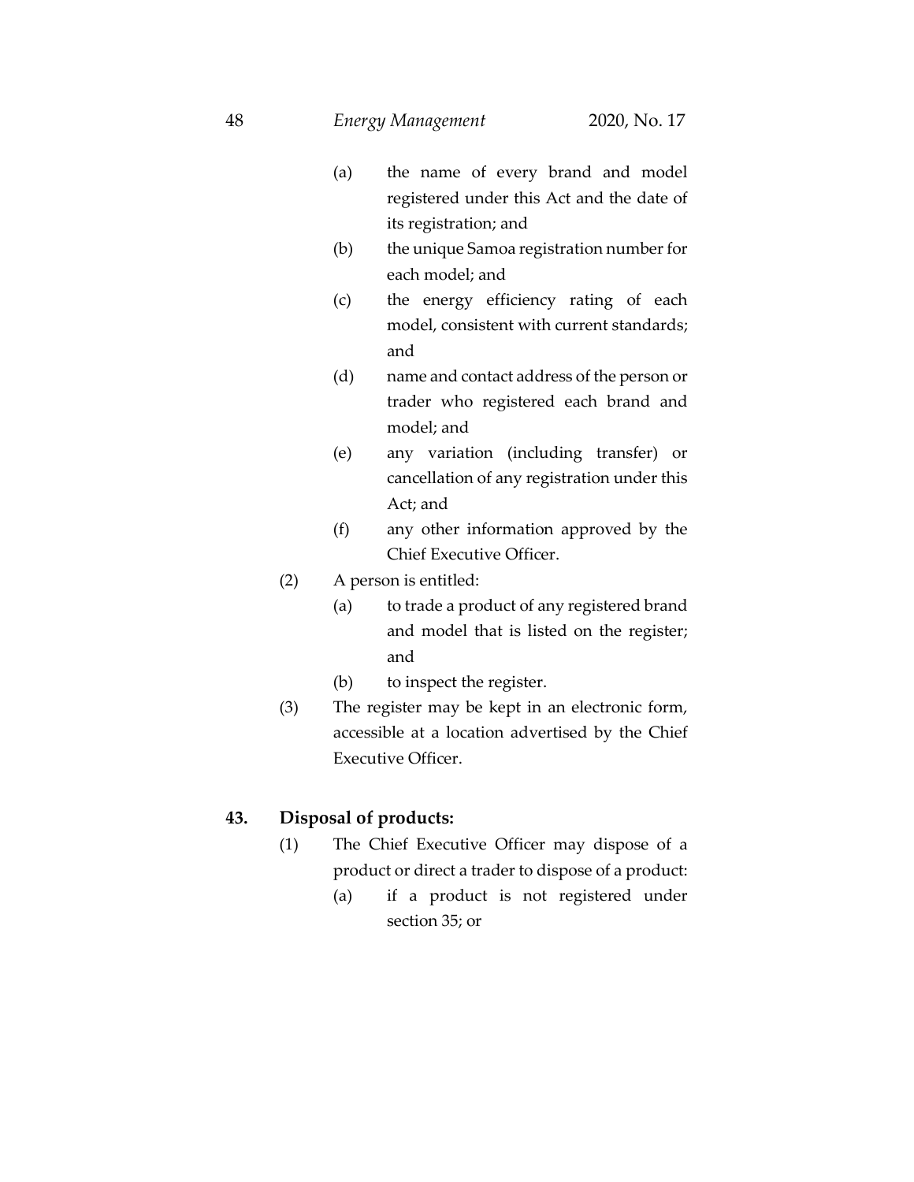(a) the name of every brand and model registered under this Act and the date of its registration; and

(b) the unique Samoa registration number for each model; and

(c) the energy efficiency rating of each model, consistent with current standards; and

(d) name and contact address of the person or trader who registered each brand and model; and

(e) any variation (including transfer) or cancellation of any registration under this Act; and

(f) any other information approved by the Chief Executive Officer.

(2) A person is entitled:

(a) to trade a product of any registered brand and model that is listed on the register; and

(b) to inspect the register.

(3) The register may be kept in an electronic form, accessible at a location advertised by the Chief Executive Officer.

**43. Disposal of products:**

(1) The Chief Executive Officer may dispose of a product or direct a trader to dispose of a product:

(a) if a product is not registered under section 35; or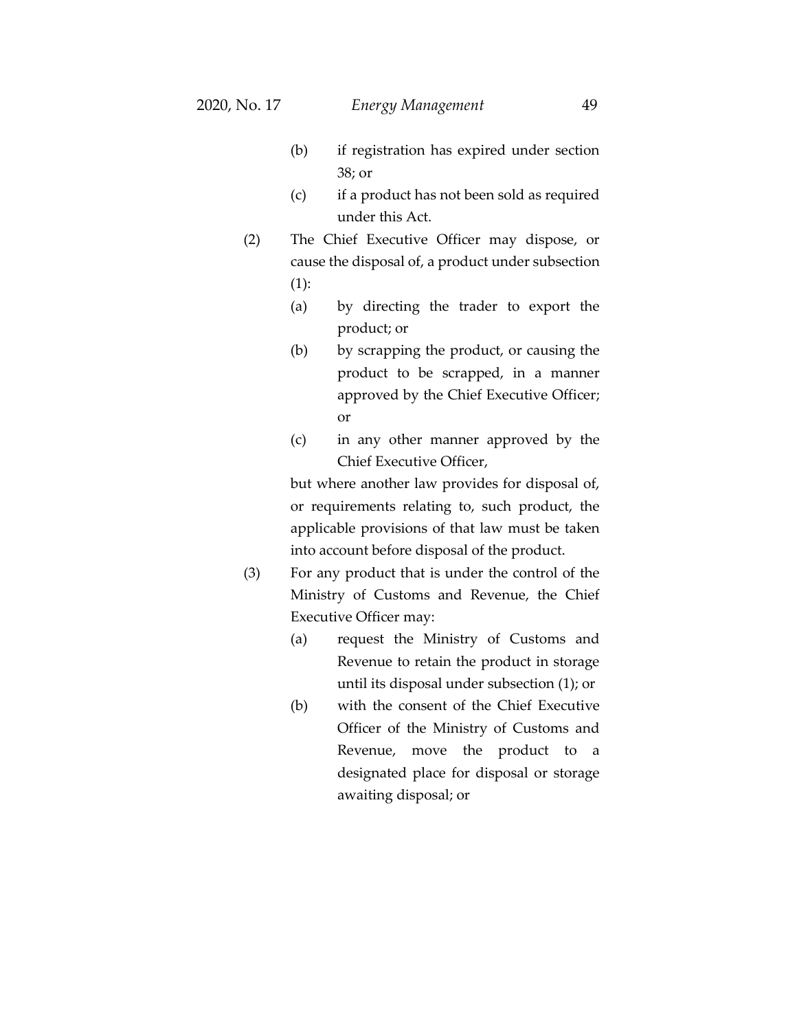(b) if registration has expired under section 38; or

(c) if a product has not been sold as required under this Act.

(2) The Chief Executive Officer may dispose, or cause the disposal of, a product under subsection (1):

(a) by directing the trader to export the product; or

(b) by scrapping the product, or causing the product to be scrapped, in a manner approved by the Chief Executive Officer; or

(c) in any other manner approved by the Chief Executive Officer,

but where another law provides for disposal of, or requirements relating to, such product, the applicable provisions of that law must be taken into account before disposal of the product.

(3) For any product that is under the control of the Ministry of Customs and Revenue, the Chief Executive Officer may:

(a) request the Ministry of Customs and Revenue to retain the product in storage until its disposal under subsection (1); or

(b) with the consent of the Chief Executive Officer of the Ministry of Customs and Revenue, move the product to a designated place for disposal or storage awaiting disposal; or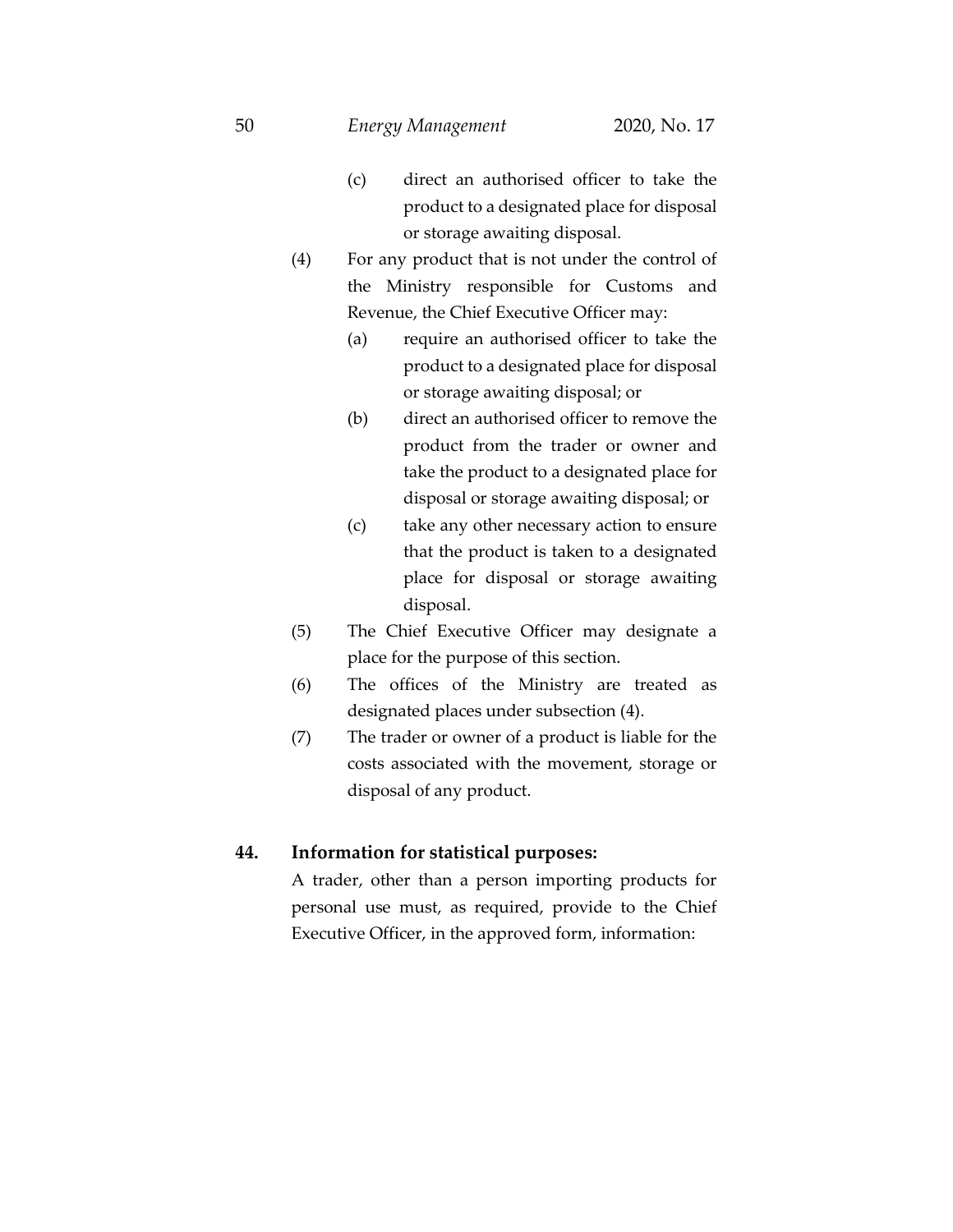(c) direct an authorised officer to take the product to a designated place for disposal or storage awaiting disposal.

(4) For any product that is not under the control of the Ministry responsible for Customs and Revenue, the Chief Executive Officer may:

(a) require an authorised officer to take the product to a designated place for disposal or storage awaiting disposal; or

(b) direct an authorised officer to remove the product from the trader or owner and take the product to a designated place for disposal or storage awaiting disposal; or

(c) take any other necessary action to ensure that the product is taken to a designated place for disposal or storage awaiting disposal.

(5) The Chief Executive Officer may designate a place for the purpose of this section.

(6) The offices of the Ministry are treated as designated places under subsection (4).

(7) The trader or owner of a product is liable for the costs associated with the movement, storage or disposal of any product.

**44. Information for statistical purposes:**

A trader, other than a person importing products for personal use must, as required, provide to the Chief Executive Officer, in the approved form, information: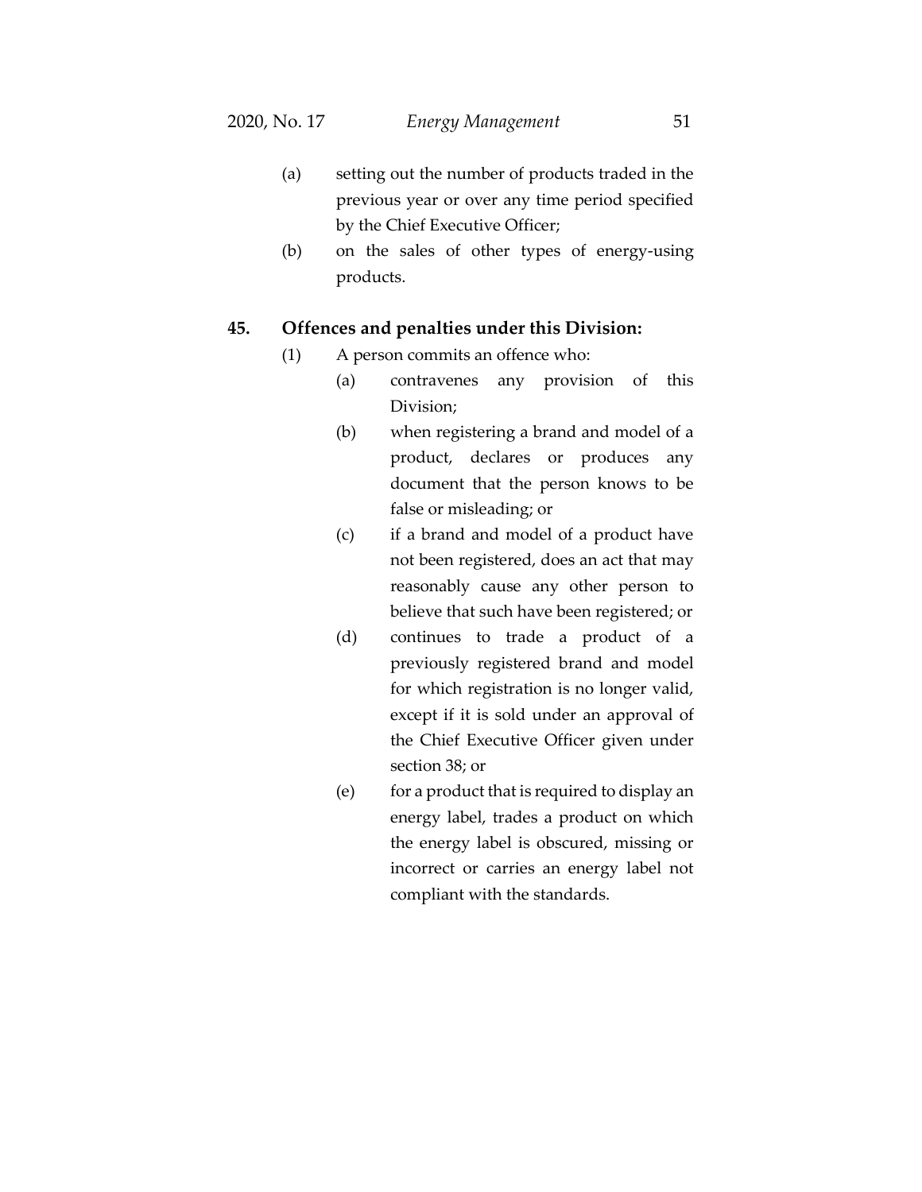(a) setting out the number of products traded in the previous year or over any time period specified by the Chief Executive Officer;

(b) on the sales of other types of energy-using products.

**45. Offences and penalties under this Division:**

(1) A person commits an offence who:

(a) contravenes any provision of this Division;

(b) when registering a brand and model of a product, declares or produces any document that the person knows to be false or misleading; or

(c) if a brand and model of a product have not been registered, does an act that may reasonably cause any other person to believe that such have been registered; or

(d) continues to trade a product of a previously registered brand and model for which registration is no longer valid, except if it is sold under an approval of the Chief Executive Officer given under section 38; or

(e) for a product that is required to display an energy label, trades a product on which the energy label is obscured, missing or incorrect or carries an energy label not compliant with the standards.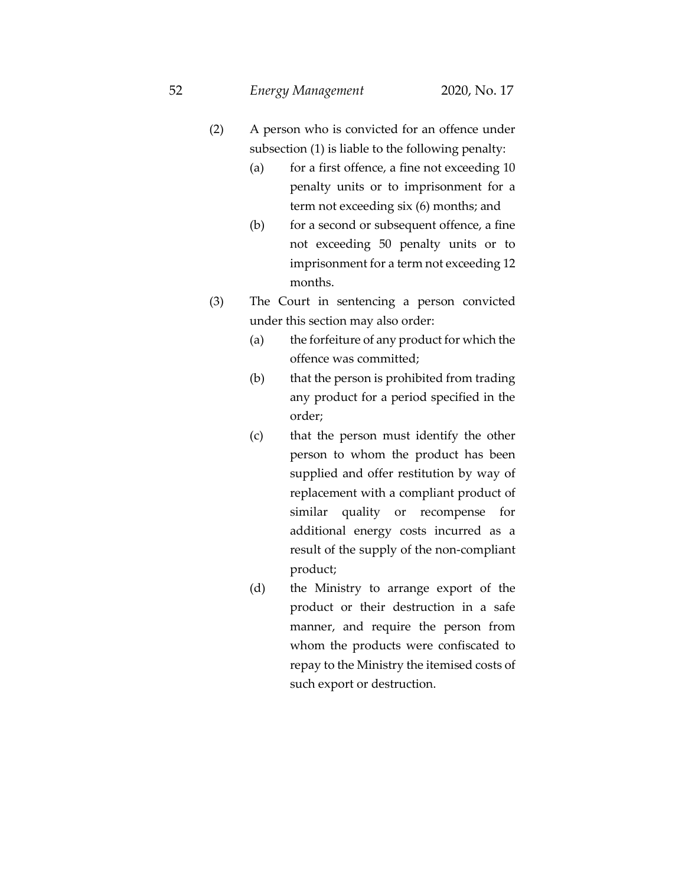(2) A person who is convicted for an offence under subsection (1) is liable to the following penalty:

   (a) for a first offence, a fine not exceeding 10 penalty units or to imprisonment for a term not exceeding six (6) months; and

   (b) for a second or subsequent offence, a fine not exceeding 50 penalty units or to imprisonment for a term not exceeding 12 months.

(3) The Court in sentencing a person convicted under this section may also order:

   (a) the forfeiture of any product for which the offence was committed;

   (b) that the person is prohibited from trading any product for a period specified in the order;

   (c) that the person must identify the other person to whom the product has been supplied and offer restitution by way of replacement with a compliant product of similar quality or recompense for additional energy costs incurred as a result of the supply of the non-compliant product;

   (d) the Ministry to arrange export of the product or their destruction in a safe manner, and require the person from whom the products were confiscated to repay to the Ministry the itemised costs of such export or destruction.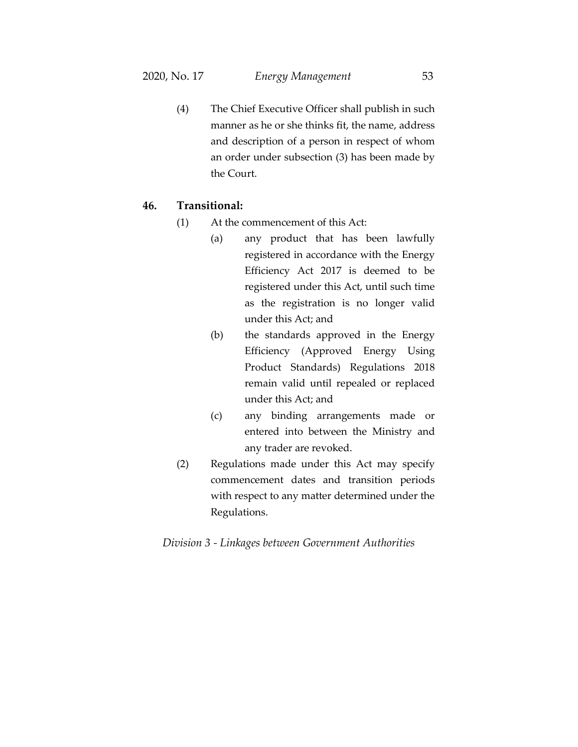(4) The Chief Executive Officer shall publish in such manner as he or she thinks fit, the name, address and description of a person in respect of whom an order under subsection (3) has been made by the Court.

**46. Transitional:**

(1) At the commencement of this Act:

  (a) any product that has been lawfully registered in accordance with the Energy Efficiency Act 2017 is deemed to be registered under this Act, until such time as the registration is no longer valid under this Act; and

  (b) the standards approved in the Energy Efficiency (Approved Energy Using Product Standards) Regulations 2018 remain valid until repealed or replaced under this Act; and

  (c) any binding arrangements made or entered into between the Ministry and any trader are revoked.

(2) Regulations made under this Act may specify commencement dates and transition periods with respect to any matter determined under the Regulations.

*Division 3 - Linkages between Government Authorities*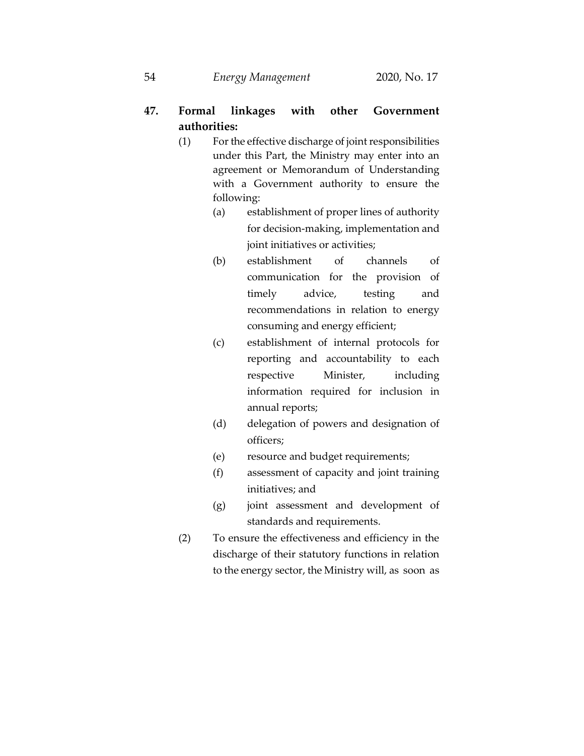**47. Formal linkages with other Government authorities:**

(1) For the effective discharge of joint responsibilities under this Part, the Ministry may enter into an agreement or Memorandum of Understanding with a Government authority to ensure the following:

(a) establishment of proper lines of authority for decision-making, implementation and joint initiatives or activities;

(b) establishment of channels of communication for the provision of timely advice, testing and recommendations in relation to energy consuming and energy efficient;

(c) establishment of internal protocols for reporting and accountability to each respective Minister, including information required for inclusion in annual reports;

(d) delegation of powers and designation of officers;

(e) resource and budget requirements;

(f) assessment of capacity and joint training initiatives; and

(g) joint assessment and development of standards and requirements.

(2) To ensure the effectiveness and efficiency in the discharge of their statutory functions in relation to the energy sector, the Ministry will, as soon as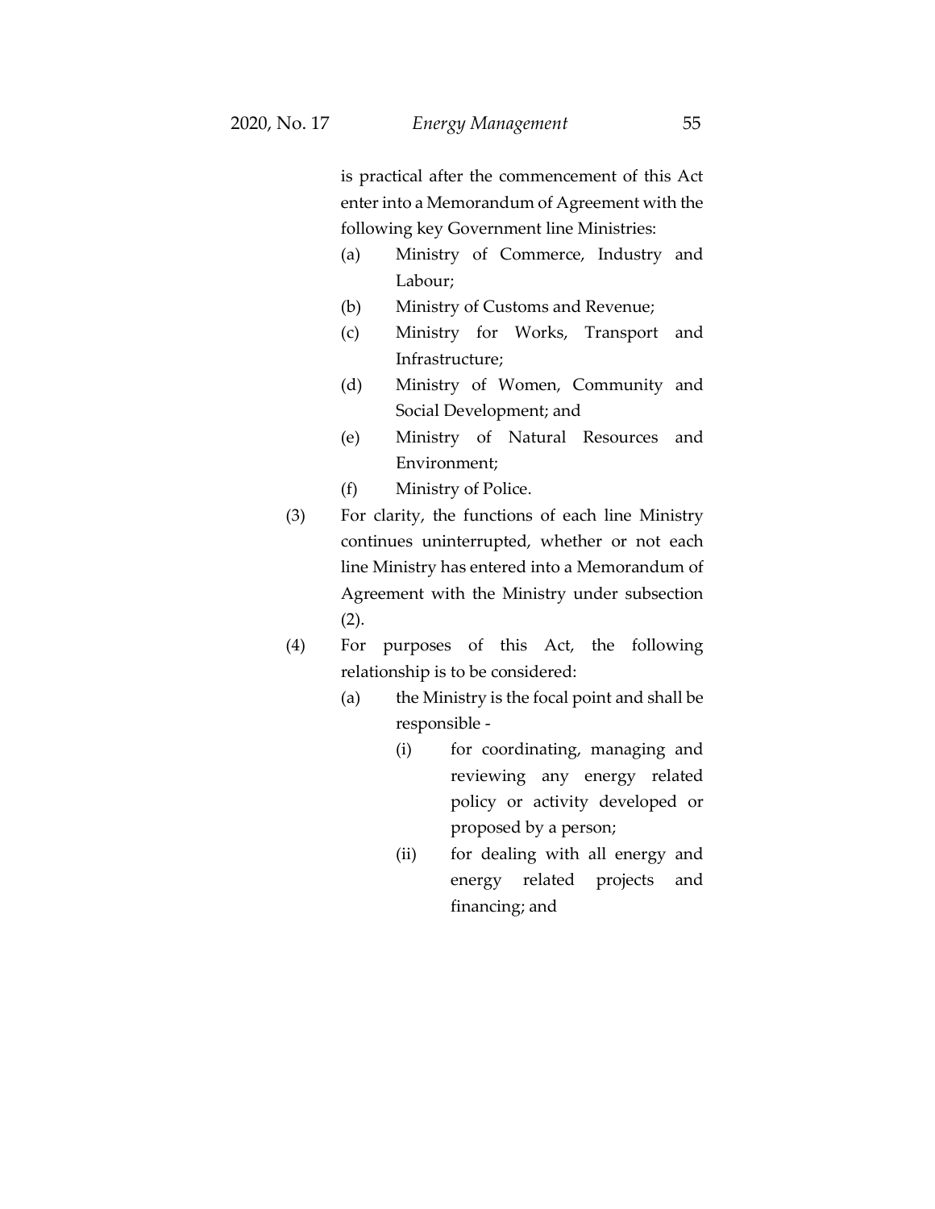is practical after the commencement of this Act enter into a Memorandum of Agreement with the following key Government line Ministries:

(a) Ministry of Commerce, Industry and Labour;

(b) Ministry of Customs and Revenue;

(c) Ministry for Works, Transport and Infrastructure;

(d) Ministry of Women, Community and Social Development; and

(e) Ministry of Natural Resources and Environment;

(f) Ministry of Police.

(3) For clarity, the functions of each line Ministry continues uninterrupted, whether or not each line Ministry has entered into a Memorandum of Agreement with the Ministry under subsection (2).

(4) For purposes of this Act, the following relationship is to be considered:

(a) the Ministry is the focal point and shall be responsible -

(i) for coordinating, managing and reviewing any energy related policy or activity developed or proposed by a person;

(ii) for dealing with all energy and energy related projects and financing; and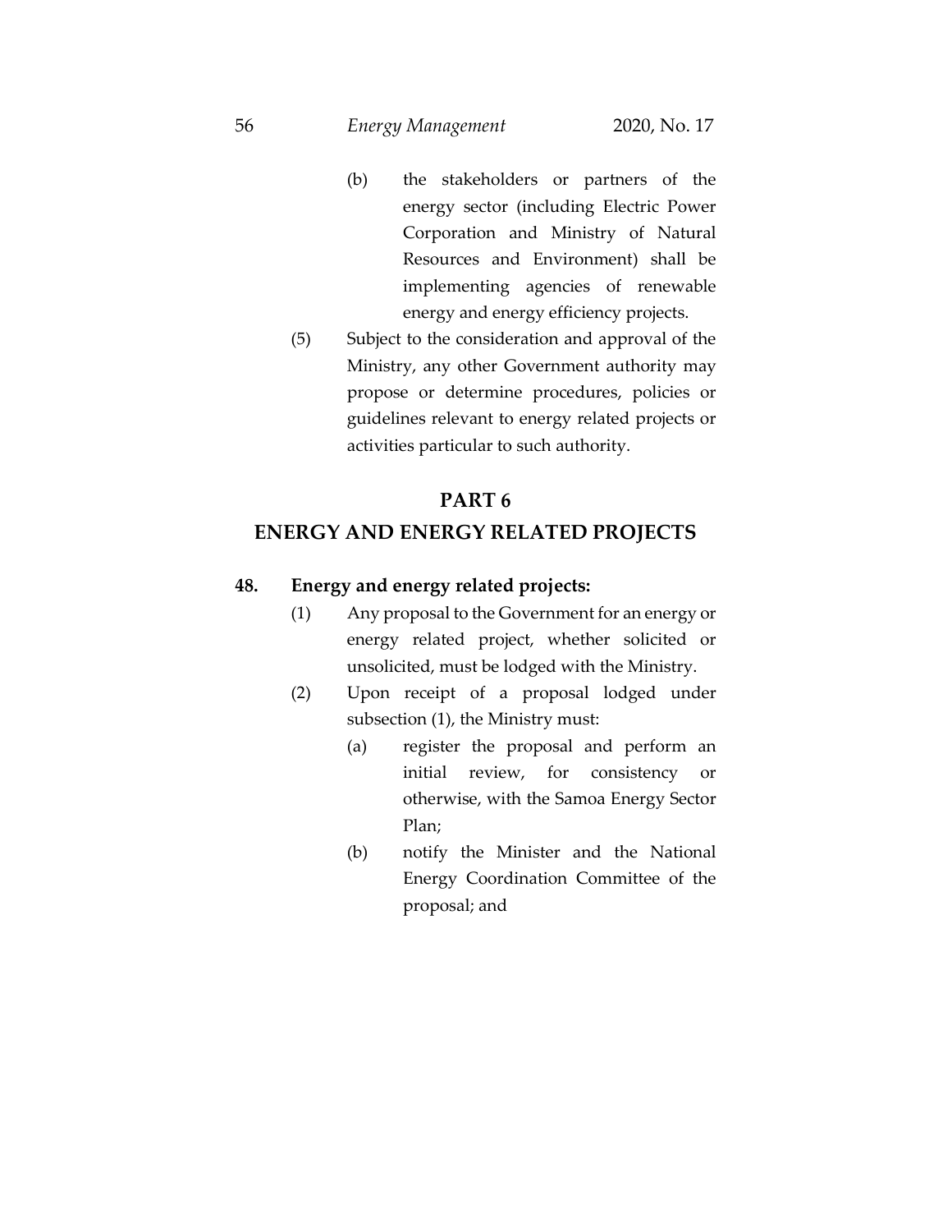(b) the stakeholders or partners of the energy sector (including Electric Power Corporation and Ministry of Natural Resources and Environment) shall be implementing agencies of renewable energy and energy efficiency projects.

(5) Subject to the consideration and approval of the Ministry, any other Government authority may propose or determine procedures, policies or guidelines relevant to energy related projects or activities particular to such authority.

## PART 6
## ENERGY AND ENERGY RELATED PROJECTS

### 48. Energy and energy related projects:

(1) Any proposal to the Government for an energy or energy related project, whether solicited or unsolicited, must be lodged with the Ministry.

(2) Upon receipt of a proposal lodged under subsection (1), the Ministry must:

(a) register the proposal and perform an initial review, for consistency or otherwise, with the Samoa Energy Sector Plan;

(b) notify the Minister and the National Energy Coordination Committee of the proposal; and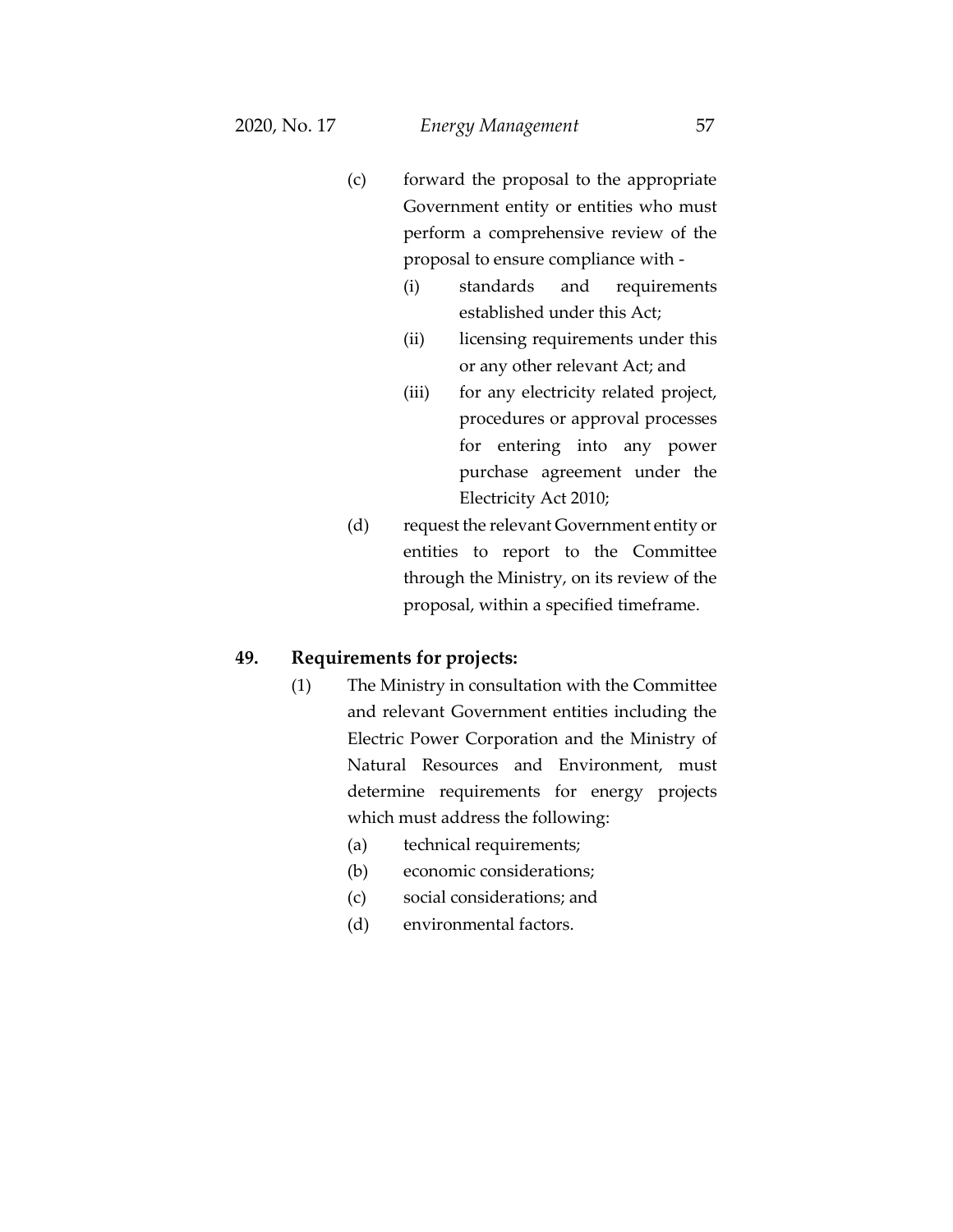(c) forward the proposal to the appropriate Government entity or entities who must perform a comprehensive review of the proposal to ensure compliance with -

   (i) standards and requirements established under this Act;

   (ii) licensing requirements under this or any other relevant Act; and

   (iii) for any electricity related project, procedures or approval processes for entering into any power purchase agreement under the Electricity Act 2010;

(d) request the relevant Government entity or entities to report to the Committee through the Ministry, on its review of the proposal, within a specified timeframe.

**49. Requirements for projects:**

(1) The Ministry in consultation with the Committee and relevant Government entities including the Electric Power Corporation and the Ministry of Natural Resources and Environment, must determine requirements for energy projects which must address the following:

   (a) technical requirements;

   (b) economic considerations;

   (c) social considerations; and

   (d) environmental factors.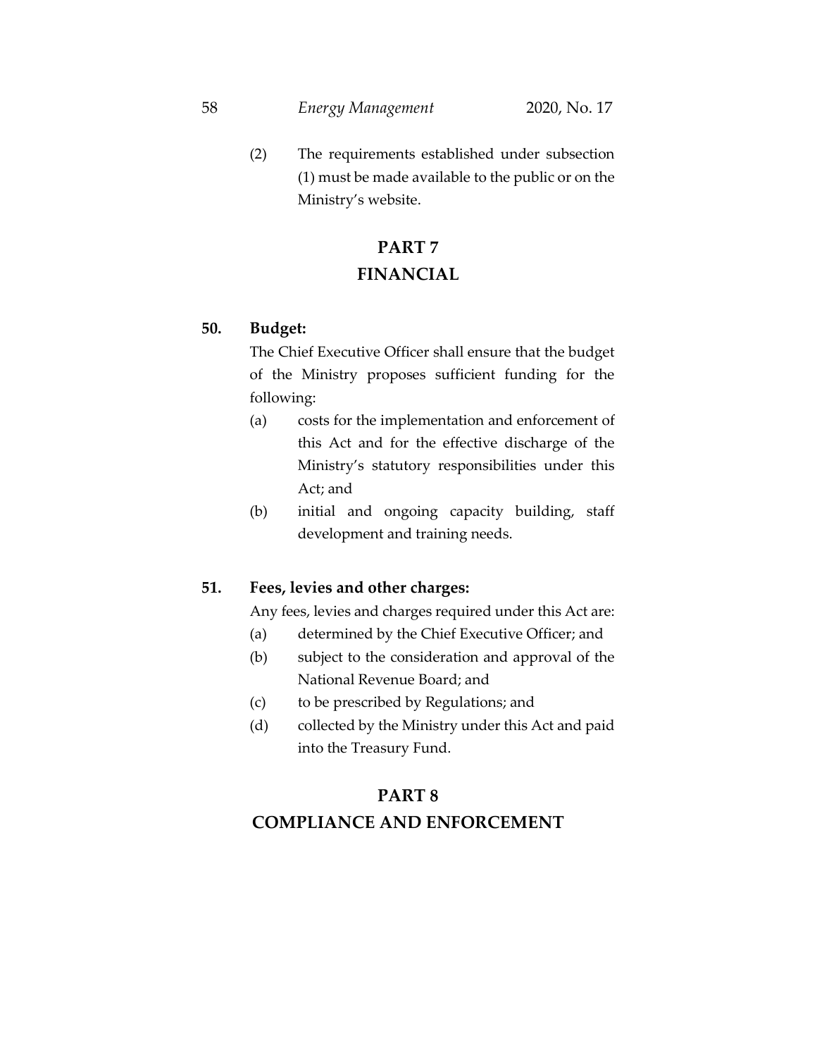(2) The requirements established under subsection (1) must be made available to the public or on the Ministry's website.

## PART 7
## FINANCIAL

**50. Budget:**

The Chief Executive Officer shall ensure that the budget of the Ministry proposes sufficient funding for the following:

(a) costs for the implementation and enforcement of this Act and for the effective discharge of the Ministry's statutory responsibilities under this Act; and

(b) initial and ongoing capacity building, staff development and training needs.

**51. Fees, levies and other charges:**

Any fees, levies and charges required under this Act are:

(a) determined by the Chief Executive Officer; and

(b) subject to the consideration and approval of the National Revenue Board; and

(c) to be prescribed by Regulations; and

(d) collected by the Ministry under this Act and paid into the Treasury Fund.

## PART 8
## COMPLIANCE AND ENFORCEMENT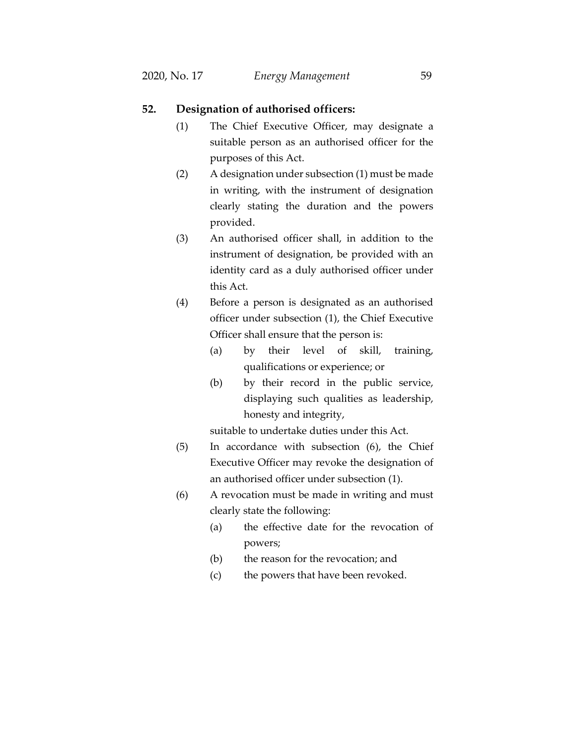## 52. Designation of authorised officers:

(1) The Chief Executive Officer, may designate a suitable person as an authorised officer for the purposes of this Act.

(2) A designation under subsection (1) must be made in writing, with the instrument of designation clearly stating the duration and the powers provided.

(3) An authorised officer shall, in addition to the instrument of designation, be provided with an identity card as a duly authorised officer under this Act.

(4) Before a person is designated as an authorised officer under subsection (1), the Chief Executive Officer shall ensure that the person is:

- (a) by their level of skill, training, qualifications or experience; or
- (b) by their record in the public service, displaying such qualities as leadership, honesty and integrity,

suitable to undertake duties under this Act.

(5) In accordance with subsection (6), the Chief Executive Officer may revoke the designation of an authorised officer under subsection (1).

(6) A revocation must be made in writing and must clearly state the following:

- (a) the effective date for the revocation of powers;
- (b) the reason for the revocation; and
- (c) the powers that have been revoked.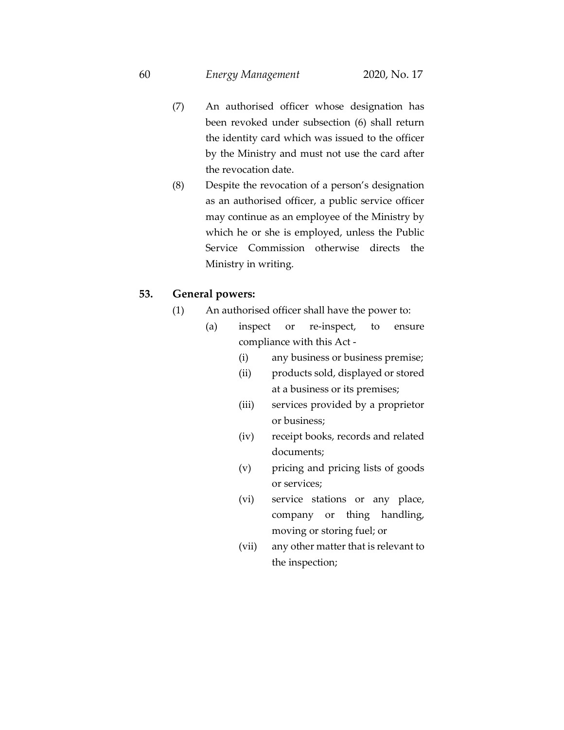(7) An authorised officer whose designation has been revoked under subsection (6) shall return the identity card which was issued to the officer by the Ministry and must not use the card after the revocation date.

(8) Despite the revocation of a person's designation as an authorised officer, a public service officer may continue as an employee of the Ministry by which he or she is employed, unless the Public Service Commission otherwise directs the Ministry in writing.

**53. General powers:**

(1) An authorised officer shall have the power to:

- (a) inspect or re-inspect, to ensure compliance with this Act -
  - (i) any business or business premise;
  - (ii) products sold, displayed or stored at a business or its premises;
  - (iii) services provided by a proprietor or business;
  - (iv) receipt books, records and related documents;
  - (v) pricing and pricing lists of goods or services;
  - (vi) service stations or any place, company or thing handling, moving or storing fuel; or
  - (vii) any other matter that is relevant to the inspection;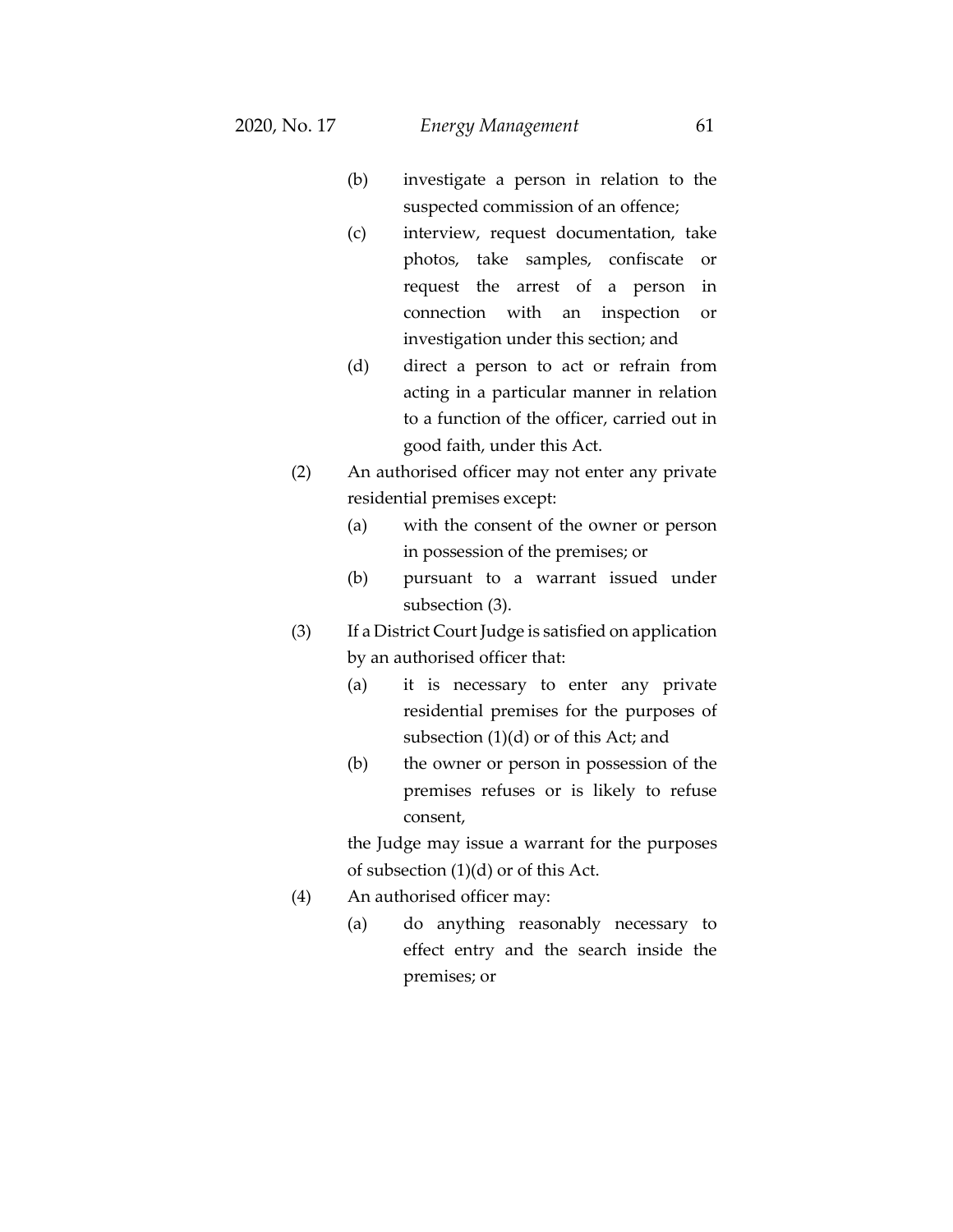(b) investigate a person in relation to the suspected commission of an offence;

(c) interview, request documentation, take photos, take samples, confiscate or request the arrest of a person in connection with an inspection or investigation under this section; and

(d) direct a person to act or refrain from acting in a particular manner in relation to a function of the officer, carried out in good faith, under this Act.

(2) An authorised officer may not enter any private residential premises except:

(a) with the consent of the owner or person in possession of the premises; or

(b) pursuant to a warrant issued under subsection (3).

(3) If a District Court Judge is satisfied on application by an authorised officer that:

(a) it is necessary to enter any private residential premises for the purposes of subsection (1)(d) or of this Act; and

(b) the owner or person in possession of the premises refuses or is likely to refuse consent,

the Judge may issue a warrant for the purposes of subsection (1)(d) or of this Act.

(4) An authorised officer may:

(a) do anything reasonably necessary to effect entry and the search inside the premises; or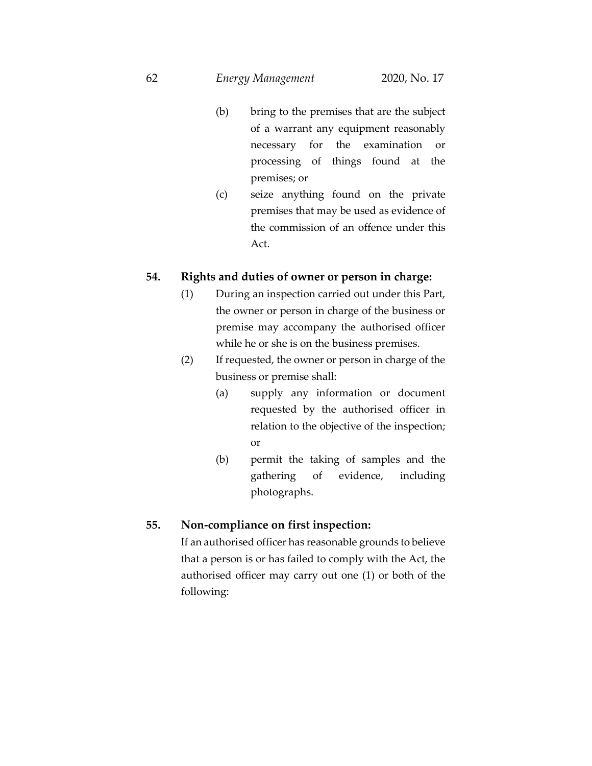(b) bring to the premises that are the subject of a warrant any equipment reasonably necessary for the examination or processing of things found at the premises; or

(c) seize anything found on the private premises that may be used as evidence of the commission of an offence under this Act.

**54. Rights and duties of owner or person in charge:**

(1) During an inspection carried out under this Part, the owner or person in charge of the business or premise may accompany the authorised officer while he or she is on the business premises.

(2) If requested, the owner or person in charge of the business or premise shall:

(a) supply any information or document requested by the authorised officer in relation to the objective of the inspection; or

(b) permit the taking of samples and the gathering of evidence, including photographs.

**55. Non-compliance on first inspection:**

If an authorised officer has reasonable grounds to believe that a person is or has failed to comply with the Act, the authorised officer may carry out one (1) or both of the following: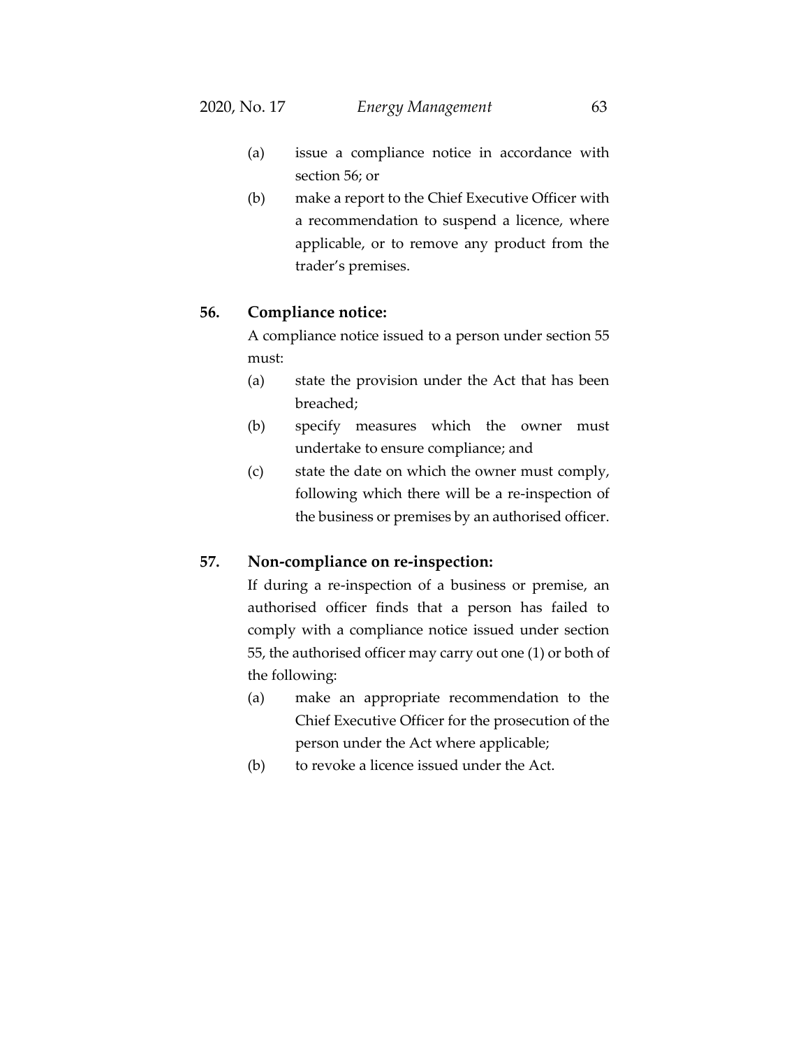(a) issue a compliance notice in accordance with section 56; or

(b) make a report to the Chief Executive Officer with a recommendation to suspend a licence, where applicable, or to remove any product from the trader's premises.

**56. Compliance notice:**

A compliance notice issued to a person under section 55 must:

(a) state the provision under the Act that has been breached;

(b) specify measures which the owner must undertake to ensure compliance; and

(c) state the date on which the owner must comply, following which there will be a re-inspection of the business or premises by an authorised officer.

**57. Non-compliance on re-inspection:**

If during a re-inspection of a business or premise, an authorised officer finds that a person has failed to comply with a compliance notice issued under section 55, the authorised officer may carry out one (1) or both of the following:

(a) make an appropriate recommendation to the Chief Executive Officer for the prosecution of the person under the Act where applicable;

(b) to revoke a licence issued under the Act.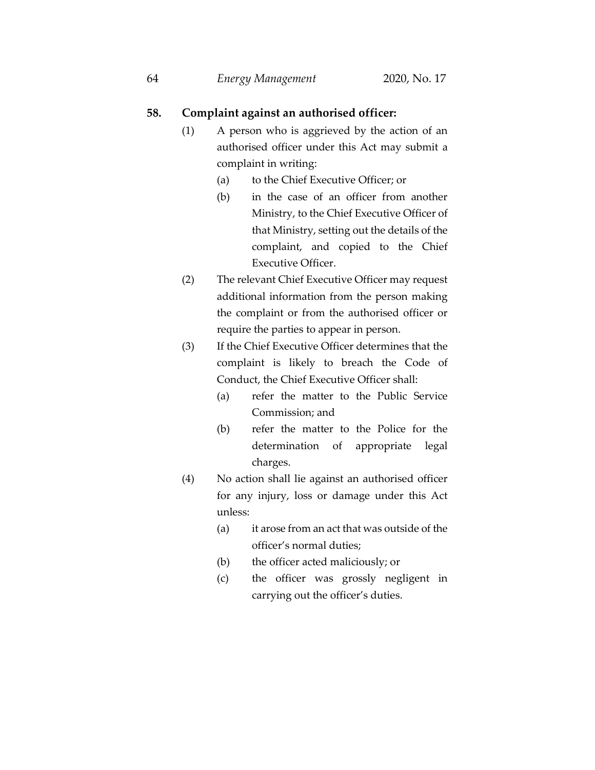**58. Complaint against an authorised officer:**

(1) A person who is aggrieved by the action of an authorised officer under this Act may submit a complaint in writing:

(a) to the Chief Executive Officer; or

(b) in the case of an officer from another Ministry, to the Chief Executive Officer of that Ministry, setting out the details of the complaint, and copied to the Chief Executive Officer.

(2) The relevant Chief Executive Officer may request additional information from the person making the complaint or from the authorised officer or require the parties to appear in person.

(3) If the Chief Executive Officer determines that the complaint is likely to breach the Code of Conduct, the Chief Executive Officer shall:

(a) refer the matter to the Public Service Commission; and

(b) refer the matter to the Police for the determination of appropriate legal charges.

(4) No action shall lie against an authorised officer for any injury, loss or damage under this Act unless:

(a) it arose from an act that was outside of the officer's normal duties;

(b) the officer acted maliciously; or

(c) the officer was grossly negligent in carrying out the officer's duties.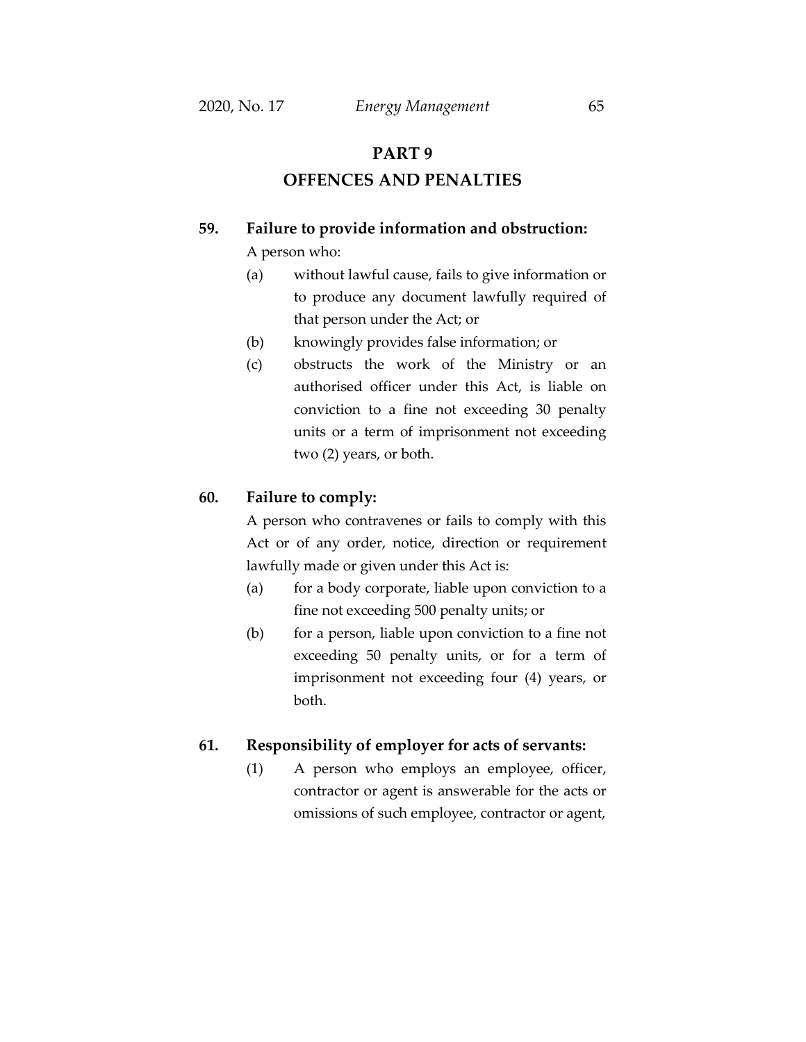## PART 9
## OFFENCES AND PENALTIES

### 59. Failure to provide information and obstruction:

A person who:

(a) without lawful cause, fails to give information or to produce any document lawfully required of that person under the Act; or

(b) knowingly provides false information; or

(c) obstructs the work of the Ministry or an authorised officer under this Act, is liable on conviction to a fine not exceeding 30 penalty units or a term of imprisonment not exceeding two (2) years, or both.

### 60. Failure to comply:

A person who contravenes or fails to comply with this Act or of any order, notice, direction or requirement lawfully made or given under this Act is:

(a) for a body corporate, liable upon conviction to a fine not exceeding 500 penalty units; or

(b) for a person, liable upon conviction to a fine not exceeding 50 penalty units, or for a term of imprisonment not exceeding four (4) years, or both.

### 61. Responsibility of employer for acts of servants:

(1) A person who employs an employee, officer, contractor or agent is answerable for the acts or omissions of such employee, contractor or agent,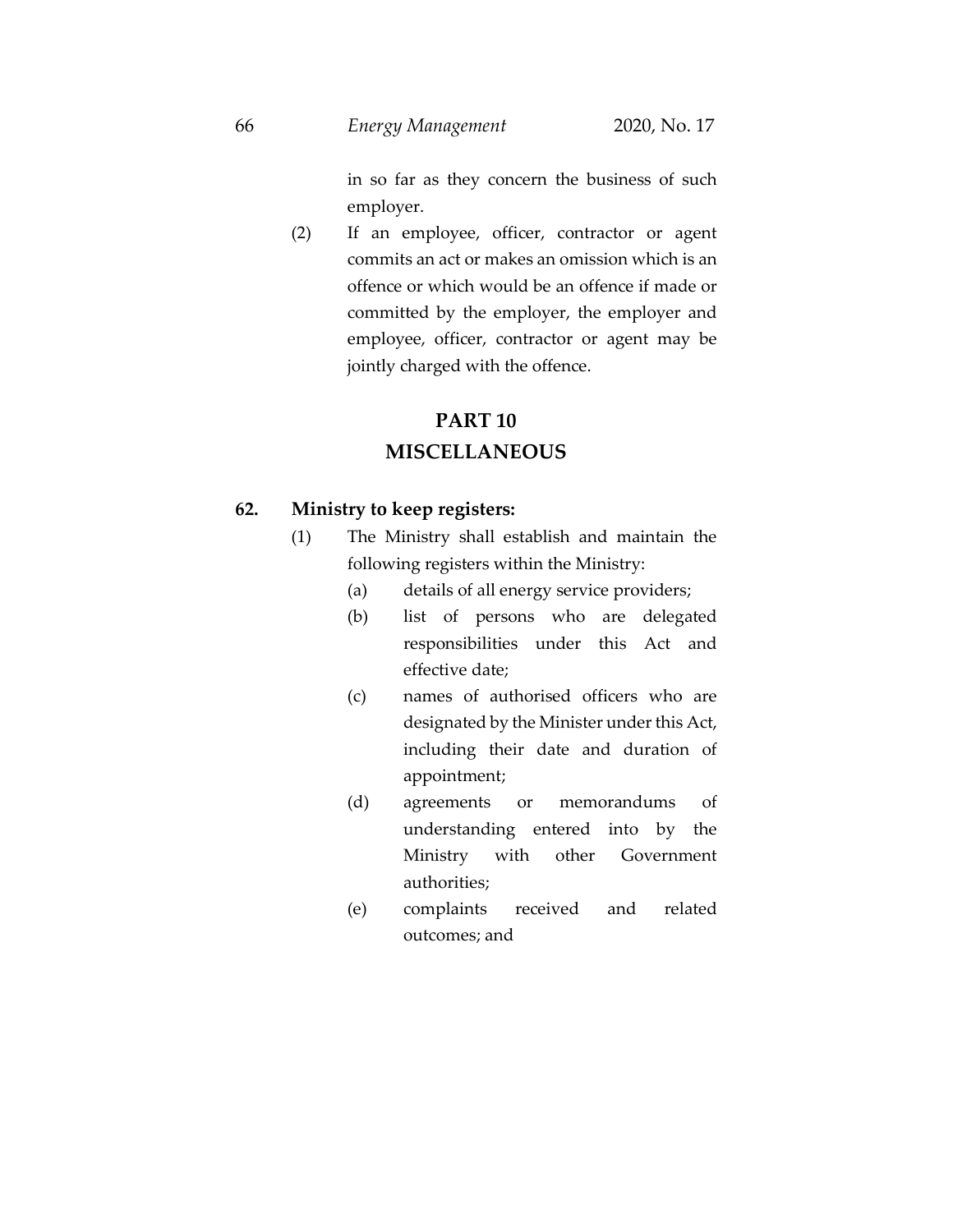in so far as they concern the business of such employer.

(2) If an employee, officer, contractor or agent commits an act or makes an omission which is an offence or which would be an offence if made or committed by the employer, the employer and employee, officer, contractor or agent may be jointly charged with the offence.

## PART 10
## MISCELLANEOUS

### 62. Ministry to keep registers:

(1) The Ministry shall establish and maintain the following registers within the Ministry:

(a) details of all energy service providers;

(b) list of persons who are delegated responsibilities under this Act and effective date;

(c) names of authorised officers who are designated by the Minister under this Act, including their date and duration of appointment;

(d) agreements or memorandums of understanding entered into by the Ministry with other Government authorities;

(e) complaints received and related outcomes; and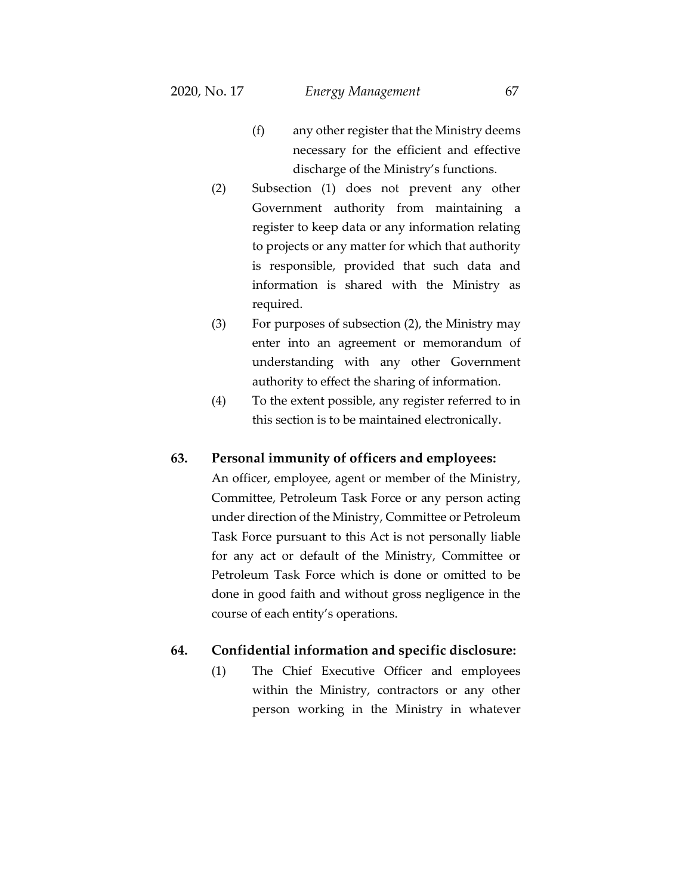(f) any other register that the Ministry deems necessary for the efficient and effective discharge of the Ministry's functions.

(2) Subsection (1) does not prevent any other Government authority from maintaining a register to keep data or any information relating to projects or any matter for which that authority is responsible, provided that such data and information is shared with the Ministry as required.

(3) For purposes of subsection (2), the Ministry may enter into an agreement or memorandum of understanding with any other Government authority to effect the sharing of information.

(4) To the extent possible, any register referred to in this section is to be maintained electronically.

**63. Personal immunity of officers and employees:**

An officer, employee, agent or member of the Ministry, Committee, Petroleum Task Force or any person acting under direction of the Ministry, Committee or Petroleum Task Force pursuant to this Act is not personally liable for any act or default of the Ministry, Committee or Petroleum Task Force which is done or omitted to be done in good faith and without gross negligence in the course of each entity's operations.

**64. Confidential information and specific disclosure:**

(1) The Chief Executive Officer and employees within the Ministry, contractors or any other person working in the Ministry in whatever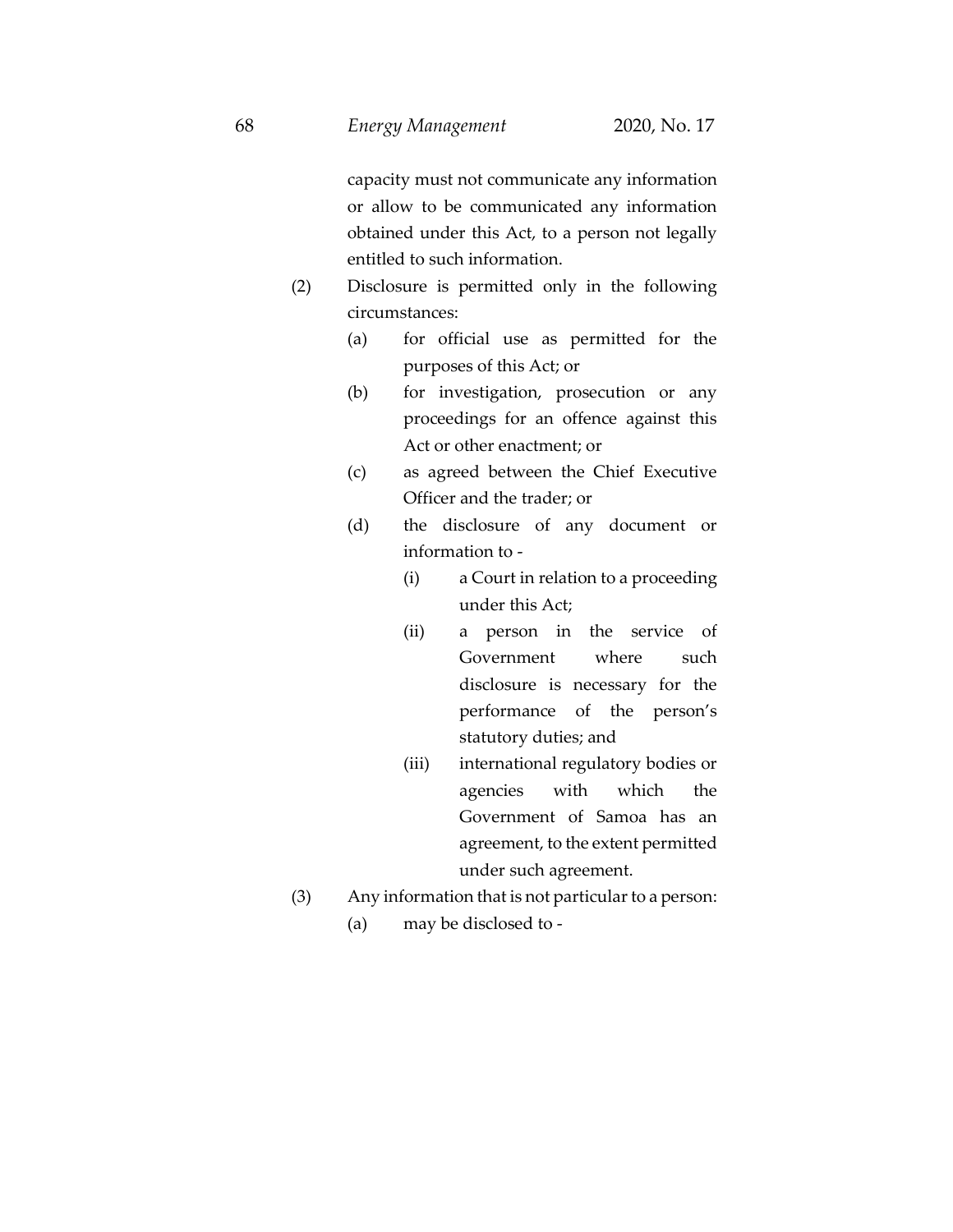capacity must not communicate any information or allow to be communicated any information obtained under this Act, to a person not legally entitled to such information.

(2) Disclosure is permitted only in the following circumstances:

(a) for official use as permitted for the purposes of this Act; or

(b) for investigation, prosecution or any proceedings for an offence against this Act or other enactment; or

(c) as agreed between the Chief Executive Officer and the trader; or

(d) the disclosure of any document or information to -

(i) a Court in relation to a proceeding under this Act;

(ii) a person in the service of Government where such disclosure is necessary for the performance of the person's statutory duties; and

(iii) international regulatory bodies or agencies with which the Government of Samoa has an agreement, to the extent permitted under such agreement.

(3) Any information that is not particular to a person:

(a) may be disclosed to -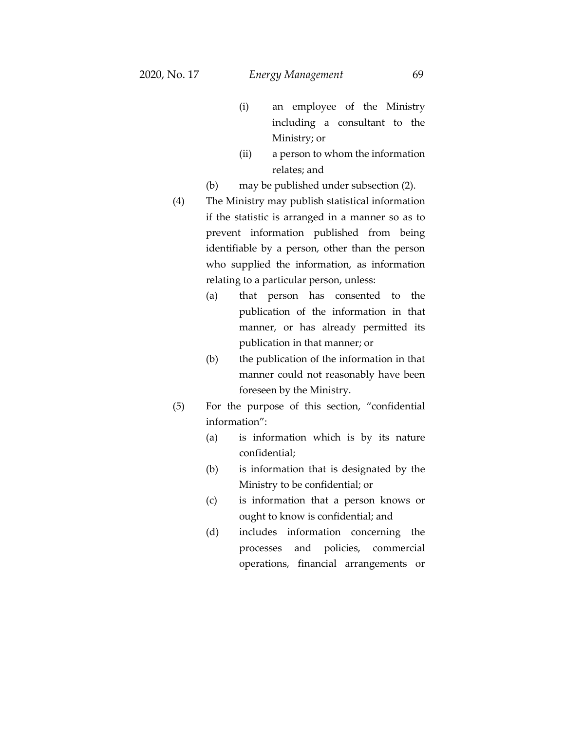(i) an employee of the Ministry including a consultant to the Ministry; or

(ii) a person to whom the information relates; and

(b) may be published under subsection (2).

(4) The Ministry may publish statistical information if the statistic is arranged in a manner so as to prevent information published from being identifiable by a person, other than the person who supplied the information, as information relating to a particular person, unless:

(a) that person has consented to the publication of the information in that manner, or has already permitted its publication in that manner; or

(b) the publication of the information in that manner could not reasonably have been foreseen by the Ministry.

(5) For the purpose of this section, "confidential information":

(a) is information which is by its nature confidential;

(b) is information that is designated by the Ministry to be confidential; or

(c) is information that a person knows or ought to know is confidential; and

(d) includes information concerning the processes and policies, commercial operations, financial arrangements or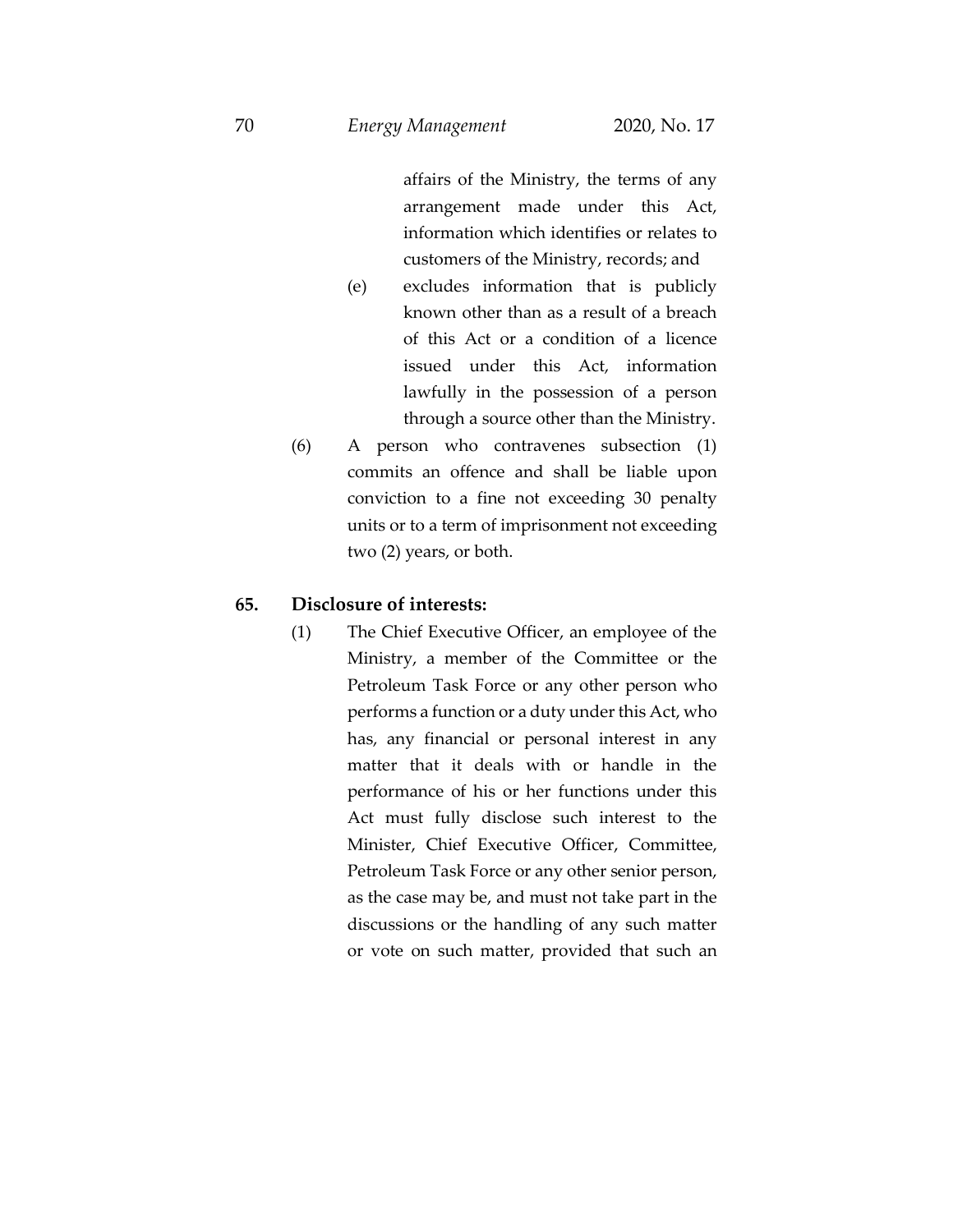affairs of the Ministry, the terms of any arrangement made under this Act, information which identifies or relates to customers of the Ministry, records; and

(e) excludes information that is publicly known other than as a result of a breach of this Act or a condition of a licence issued under this Act, information lawfully in the possession of a person through a source other than the Ministry.

(6) A person who contravenes subsection (1) commits an offence and shall be liable upon conviction to a fine not exceeding 30 penalty units or to a term of imprisonment not exceeding two (2) years, or both.

**65. Disclosure of interests:**

(1) The Chief Executive Officer, an employee of the Ministry, a member of the Committee or the Petroleum Task Force or any other person who performs a function or a duty under this Act, who has, any financial or personal interest in any matter that it deals with or handle in the performance of his or her functions under this Act must fully disclose such interest to the Minister, Chief Executive Officer, Committee, Petroleum Task Force or any other senior person, as the case may be, and must not take part in the discussions or the handling of any such matter or vote on such matter, provided that such an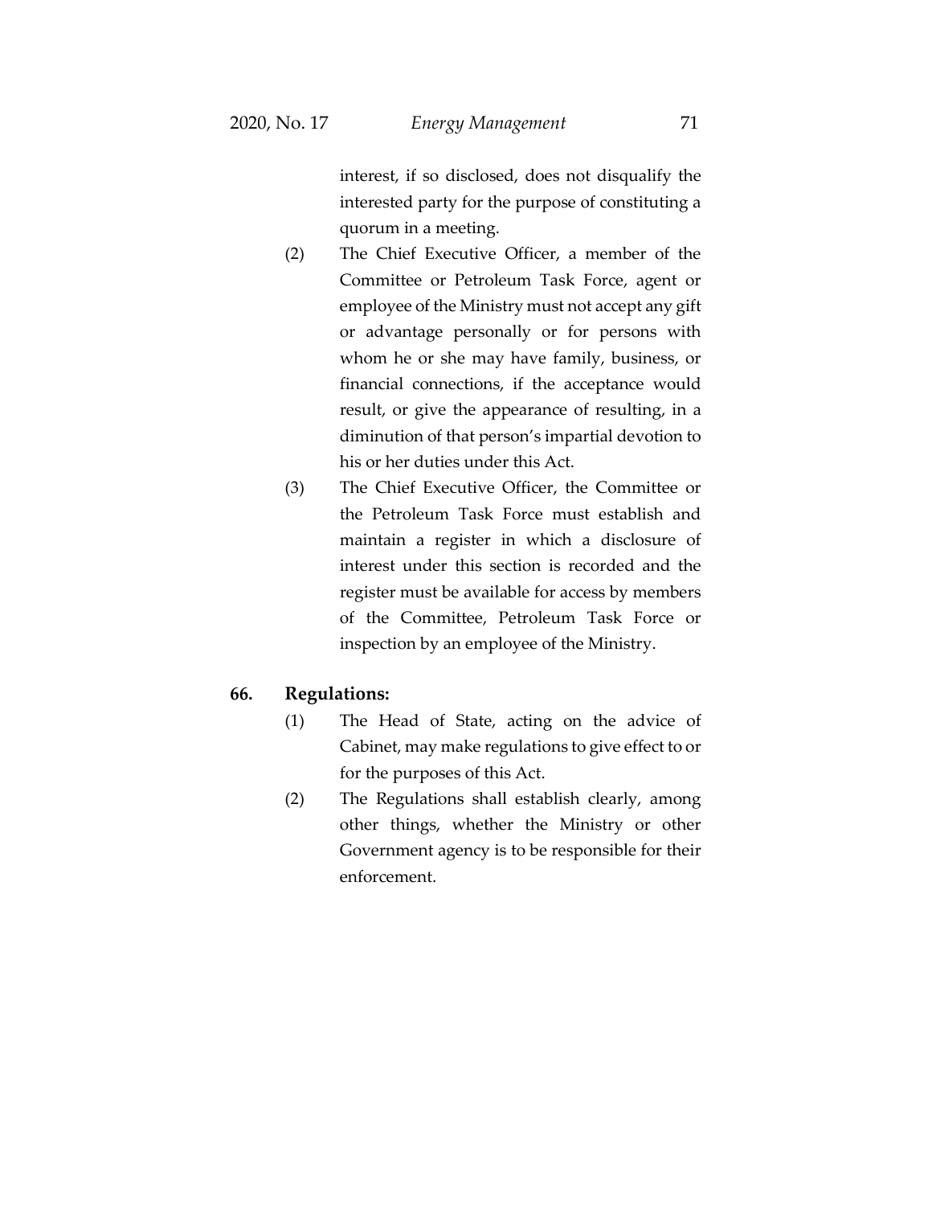interest, if so disclosed, does not disqualify the interested party for the purpose of constituting a quorum in a meeting.

(2) The Chief Executive Officer, a member of the Committee or Petroleum Task Force, agent or employee of the Ministry must not accept any gift or advantage personally or for persons with whom he or she may have family, business, or financial connections, if the acceptance would result, or give the appearance of resulting, in a diminution of that person's impartial devotion to his or her duties under this Act.

(3) The Chief Executive Officer, the Committee or the Petroleum Task Force must establish and maintain a register in which a disclosure of interest under this section is recorded and the register must be available for access by members of the Committee, Petroleum Task Force or inspection by an employee of the Ministry.

**66. Regulations:**

(1) The Head of State, acting on the advice of Cabinet, may make regulations to give effect to or for the purposes of this Act.

(2) The Regulations shall establish clearly, among other things, whether the Ministry or other Government agency is to be responsible for their enforcement.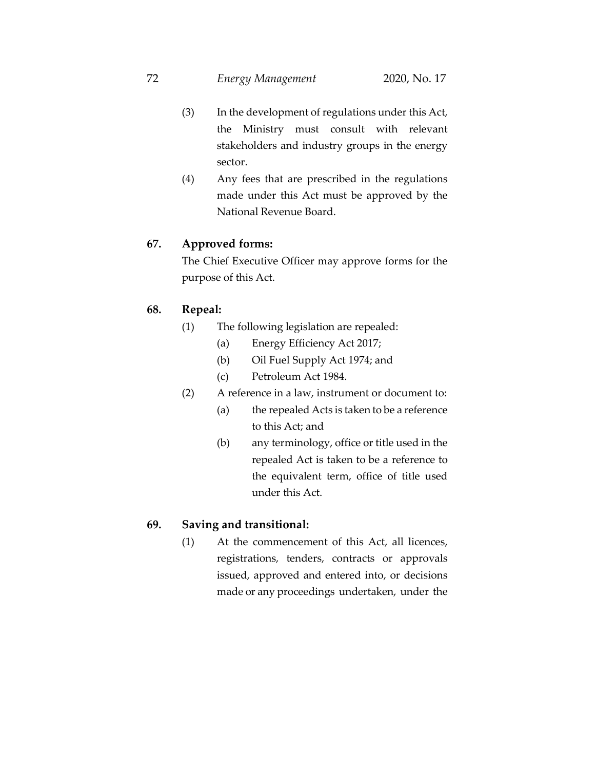(3) In the development of regulations under this Act, the Ministry must consult with relevant stakeholders and industry groups in the energy sector.

(4) Any fees that are prescribed in the regulations made under this Act must be approved by the National Revenue Board.

## 67. Approved forms:

The Chief Executive Officer may approve forms for the purpose of this Act.

## 68. Repeal:

(1) The following legislation are repealed:

- (a) Energy Efficiency Act 2017;
- (b) Oil Fuel Supply Act 1974; and
- (c) Petroleum Act 1984.

(2) A reference in a law, instrument or document to:

- (a) the repealed Acts is taken to be a reference to this Act; and
- (b) any terminology, office or title used in the repealed Act is taken to be a reference to the equivalent term, office of title used under this Act.

## 69. Saving and transitional:

(1) At the commencement of this Act, all licences, registrations, tenders, contracts or approvals issued, approved and entered into, or decisions made or any proceedings undertaken, under the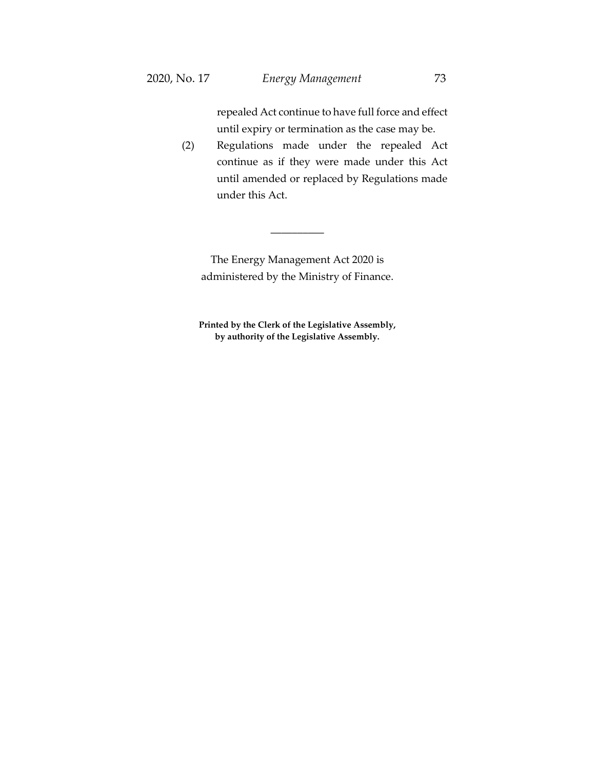repealed Act continue to have full force and effect until expiry or termination as the case may be.

(2) Regulations made under the repealed Act continue as if they were made under this Act until amended or replaced by Regulations made under this Act.

---

The Energy Management Act 2020 is administered by the Ministry of Finance.

**Printed by the Clerk of the Legislative Assembly, by authority of the Legislative Assembly.**